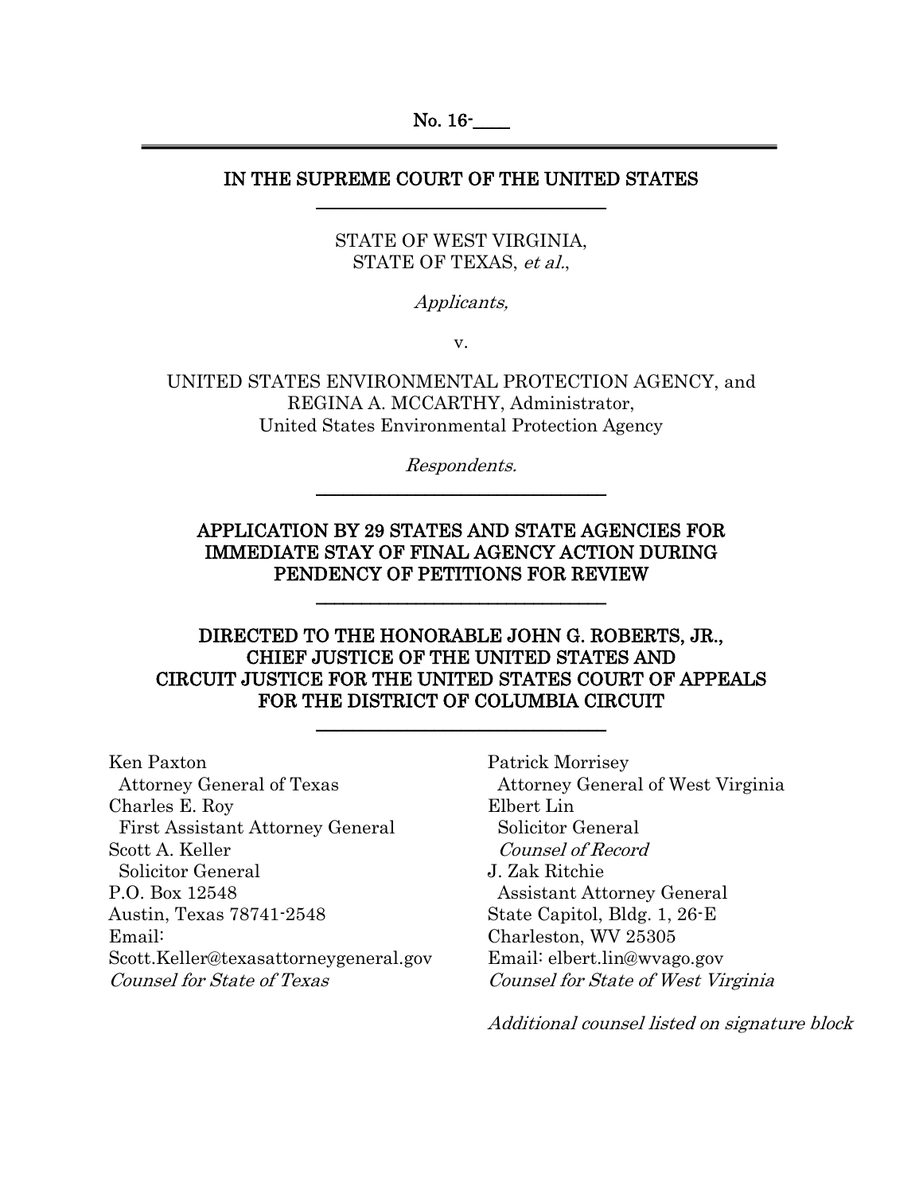No. 16-____

---

# IN THE SUPREME COURT OF THE UNITED STATES

---

STATE OF WEST VIRGINIA,
STATE OF TEXAS, *et al.*,

*Applicants,*

v.

UNITED STATES ENVIRONMENTAL PROTECTION AGENCY, and
REGINA A. MCCARTHY, Administrator,
United States Environmental Protection Agency

*Respondents.*

---

## APPLICATION BY 29 STATES AND STATE AGENCIES FOR IMMEDIATE STAY OF FINAL AGENCY ACTION DURING PENDENCY OF PETITIONS FOR REVIEW

---

## DIRECTED TO THE HONORABLE JOHN G. ROBERTS, JR., CHIEF JUSTICE OF THE UNITED STATES AND CIRCUIT JUSTICE FOR THE UNITED STATES COURT OF APPEALS FOR THE DISTRICT OF COLUMBIA CIRCUIT

---

Ken Paxton
Attorney General of Texas
Charles E. Roy
First Assistant Attorney General
Scott A. Keller
Solicitor General
P.O. Box 12548
Austin, Texas 78741-2548
Email:
Scott.Keller@texasattorneygeneral.gov
*Counsel for State of Texas*

Patrick Morrisey
Attorney General of West Virginia
Elbert Lin
Solicitor General
*Counsel of Record*
J. Zak Ritchie
Assistant Attorney General
State Capitol, Bldg. 1, 26-E
Charleston, WV 25305
Email: elbert.lin@wvago.gov
*Counsel for State of West Virginia*

*Additional counsel listed on signature block*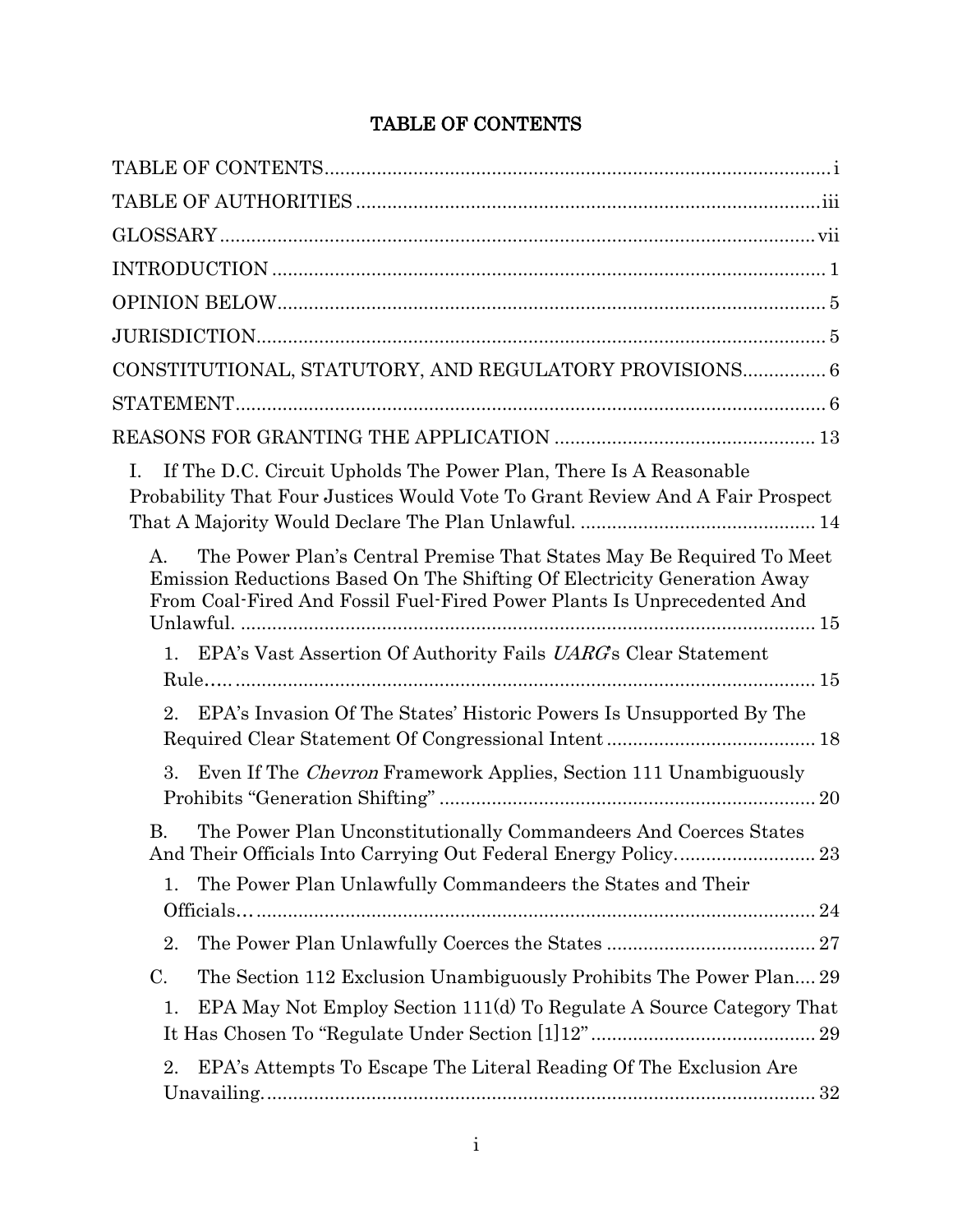# TABLE OF CONTENTS

TABLE OF CONTENTS ........ i

TABLE OF AUTHORITIES ........ iii

GLOSSARY ........ vii

INTRODUCTION ........ 1

OPINION BELOW ........ 5

JURISDICTION ........ 5

CONSTITUTIONAL, STATUTORY, AND REGULATORY PROVISIONS ........ 6

STATEMENT ........ 6

REASONS FOR GRANTING THE APPLICATION ........ 13

I. If The D.C. Circuit Upholds The Power Plan, There Is A Reasonable Probability That Four Justices Would Vote To Grant Review And A Fair Prospect That A Majority Would Declare The Plan Unlawful. ........ 14

- A. The Power Plan's Central Premise That States May Be Required To Meet Emission Reductions Based On The Shifting Of Electricity Generation Away From Coal-Fired And Fossil Fuel-Fired Power Plants Is Unprecedented And Unlawful. ........ 15
  - 1. EPA's Vast Assertion Of Authority Fails *UARG*'s Clear Statement Rule….. ........ 15
  - 2. EPA's Invasion Of The States' Historic Powers Is Unsupported By The Required Clear Statement Of Congressional Intent ........ 18
  - 3. Even If The *Chevron* Framework Applies, Section 111 Unambiguously Prohibits "Generation Shifting" ........ 20
- B. The Power Plan Unconstitutionally Commandeers And Coerces States And Their Officials Into Carrying Out Federal Energy Policy. ........ 23
  - 1. The Power Plan Unlawfully Commandeers the States and Their Officials… ........ 24
  - 2. The Power Plan Unlawfully Coerces the States ........ 27
- C. The Section 112 Exclusion Unambiguously Prohibits The Power Plan.... 29
  - 1. EPA May Not Employ Section 111(d) To Regulate A Source Category That It Has Chosen To "Regulate Under Section [1]12" ........ 29
  - 2. EPA's Attempts To Escape The Literal Reading Of The Exclusion Are Unavailing. ........ 32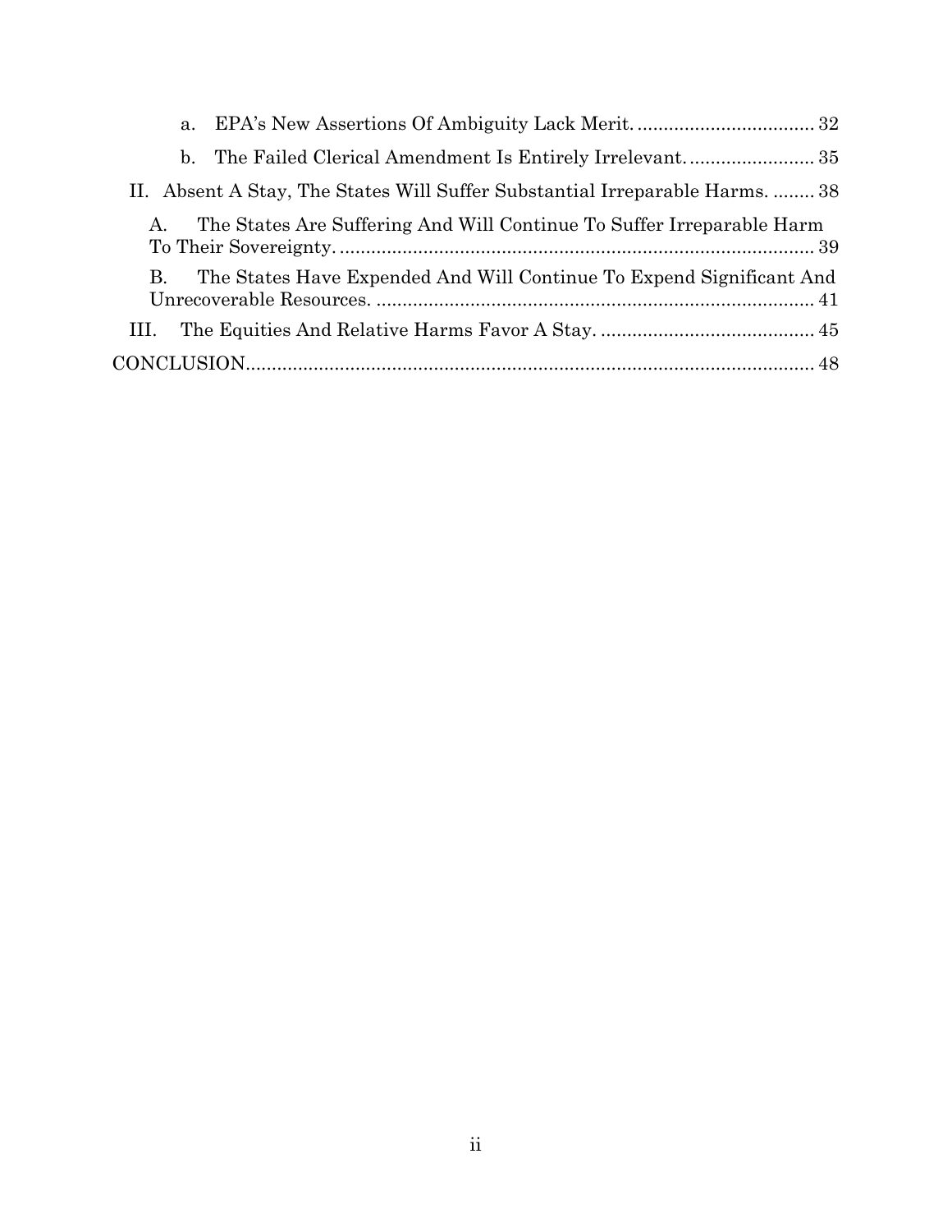a. EPA's New Assertions Of Ambiguity Lack Merit. .................................. 32

b. The Failed Clerical Amendment Is Entirely Irrelevant. ........................ 35

II. Absent A Stay, The States Will Suffer Substantial Irreparable Harms. ........ 38

A. The States Are Suffering And Will Continue To Suffer Irreparable Harm To Their Sovereignty. .......................................................................................... 39

B. The States Have Expended And Will Continue To Expend Significant And Unrecoverable Resources. .................................................................................... 41

III. The Equities And Relative Harms Favor A Stay. ......................................... 45

CONCLUSION............................................................................................................ 48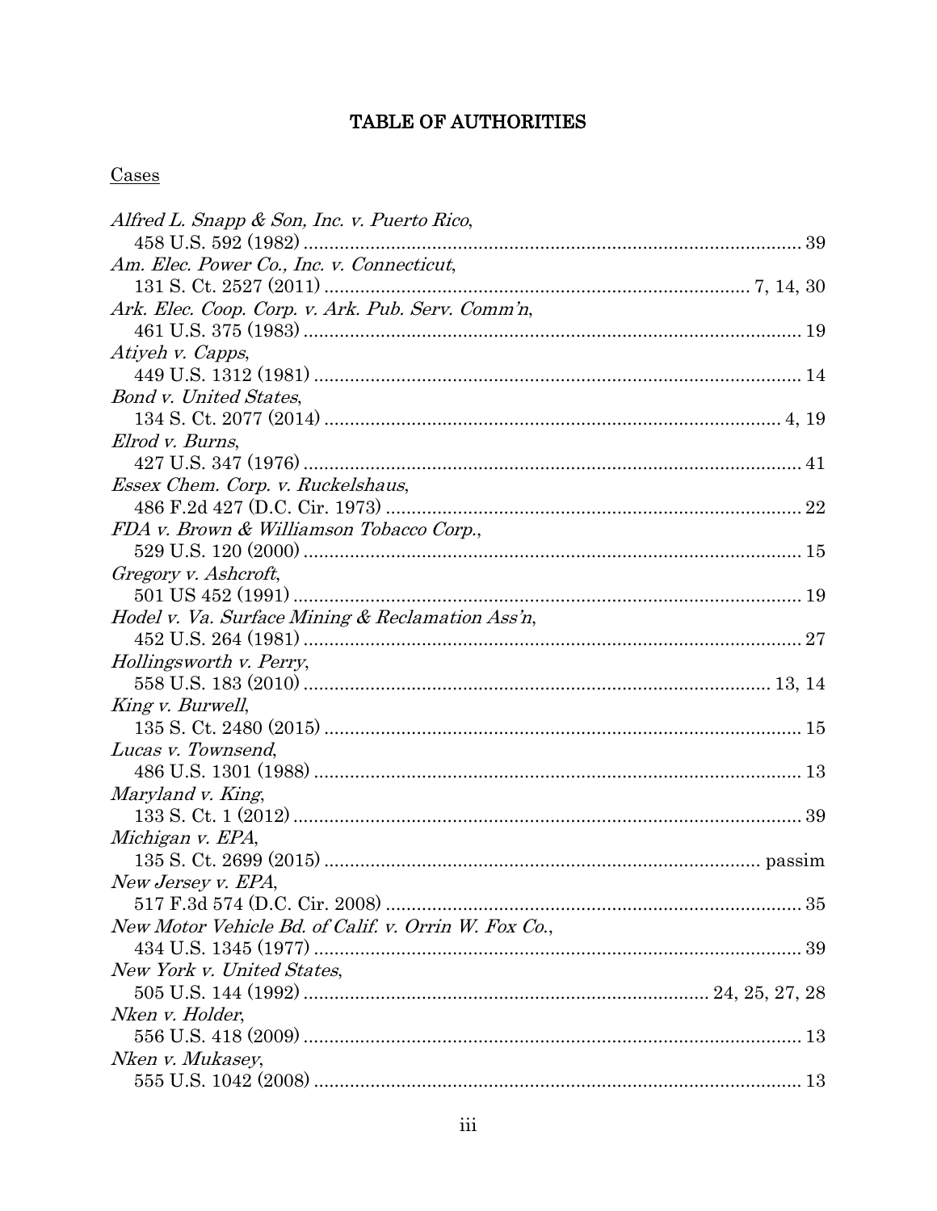# TABLE OF AUTHORITIES

## Cases

*Alfred L. Snapp & Son, Inc. v. Puerto Rico*,
458 U.S. 592 (1982) .......... 39

*Am. Elec. Power Co., Inc. v. Connecticut*,
131 S. Ct. 2527 (2011) .......... 7, 14, 30

*Ark. Elec. Coop. Corp. v. Ark. Pub. Serv. Comm'n*,
461 U.S. 375 (1983) .......... 19

*Atiyeh v. Capps*,
449 U.S. 1312 (1981) .......... 14

*Bond v. United States*,
134 S. Ct. 2077 (2014) .......... 4, 19

*Elrod v. Burns*,
427 U.S. 347 (1976) .......... 41

*Essex Chem. Corp. v. Ruckelshaus*,
486 F.2d 427 (D.C. Cir. 1973) .......... 22

*FDA v. Brown & Williamson Tobacco Corp.*,
529 U.S. 120 (2000) .......... 15

*Gregory v. Ashcroft*,
501 US 452 (1991) .......... 19

*Hodel v. Va. Surface Mining & Reclamation Ass'n*,
452 U.S. 264 (1981) .......... 27

*Hollingsworth v. Perry*,
558 U.S. 183 (2010) .......... 13, 14

*King v. Burwell*,
135 S. Ct. 2480 (2015) .......... 15

*Lucas v. Townsend*,
486 U.S. 1301 (1988) .......... 13

*Maryland v. King*,
133 S. Ct. 1 (2012) .......... 39

*Michigan v. EPA*,
135 S. Ct. 2699 (2015) .......... passim

*New Jersey v. EPA*,
517 F.3d 574 (D.C. Cir. 2008) .......... 35

*New Motor Vehicle Bd. of Calif. v. Orrin W. Fox Co.*,
434 U.S. 1345 (1977) .......... 39

*New York v. United States*,
505 U.S. 144 (1992) .......... 24, 25, 27, 28

*Nken v. Holder*,
556 U.S. 418 (2009) .......... 13

*Nken v. Mukasey*,
555 U.S. 1042 (2008) .......... 13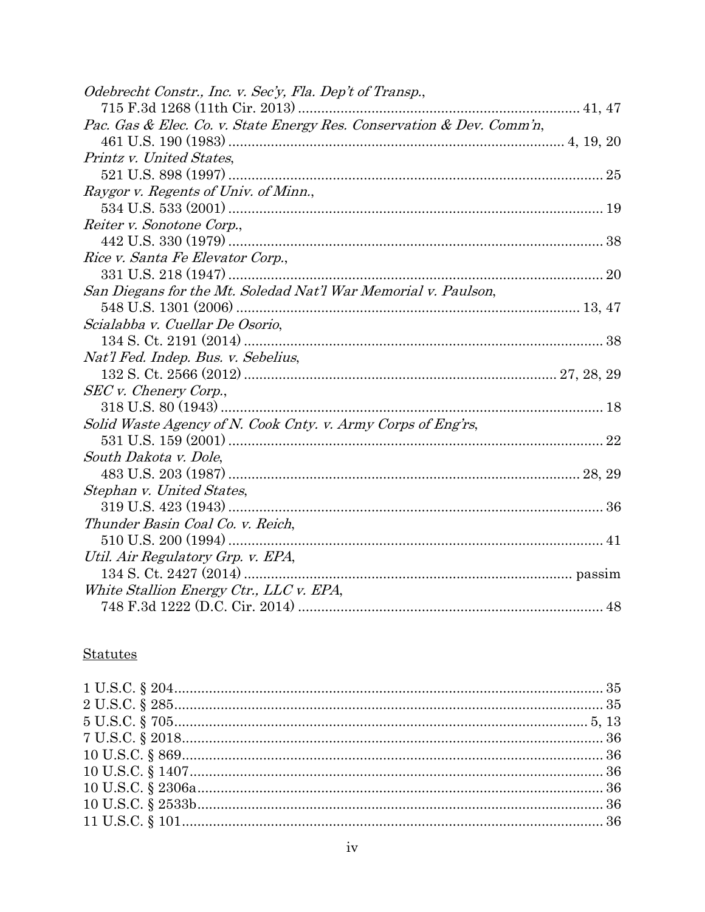*Odebrecht Constr., Inc. v. Sec'y, Fla. Dep't of Transp.*,
715 F.3d 1268 (11th Cir. 2013) .......................................................................... 41, 47

*Pac. Gas & Elec. Co. v. State Energy Res. Conservation & Dev. Comm'n*,
461 U.S. 190 (1983) ........................................................................................ 4, 19, 20

*Printz v. United States*,
521 U.S. 898 (1997) ................................................................................................ 25

*Raygor v. Regents of Univ. of Minn.*,
534 U.S. 533 (2001) ................................................................................................ 19

*Reiter v. Sonotone Corp.*,
442 U.S. 330 (1979) ................................................................................................ 38

*Rice v. Santa Fe Elevator Corp.*,
331 U.S. 218 (1947) ................................................................................................ 20

*San Diegans for the Mt. Soledad Nat'l War Memorial v. Paulson*,
548 U.S. 1301 (2006) ........................................................................................ 13, 47

*Scialabba v. Cuellar De Osorio*,
134 S. Ct. 2191 (2014) ............................................................................................ 38

*Nat'l Fed. Indep. Bus. v. Sebelius*,
132 S. Ct. 2566 (2012) .............................................................................. 27, 28, 29

*SEC v. Chenery Corp.*,
318 U.S. 80 (1943) .................................................................................................. 18

*Solid Waste Agency of N. Cook Cnty. v. Army Corps of Eng'rs*,
531 U.S. 159 (2001) ................................................................................................ 22

*South Dakota v. Dole*,
483 U.S. 203 (1987) .......................................................................................... 28, 29

*Stephan v. United States*,
319 U.S. 423 (1943) ................................................................................................ 36

*Thunder Basin Coal Co. v. Reich*,
510 U.S. 200 (1994) ................................................................................................ 41

*Util. Air Regulatory Grp. v. EPA*,
134 S. Ct. 2427 (2014) .................................................................................... passim

*White Stallion Energy Ctr., LLC v. EPA*,
748 F.3d 1222 (D.C. Cir. 2014) .............................................................................. 48

<u>Statutes</u>

1 U.S.C. § 204 ............................................................................................................ 35
2 U.S.C. § 285 ............................................................................................................ 35
5 U.S.C. § 705 ........................................................................................................ 5, 13
7 U.S.C. § 2018 .......................................................................................................... 36
10 U.S.C. § 869 .......................................................................................................... 36
10 U.S.C. § 1407 ........................................................................................................ 36
10 U.S.C. § 2306a ...................................................................................................... 36
10 U.S.C. § 2533b ...................................................................................................... 36
11 U.S.C. § 101 .......................................................................................................... 36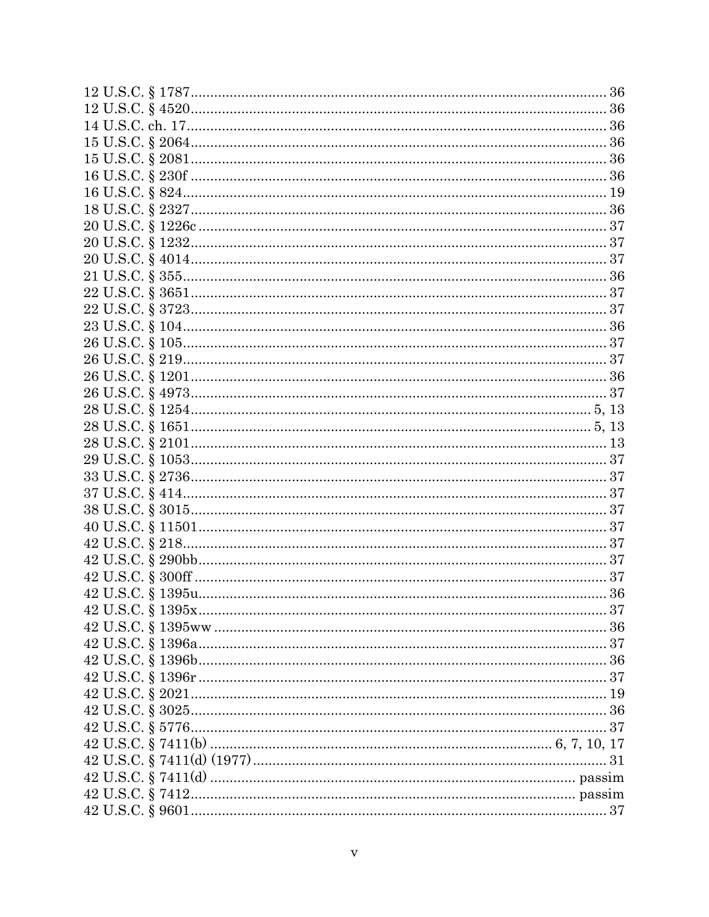12 U.S.C. § 1787 ........................................................................................ 36
12 U.S.C. § 4520 ........................................................................................ 36
14 U.S.C. ch. 17 ......................................................................................... 36
15 U.S.C. § 2064 ........................................................................................ 36
15 U.S.C. § 2081 ........................................................................................ 36
16 U.S.C. § 230f ........................................................................................ 36
16 U.S.C. § 824 .......................................................................................... 19
18 U.S.C. § 2327 ........................................................................................ 36
20 U.S.C. § 1226c ...................................................................................... 37
20 U.S.C. § 1232 ........................................................................................ 37
20 U.S.C. § 4014 ........................................................................................ 37
21 U.S.C. § 355 .......................................................................................... 36
22 U.S.C. § 3651 ........................................................................................ 37
22 U.S.C. § 3723 ........................................................................................ 37
23 U.S.C. § 104 .......................................................................................... 36
26 U.S.C. § 105 .......................................................................................... 37
26 U.S.C. § 219 .......................................................................................... 37
26 U.S.C. § 1201 ........................................................................................ 36
26 U.S.C. § 4973 ........................................................................................ 37
28 U.S.C. § 1254 .................................................................................... 5, 13
28 U.S.C. § 1651 .................................................................................... 5, 13
28 U.S.C. § 2101 ........................................................................................ 13
29 U.S.C. § 1053 ........................................................................................ 37
33 U.S.C. § 2736 ........................................................................................ 37
37 U.S.C. § 414 .......................................................................................... 37
38 U.S.C. § 3015 ........................................................................................ 37
40 U.S.C. § 11501 ...................................................................................... 37
42 U.S.C. § 218 .......................................................................................... 37
42 U.S.C. § 290bb ...................................................................................... 37
42 U.S.C. § 300ff ....................................................................................... 37
42 U.S.C. § 1395u ...................................................................................... 36
42 U.S.C. § 1395x ...................................................................................... 37
42 U.S.C. § 1395ww ................................................................................... 36
42 U.S.C. § 1396a ...................................................................................... 37
42 U.S.C. § 1396b ...................................................................................... 36
42 U.S.C. § 1396r ....................................................................................... 37
42 U.S.C. § 2021 ........................................................................................ 19
42 U.S.C. § 3025 ........................................................................................ 36
42 U.S.C. § 5776 ........................................................................................ 37
42 U.S.C. § 7411(b) ....................................................................... 6, 7, 10, 17
42 U.S.C. § 7411(d) (1977) ......................................................................... 31
42 U.S.C. § 7411(d) ............................................................................. passim
42 U.S.C. § 7412 .................................................................................. passim
42 U.S.C. § 9601 ........................................................................................ 37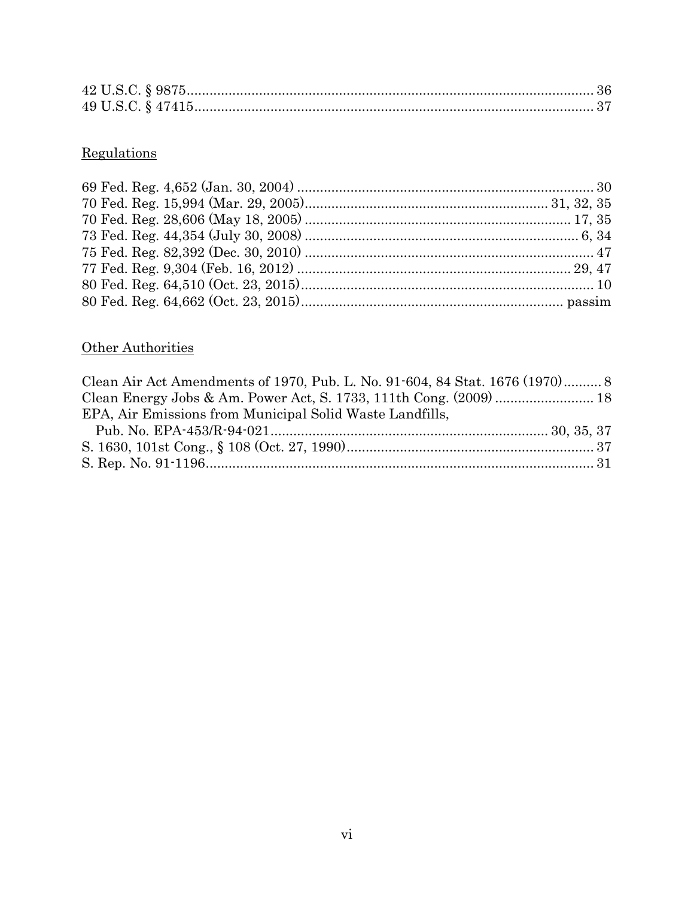42 U.S.C. § 9875 .......................................................................................................... 36
49 U.S.C. § 47415 ........................................................................................................ 37

## Regulations

69 Fed. Reg. 4,652 (Jan. 30, 2004) ............................................................................ 30
70 Fed. Reg. 15,994 (Mar. 29, 2005) ................................................................ 31, 32, 35
70 Fed. Reg. 28,606 (May 18, 2005) ...................................................................... 17, 35
73 Fed. Reg. 44,354 (July 30, 2008) ........................................................................ 6, 34
75 Fed. Reg. 82,392 (Dec. 30, 2010) ............................................................................ 47
77 Fed. Reg. 9,304 (Feb. 16, 2012) ........................................................................ 29, 47
80 Fed. Reg. 64,510 (Oct. 23, 2015) ............................................................................ 10
80 Fed. Reg. 64,662 (Oct. 23, 2015) ...................................................................... passim

## Other Authorities

Clean Air Act Amendments of 1970, Pub. L. No. 91-604, 84 Stat. 1676 (1970) .......... 8
Clean Energy Jobs & Am. Power Act, S. 1733, 111th Cong. (2009) .......................... 18
EPA, Air Emissions from Municipal Solid Waste Landfills,
  Pub. No. EPA-453/R-94-021 ........................................................................ 30, 35, 37
S. 1630, 101st Cong., § 108 (Oct. 27, 1990) ................................................................. 37
S. Rep. No. 91-1196 ....................................................................................................... 31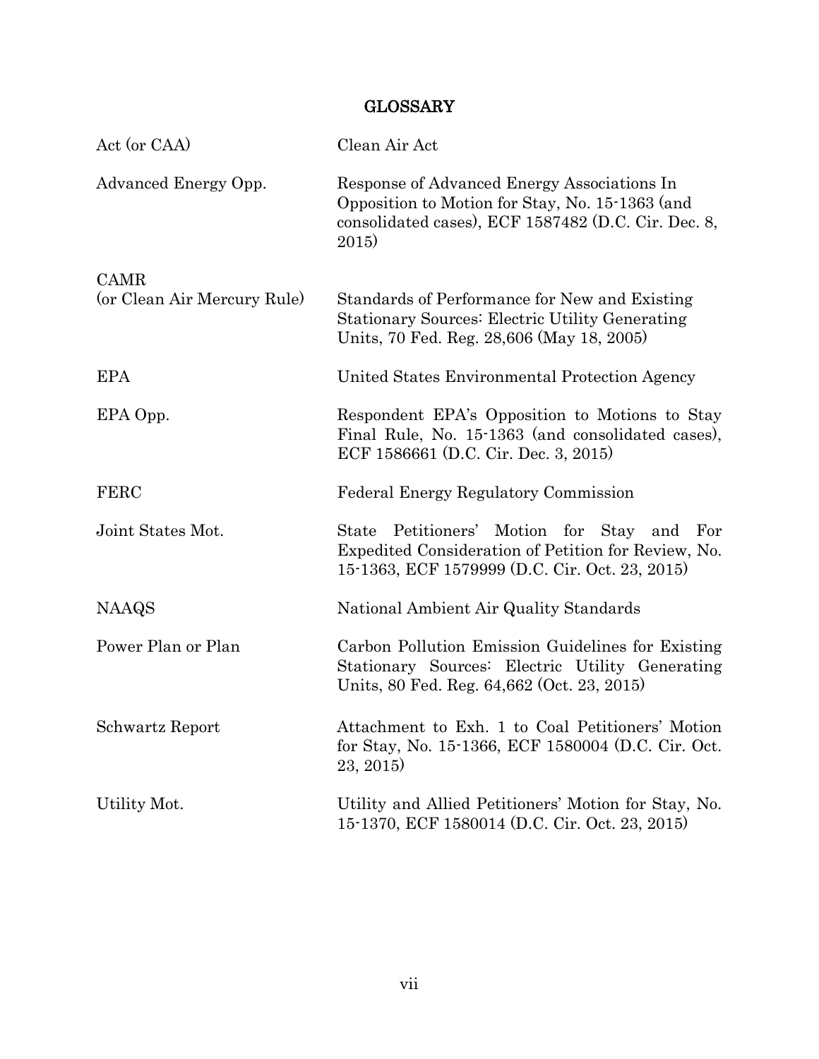## GLOSSARY

| | |
|---|---|
| Act (or CAA) | Clean Air Act |
| Advanced Energy Opp. | Response of Advanced Energy Associations In Opposition to Motion for Stay, No. 15-1363 (and consolidated cases), ECF 1587482 (D.C. Cir. Dec. 8, 2015) |
| CAMR (or Clean Air Mercury Rule) | Standards of Performance for New and Existing Stationary Sources: Electric Utility Generating Units, 70 Fed. Reg. 28,606 (May 18, 2005) |
| EPA | United States Environmental Protection Agency |
| EPA Opp. | Respondent EPA's Opposition to Motions to Stay Final Rule, No. 15-1363 (and consolidated cases), ECF 1586661 (D.C. Cir. Dec. 3, 2015) |
| FERC | Federal Energy Regulatory Commission |
| Joint States Mot. | State Petitioners' Motion for Stay and For Expedited Consideration of Petition for Review, No. 15-1363, ECF 1579999 (D.C. Cir. Oct. 23, 2015) |
| NAAQS | National Ambient Air Quality Standards |
| Power Plan or Plan | Carbon Pollution Emission Guidelines for Existing Stationary Sources: Electric Utility Generating Units, 80 Fed. Reg. 64,662 (Oct. 23, 2015) |
| Schwartz Report | Attachment to Exh. 1 to Coal Petitioners' Motion for Stay, No. 15-1366, ECF 1580004 (D.C. Cir. Oct. 23, 2015) |
| Utility Mot. | Utility and Allied Petitioners' Motion for Stay, No. 15-1370, ECF 1580014 (D.C. Cir. Oct. 23, 2015) |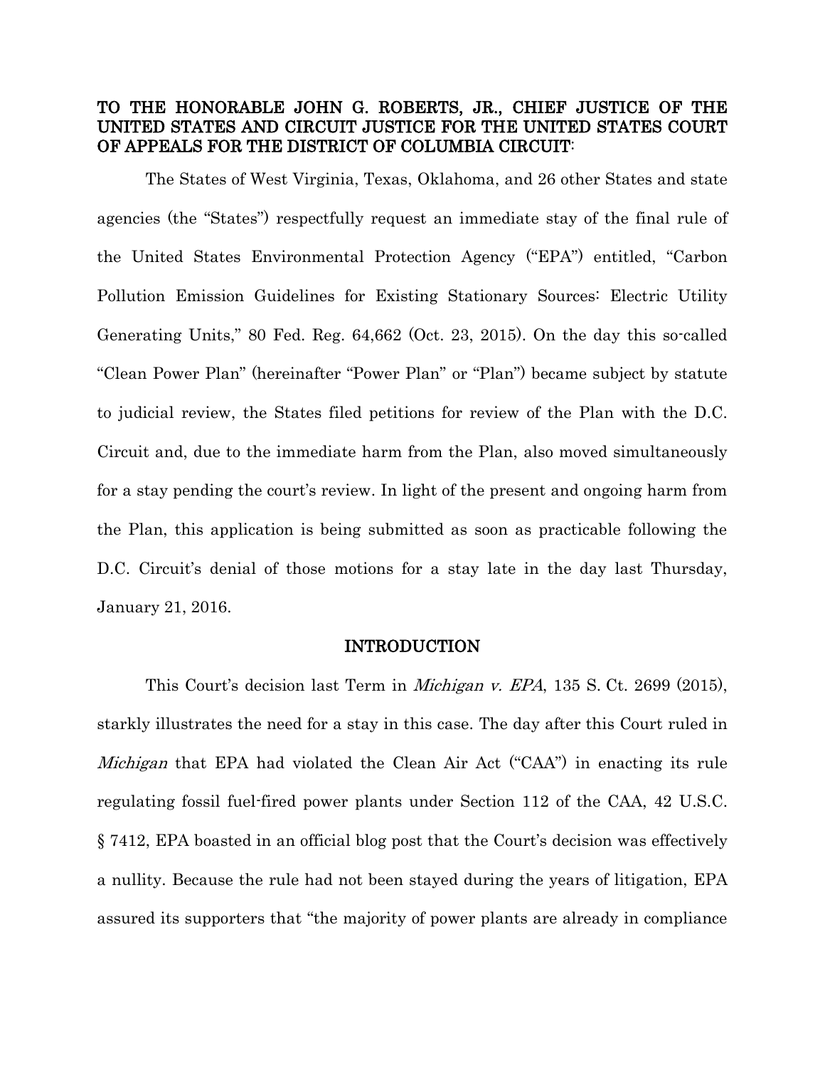**TO THE HONORABLE JOHN G. ROBERTS, JR., CHIEF JUSTICE OF THE UNITED STATES AND CIRCUIT JUSTICE FOR THE UNITED STATES COURT OF APPEALS FOR THE DISTRICT OF COLUMBIA CIRCUIT:**

The States of West Virginia, Texas, Oklahoma, and 26 other States and state agencies (the "States") respectfully request an immediate stay of the final rule of the United States Environmental Protection Agency ("EPA") entitled, "Carbon Pollution Emission Guidelines for Existing Stationary Sources: Electric Utility Generating Units," 80 Fed. Reg. 64,662 (Oct. 23, 2015). On the day this so-called "Clean Power Plan" (hereinafter "Power Plan" or "Plan") became subject by statute to judicial review, the States filed petitions for review of the Plan with the D.C. Circuit and, due to the immediate harm from the Plan, also moved simultaneously for a stay pending the court's review. In light of the present and ongoing harm from the Plan, this application is being submitted as soon as practicable following the D.C. Circuit's denial of those motions for a stay late in the day last Thursday, January 21, 2016.

## INTRODUCTION

This Court's decision last Term in *Michigan v. EPA*, 135 S. Ct. 2699 (2015), starkly illustrates the need for a stay in this case. The day after this Court ruled in *Michigan* that EPA had violated the Clean Air Act ("CAA") in enacting its rule regulating fossil fuel-fired power plants under Section 112 of the CAA, 42 U.S.C. § 7412, EPA boasted in an official blog post that the Court's decision was effectively a nullity. Because the rule had not been stayed during the years of litigation, EPA assured its supporters that "the majority of power plants are already in compliance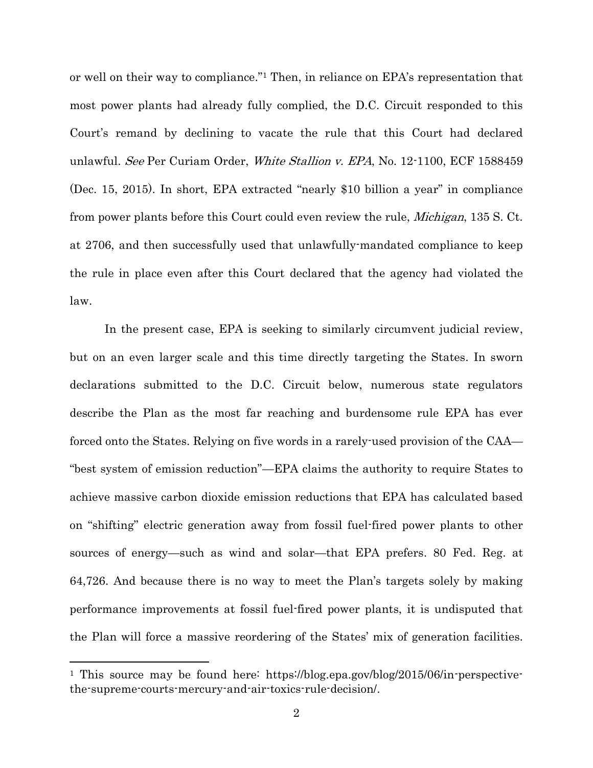or well on their way to compliance."[1] Then, in reliance on EPA's representation that most power plants had already fully complied, the D.C. Circuit responded to this Court's remand by declining to vacate the rule that this Court had declared unlawful. *See* Per Curiam Order, *White Stallion v. EPA*, No. 12-1100, ECF 1588459 (Dec. 15, 2015). In short, EPA extracted "nearly $10 billion a year" in compliance from power plants before this Court could even review the rule, *Michigan*, 135 S. Ct. at 2706, and then successfully used that unlawfully-mandated compliance to keep the rule in place even after this Court declared that the agency had violated the law.

In the present case, EPA is seeking to similarly circumvent judicial review, but on an even larger scale and this time directly targeting the States. In sworn declarations submitted to the D.C. Circuit below, numerous state regulators describe the Plan as the most far reaching and burdensome rule EPA has ever forced onto the States. Relying on five words in a rarely-used provision of the CAA—"best system of emission reduction"—EPA claims the authority to require States to achieve massive carbon dioxide emission reductions that EPA has calculated based on "shifting" electric generation away from fossil fuel-fired power plants to other sources of energy—such as wind and solar—that EPA prefers. 80 Fed. Reg. at 64,726. And because there is no way to meet the Plan's targets solely by making performance improvements at fossil fuel-fired power plants, it is undisputed that the Plan will force a massive reordering of the States' mix of generation facilities.

---

[1] This source may be found here: https://blog.epa.gov/blog/2015/06/in-perspective-the-supreme-courts-mercury-and-air-toxics-rule-decision/.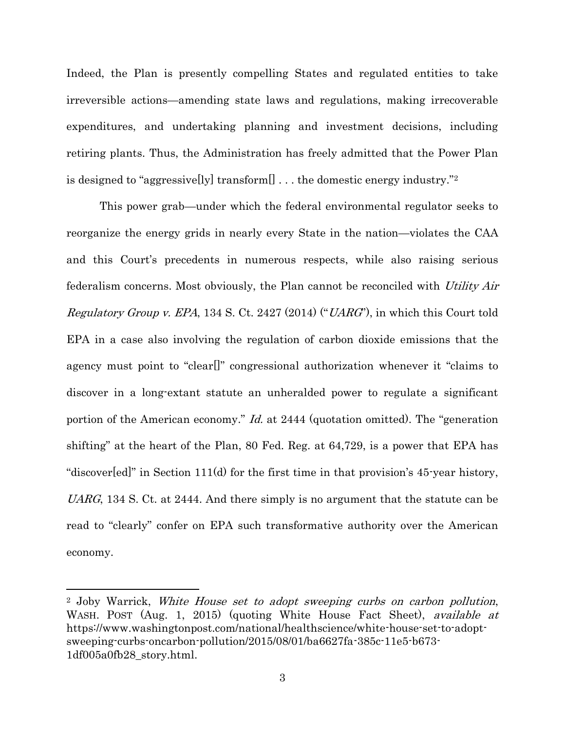Indeed, the Plan is presently compelling States and regulated entities to take irreversible actions—amending state laws and regulations, making irrecoverable expenditures, and undertaking planning and investment decisions, including retiring plants. Thus, the Administration has freely admitted that the Power Plan is designed to "aggressive[ly] transform[] . . . the domestic energy industry."[2]

This power grab—under which the federal environmental regulator seeks to reorganize the energy grids in nearly every State in the nation—violates the CAA and this Court's precedents in numerous respects, while also raising serious federalism concerns. Most obviously, the Plan cannot be reconciled with *Utility Air Regulatory Group v. EPA*, 134 S. Ct. 2427 (2014) ("*UARG*"), in which this Court told EPA in a case also involving the regulation of carbon dioxide emissions that the agency must point to "clear[]" congressional authorization whenever it "claims to discover in a long-extant statute an unheralded power to regulate a significant portion of the American economy." *Id.* at 2444 (quotation omitted). The "generation shifting" at the heart of the Plan, 80 Fed. Reg. at 64,729, is a power that EPA has "discover[ed]" in Section 111(d) for the first time in that provision's 45-year history, *UARG*, 134 S. Ct. at 2444. And there simply is no argument that the statute can be read to "clearly" confer on EPA such transformative authority over the American economy.

---

[2] Joby Warrick, *White House set to adopt sweeping curbs on carbon pollution*, WASH. POST (Aug. 1, 2015) (quoting White House Fact Sheet), *available at* https://www.washingtonpost.com/national/healthscience/white-house-set-to-adopt-sweeping-curbs-oncarbon-pollution/2015/08/01/ba6627fa-385c-11e5-b673-1df005a0fb28_story.html.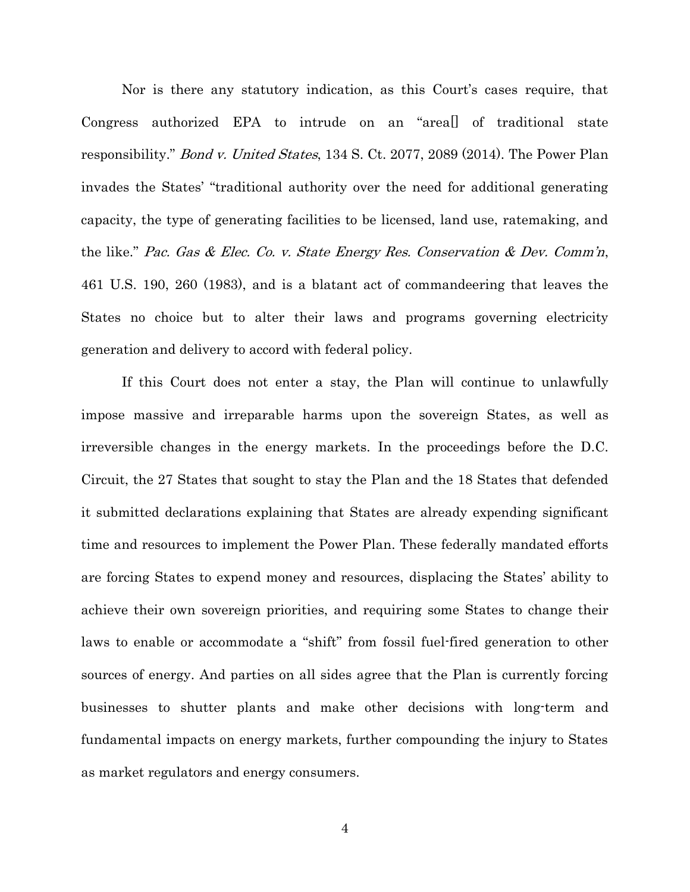Nor is there any statutory indication, as this Court's cases require, that Congress authorized EPA to intrude on an "area[] of traditional state responsibility." *Bond v. United States*, 134 S. Ct. 2077, 2089 (2014). The Power Plan invades the States' "traditional authority over the need for additional generating capacity, the type of generating facilities to be licensed, land use, ratemaking, and the like." *Pac. Gas & Elec. Co. v. State Energy Res. Conservation & Dev. Comm'n*, 461 U.S. 190, 260 (1983), and is a blatant act of commandeering that leaves the States no choice but to alter their laws and programs governing electricity generation and delivery to accord with federal policy.

If this Court does not enter a stay, the Plan will continue to unlawfully impose massive and irreparable harms upon the sovereign States, as well as irreversible changes in the energy markets. In the proceedings before the D.C. Circuit, the 27 States that sought to stay the Plan and the 18 States that defended it submitted declarations explaining that States are already expending significant time and resources to implement the Power Plan. These federally mandated efforts are forcing States to expend money and resources, displacing the States' ability to achieve their own sovereign priorities, and requiring some States to change their laws to enable or accommodate a "shift" from fossil fuel-fired generation to other sources of energy. And parties on all sides agree that the Plan is currently forcing businesses to shutter plants and make other decisions with long-term and fundamental impacts on energy markets, further compounding the injury to States as market regulators and energy consumers.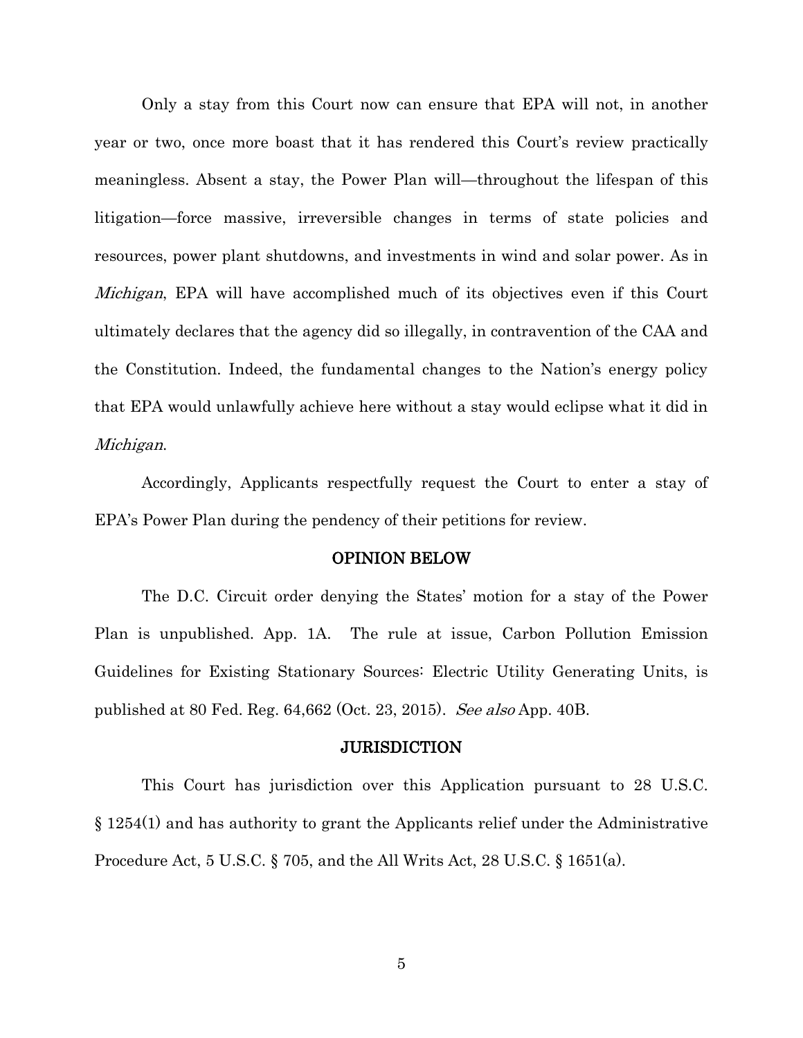Only a stay from this Court now can ensure that EPA will not, in another year or two, once more boast that it has rendered this Court's review practically meaningless. Absent a stay, the Power Plan will—throughout the lifespan of this litigation—force massive, irreversible changes in terms of state policies and resources, power plant shutdowns, and investments in wind and solar power. As in *Michigan*, EPA will have accomplished much of its objectives even if this Court ultimately declares that the agency did so illegally, in contravention of the CAA and the Constitution. Indeed, the fundamental changes to the Nation's energy policy that EPA would unlawfully achieve here without a stay would eclipse what it did in *Michigan*.

Accordingly, Applicants respectfully request the Court to enter a stay of EPA's Power Plan during the pendency of their petitions for review.

## OPINION BELOW

The D.C. Circuit order denying the States' motion for a stay of the Power Plan is unpublished. App. 1A. The rule at issue, Carbon Pollution Emission Guidelines for Existing Stationary Sources: Electric Utility Generating Units, is published at 80 Fed. Reg. 64,662 (Oct. 23, 2015). *See also* App. 40B.

## JURISDICTION

This Court has jurisdiction over this Application pursuant to 28 U.S.C. § 1254(1) and has authority to grant the Applicants relief under the Administrative Procedure Act, 5 U.S.C. § 705, and the All Writs Act, 28 U.S.C. § 1651(a).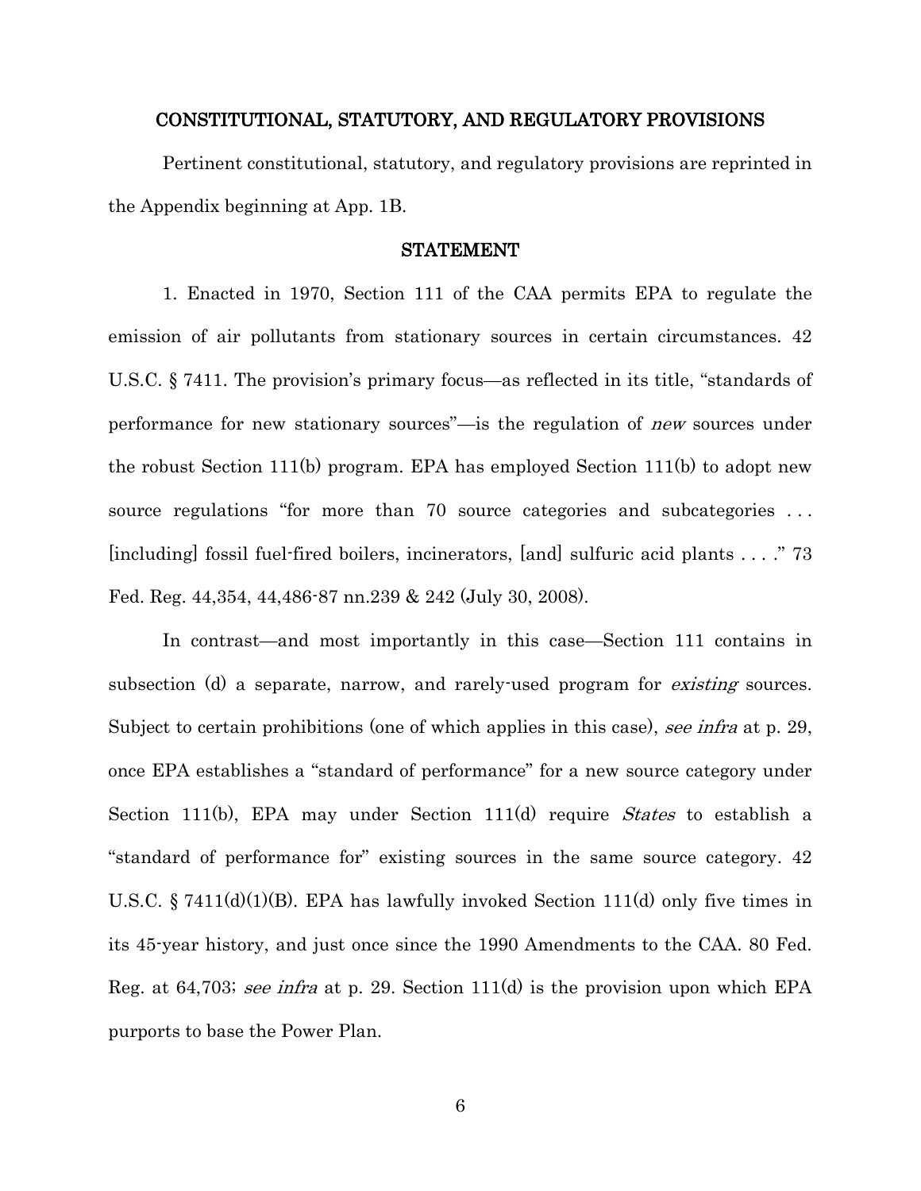## CONSTITUTIONAL, STATUTORY, AND REGULATORY PROVISIONS

Pertinent constitutional, statutory, and regulatory provisions are reprinted in the Appendix beginning at App. 1B.

## STATEMENT

1. Enacted in 1970, Section 111 of the CAA permits EPA to regulate the emission of air pollutants from stationary sources in certain circumstances. 42 U.S.C. § 7411. The provision's primary focus—as reflected in its title, "standards of performance for new stationary sources"—is the regulation of *new* sources under the robust Section 111(b) program. EPA has employed Section 111(b) to adopt new source regulations "for more than 70 source categories and subcategories . . . [including] fossil fuel-fired boilers, incinerators, [and] sulfuric acid plants . . . ." 73 Fed. Reg. 44,354, 44,486-87 nn.239 & 242 (July 30, 2008).

In contrast—and most importantly in this case—Section 111 contains in subsection (d) a separate, narrow, and rarely-used program for *existing* sources. Subject to certain prohibitions (one of which applies in this case), *see infra* at p. 29, once EPA establishes a "standard of performance" for a new source category under Section 111(b), EPA may under Section 111(d) require *States* to establish a "standard of performance for" existing sources in the same source category. 42 U.S.C. § 7411(d)(1)(B). EPA has lawfully invoked Section 111(d) only five times in its 45-year history, and just once since the 1990 Amendments to the CAA. 80 Fed. Reg. at 64,703; *see infra* at p. 29. Section 111(d) is the provision upon which EPA purports to base the Power Plan.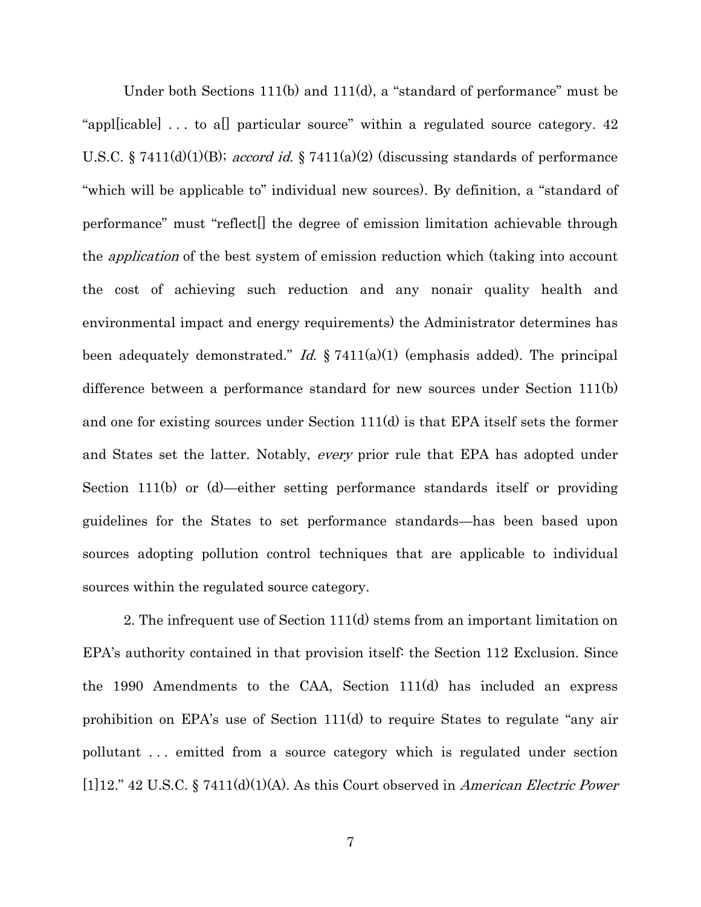Under both Sections 111(b) and 111(d), a "standard of performance" must be "appl[icable] . . . to a[] particular source" within a regulated source category. 42 U.S.C. § 7411(d)(1)(B); *accord id.* § 7411(a)(2) (discussing standards of performance "which will be applicable to" individual new sources). By definition, a "standard of performance" must "reflect[] the degree of emission limitation achievable through the *application* of the best system of emission reduction which (taking into account the cost of achieving such reduction and any nonair quality health and environmental impact and energy requirements) the Administrator determines has been adequately demonstrated." *Id.* § 7411(a)(1) (emphasis added). The principal difference between a performance standard for new sources under Section 111(b) and one for existing sources under Section 111(d) is that EPA itself sets the former and States set the latter. Notably, *every* prior rule that EPA has adopted under Section 111(b) or (d)—either setting performance standards itself or providing guidelines for the States to set performance standards—has been based upon sources adopting pollution control techniques that are applicable to individual sources within the regulated source category.

2. The infrequent use of Section 111(d) stems from an important limitation on EPA's authority contained in that provision itself: the Section 112 Exclusion. Since the 1990 Amendments to the CAA, Section 111(d) has included an express prohibition on EPA's use of Section 111(d) to require States to regulate "any air pollutant . . . emitted from a source category which is regulated under section [1]12." 42 U.S.C. § 7411(d)(1)(A). As this Court observed in *American Electric Power*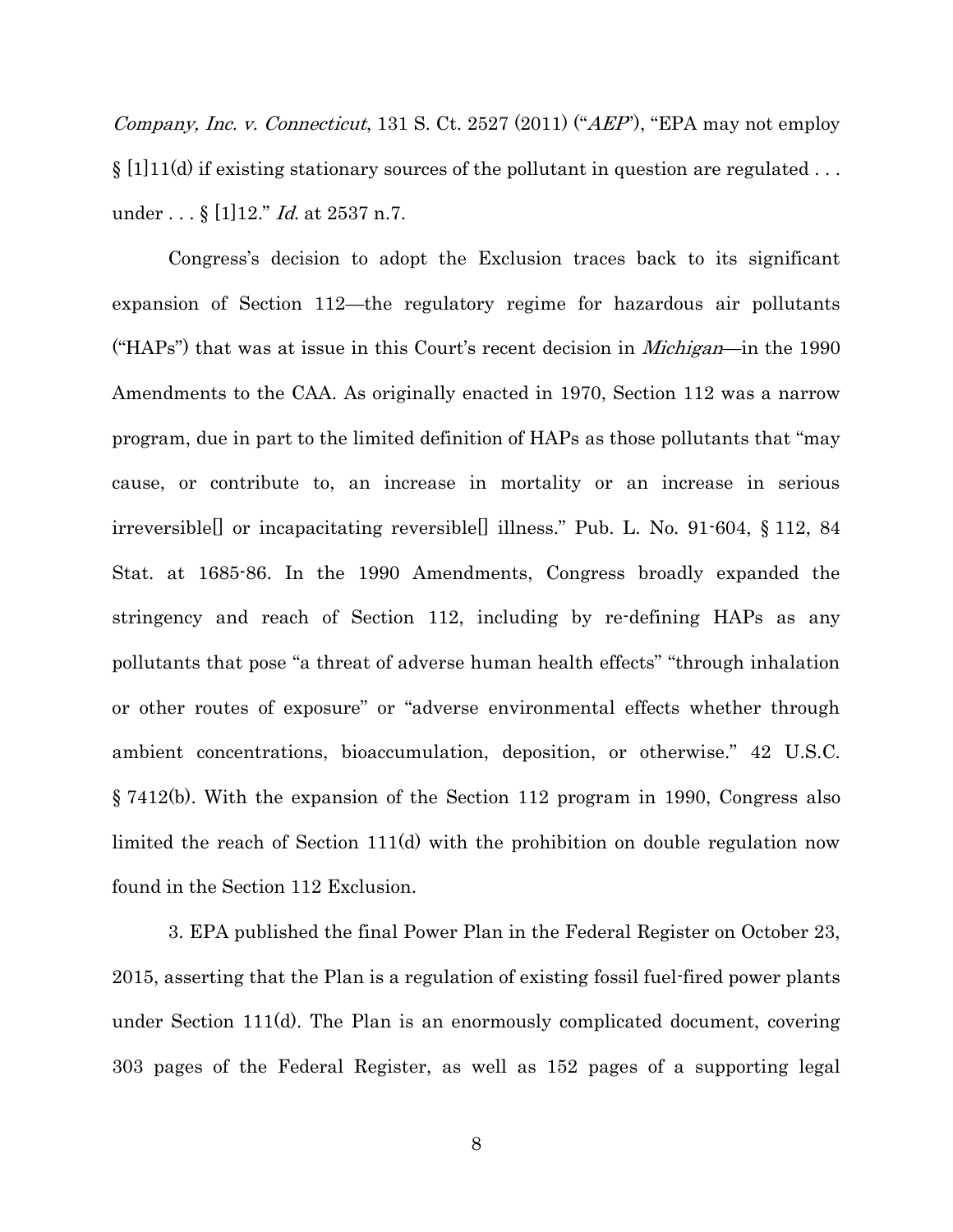*Company, Inc. v. Connecticut*, 131 S. Ct. 2527 (2011) ("*AEP*"), "EPA may not employ § [1]11(d) if existing stationary sources of the pollutant in question are regulated . . . under . . . § [1]12." *Id.* at 2537 n.7.

Congress's decision to adopt the Exclusion traces back to its significant expansion of Section 112—the regulatory regime for hazardous air pollutants ("HAPs") that was at issue in this Court's recent decision in *Michigan*—in the 1990 Amendments to the CAA. As originally enacted in 1970, Section 112 was a narrow program, due in part to the limited definition of HAPs as those pollutants that "may cause, or contribute to, an increase in mortality or an increase in serious irreversible[] or incapacitating reversible[] illness." Pub. L. No. 91-604, § 112, 84 Stat. at 1685-86. In the 1990 Amendments, Congress broadly expanded the stringency and reach of Section 112, including by re-defining HAPs as any pollutants that pose "a threat of adverse human health effects" "through inhalation or other routes of exposure" or "adverse environmental effects whether through ambient concentrations, bioaccumulation, deposition, or otherwise." 42 U.S.C. § 7412(b). With the expansion of the Section 112 program in 1990, Congress also limited the reach of Section 111(d) with the prohibition on double regulation now found in the Section 112 Exclusion.

3. EPA published the final Power Plan in the Federal Register on October 23, 2015, asserting that the Plan is a regulation of existing fossil fuel-fired power plants under Section 111(d). The Plan is an enormously complicated document, covering 303 pages of the Federal Register, as well as 152 pages of a supporting legal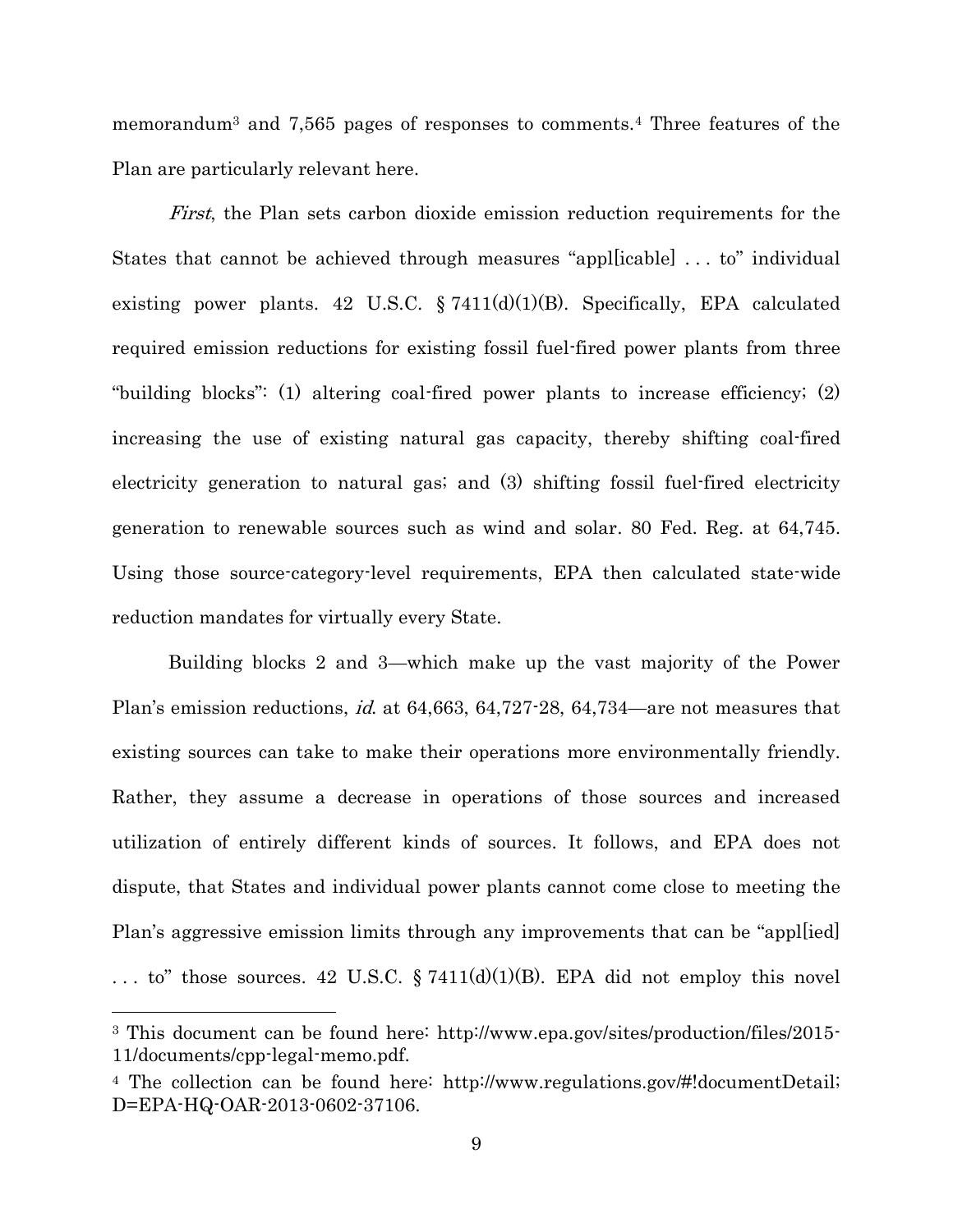memorandum[3] and 7,565 pages of responses to comments.[4] Three features of the Plan are particularly relevant here.

*First*, the Plan sets carbon dioxide emission reduction requirements for the States that cannot be achieved through measures "appl[icable] . . . to" individual existing power plants. 42 U.S.C. § 7411(d)(1)(B). Specifically, EPA calculated required emission reductions for existing fossil fuel-fired power plants from three "building blocks": (1) altering coal-fired power plants to increase efficiency; (2) increasing the use of existing natural gas capacity, thereby shifting coal-fired electricity generation to natural gas; and (3) shifting fossil fuel-fired electricity generation to renewable sources such as wind and solar. 80 Fed. Reg. at 64,745. Using those source-category-level requirements, EPA then calculated state-wide reduction mandates for virtually every State.

Building blocks 2 and 3—which make up the vast majority of the Power Plan's emission reductions, *id.* at 64,663, 64,727-28, 64,734—are not measures that existing sources can take to make their operations more environmentally friendly. Rather, they assume a decrease in operations of those sources and increased utilization of entirely different kinds of sources. It follows, and EPA does not dispute, that States and individual power plants cannot come close to meeting the Plan's aggressive emission limits through any improvements that can be "appl[ied] . . . to" those sources. 42 U.S.C. § 7411(d)(1)(B). EPA did not employ this novel

---

[3] This document can be found here: http://www.epa.gov/sites/production/files/2015-11/documents/cpp-legal-memo.pdf.

[4] The collection can be found here: http://www.regulations.gov/#!documentDetail;D=EPA-HQ-OAR-2013-0602-37106.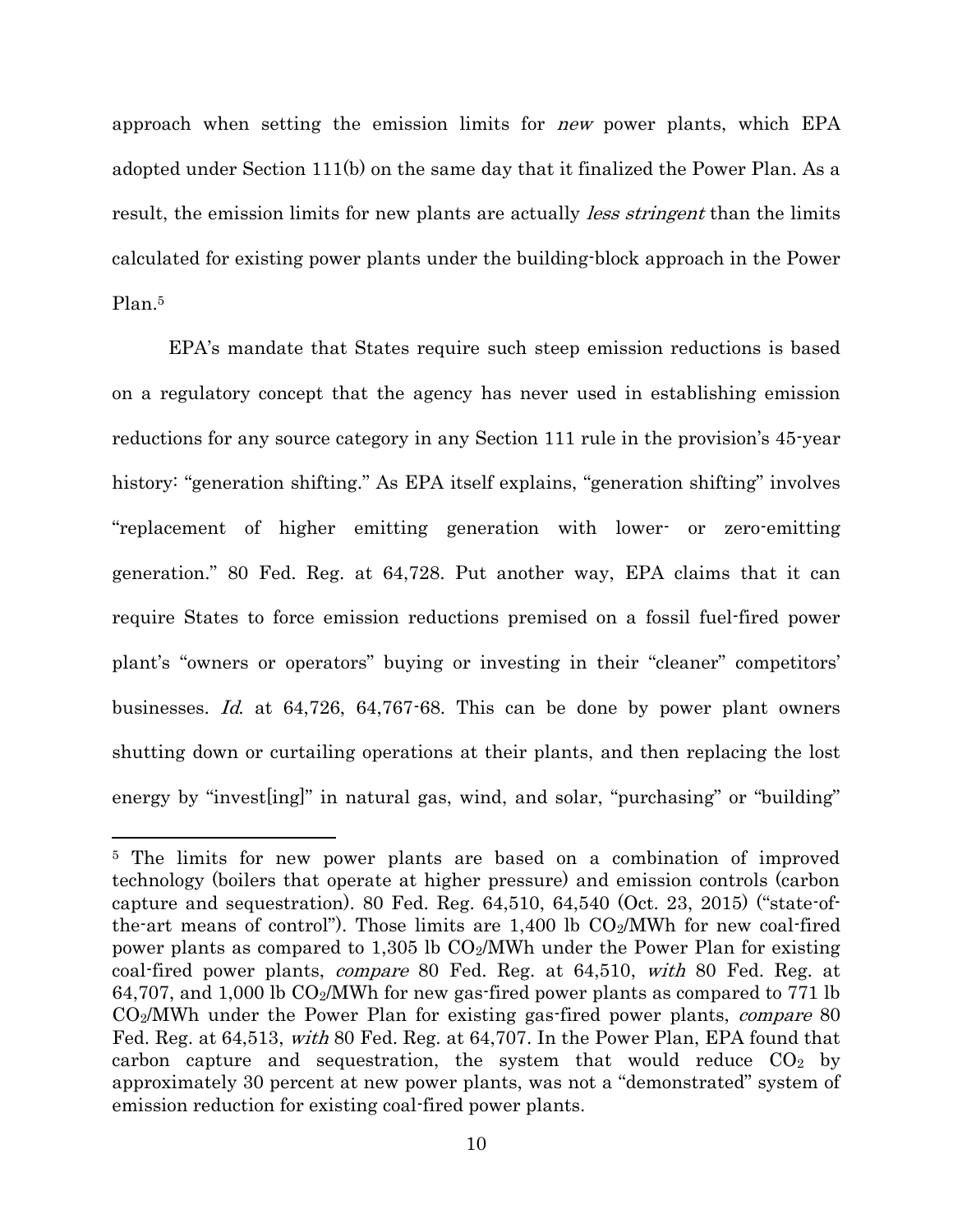approach when setting the emission limits for *new* power plants, which EPA adopted under Section 111(b) on the same day that it finalized the Power Plan. As a result, the emission limits for new plants are actually *less stringent* than the limits calculated for existing power plants under the building-block approach in the Power Plan.[5]

EPA's mandate that States require such steep emission reductions is based on a regulatory concept that the agency has never used in establishing emission reductions for any source category in any Section 111 rule in the provision's 45-year history: "generation shifting." As EPA itself explains, "generation shifting" involves "replacement of higher emitting generation with lower- or zero-emitting generation." 80 Fed. Reg. at 64,728. Put another way, EPA claims that it can require States to force emission reductions premised on a fossil fuel-fired power plant's "owners or operators" buying or investing in their "cleaner" competitors' businesses. *Id.* at 64,726, 64,767-68. This can be done by power plant owners shutting down or curtailing operations at their plants, and then replacing the lost energy by "invest[ing]" in natural gas, wind, and solar, "purchasing" or "building"

---

[5] The limits for new power plants are based on a combination of improved technology (boilers that operate at higher pressure) and emission controls (carbon capture and sequestration). 80 Fed. Reg. 64,510, 64,540 (Oct. 23, 2015) ("state-of-the-art means of control"). Those limits are 1,400 lb $CO_2$/MWh for new coal-fired power plants as compared to 1,305 lb $CO_2$/MWh under the Power Plan for existing coal-fired power plants, *compare* 80 Fed. Reg. at 64,510, *with* 80 Fed. Reg. at 64,707, and 1,000 lb $CO_2$/MWh for new gas-fired power plants as compared to 771 lb $CO_2$/MWh under the Power Plan for existing gas-fired power plants, *compare* 80 Fed. Reg. at 64,513, *with* 80 Fed. Reg. at 64,707. In the Power Plan, EPA found that carbon capture and sequestration, the system that would reduce $CO_2$ by approximately 30 percent at new power plants, was not a "demonstrated" system of emission reduction for existing coal-fired power plants.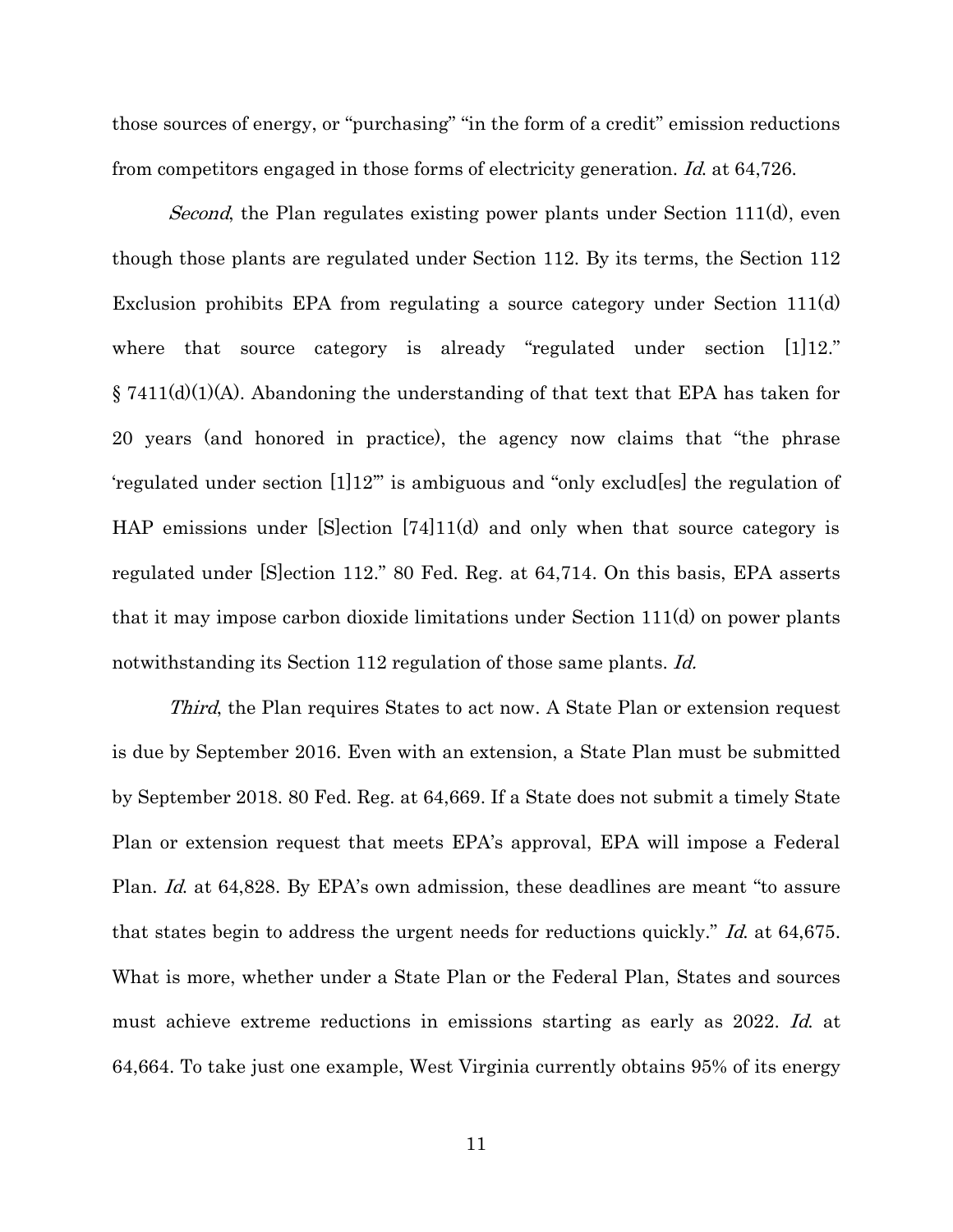those sources of energy, or "purchasing" "in the form of a credit" emission reductions from competitors engaged in those forms of electricity generation. *Id.* at 64,726.

*Second*, the Plan regulates existing power plants under Section 111(d), even though those plants are regulated under Section 112. By its terms, the Section 112 Exclusion prohibits EPA from regulating a source category under Section 111(d) where that source category is already "regulated under section [1]12." § 7411(d)(1)(A). Abandoning the understanding of that text that EPA has taken for 20 years (and honored in practice), the agency now claims that "the phrase 'regulated under section [1]12'" is ambiguous and "only exclud[es] the regulation of HAP emissions under [S]ection [74]11(d) and only when that source category is regulated under [S]ection 112." 80 Fed. Reg. at 64,714. On this basis, EPA asserts that it may impose carbon dioxide limitations under Section 111(d) on power plants notwithstanding its Section 112 regulation of those same plants. *Id.*

*Third*, the Plan requires States to act now. A State Plan or extension request is due by September 2016. Even with an extension, a State Plan must be submitted by September 2018. 80 Fed. Reg. at 64,669. If a State does not submit a timely State Plan or extension request that meets EPA's approval, EPA will impose a Federal Plan. *Id.* at 64,828. By EPA's own admission, these deadlines are meant "to assure that states begin to address the urgent needs for reductions quickly." *Id.* at 64,675. What is more, whether under a State Plan or the Federal Plan, States and sources must achieve extreme reductions in emissions starting as early as 2022. *Id.* at 64,664. To take just one example, West Virginia currently obtains 95% of its energy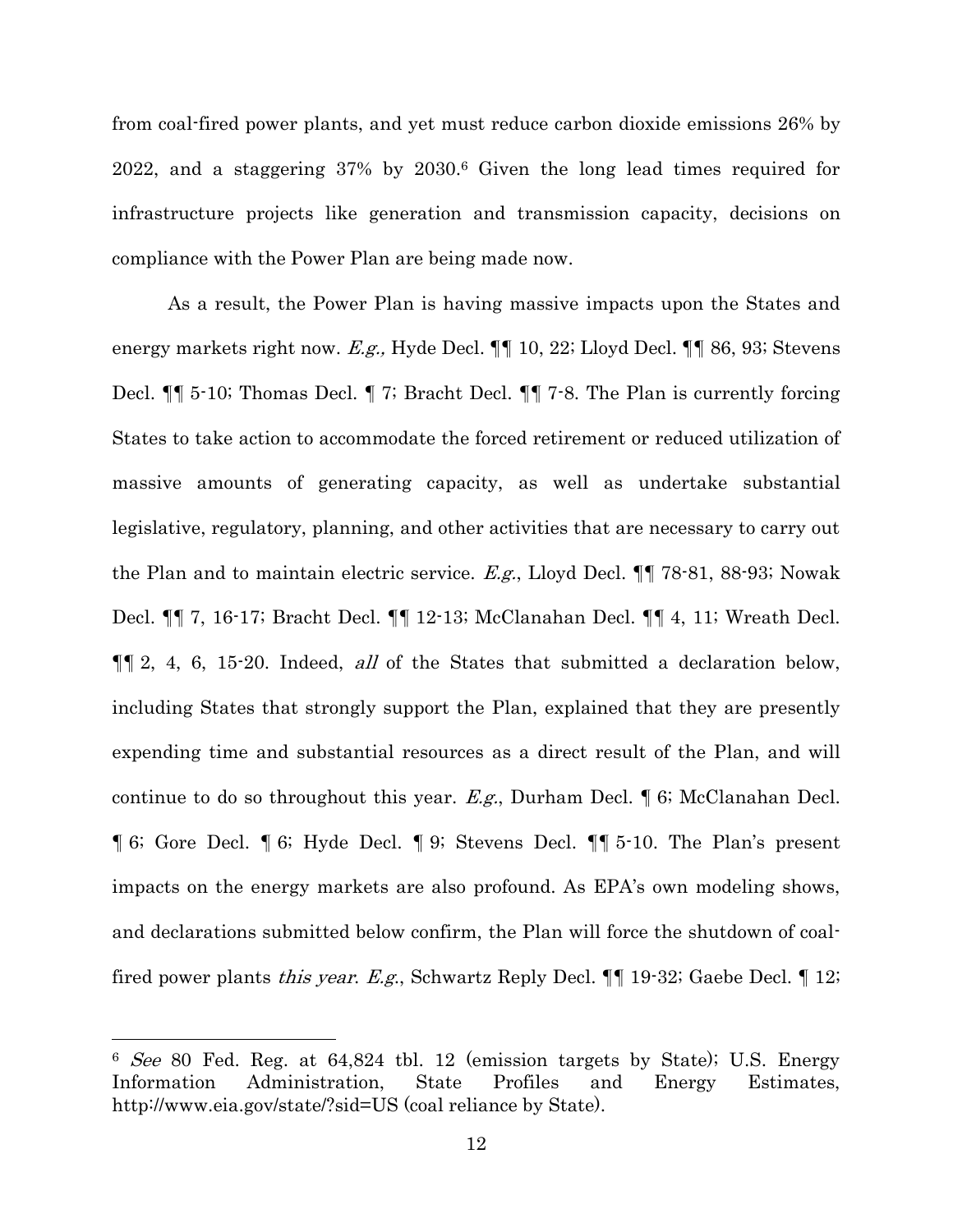from coal-fired power plants, and yet must reduce carbon dioxide emissions 26% by 2022, and a staggering 37% by 2030.[6] Given the long lead times required for infrastructure projects like generation and transmission capacity, decisions on compliance with the Power Plan are being made now.

As a result, the Power Plan is having massive impacts upon the States and energy markets right now. *E.g.,* Hyde Decl. ¶¶ 10, 22; Lloyd Decl. ¶¶ 86, 93; Stevens Decl. ¶¶ 5-10; Thomas Decl. ¶ 7; Bracht Decl. ¶¶ 7-8. The Plan is currently forcing States to take action to accommodate the forced retirement or reduced utilization of massive amounts of generating capacity, as well as undertake substantial legislative, regulatory, planning, and other activities that are necessary to carry out the Plan and to maintain electric service. *E.g.*, Lloyd Decl. ¶¶ 78-81, 88-93; Nowak Decl. ¶¶ 7, 16-17; Bracht Decl. ¶¶ 12-13; McClanahan Decl. ¶¶ 4, 11; Wreath Decl. ¶¶ 2, 4, 6, 15-20. Indeed, *all* of the States that submitted a declaration below, including States that strongly support the Plan, explained that they are presently expending time and substantial resources as a direct result of the Plan, and will continue to do so throughout this year. *E.g.*, Durham Decl. ¶ 6; McClanahan Decl. ¶ 6; Gore Decl. ¶ 6; Hyde Decl. ¶ 9; Stevens Decl. ¶¶ 5-10. The Plan's present impacts on the energy markets are also profound. As EPA's own modeling shows, and declarations submitted below confirm, the Plan will force the shutdown of coal-fired power plants *this year*. *E.g.*, Schwartz Reply Decl. ¶¶ 19-32; Gaebe Decl. ¶ 12;

---

[6] *See* 80 Fed. Reg. at 64,824 tbl. 12 (emission targets by State); U.S. Energy Information Administration, State Profiles and Energy Estimates, http://www.eia.gov/state/?sid=US (coal reliance by State).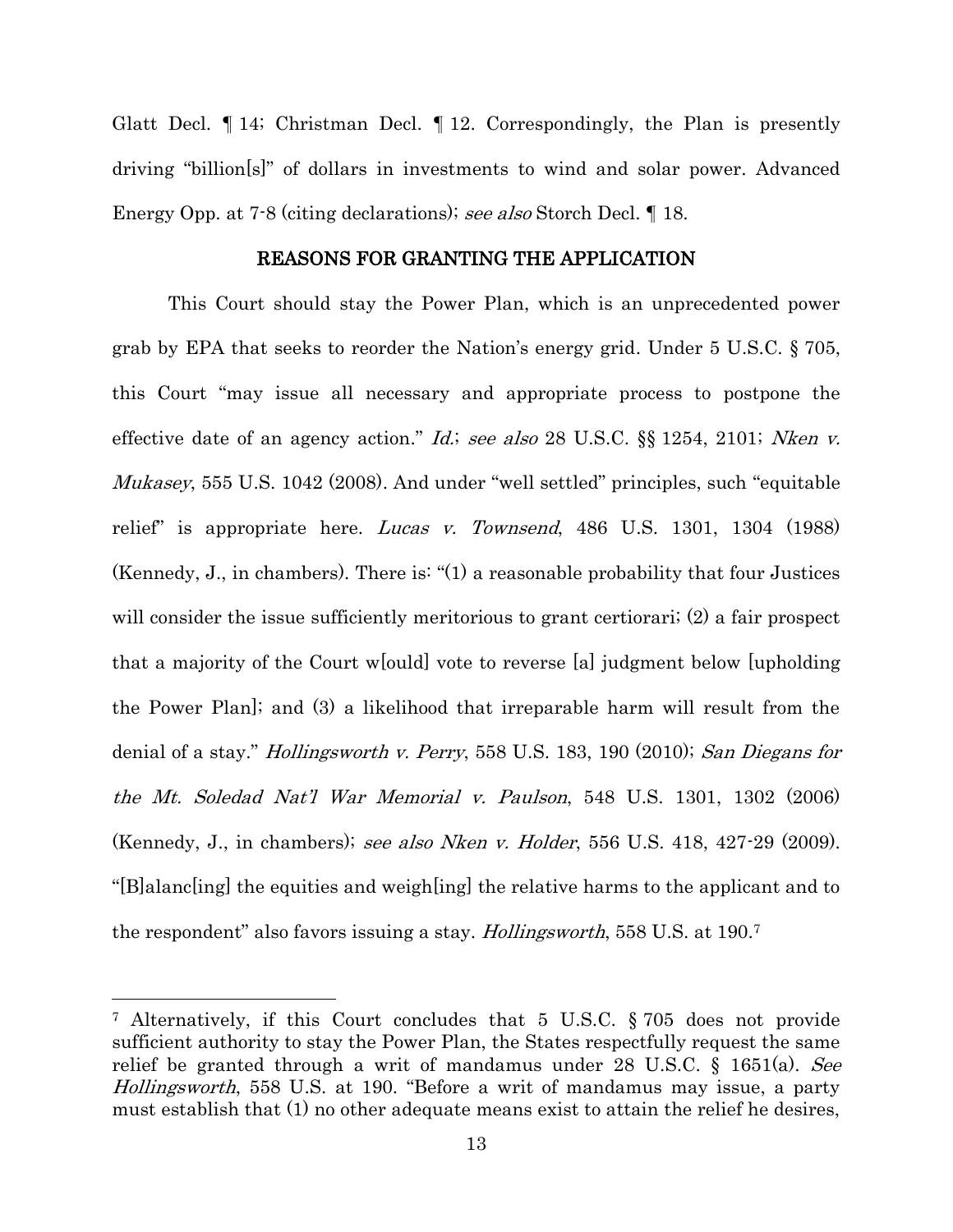Glatt Decl. ¶ 14; Christman Decl. ¶ 12. Correspondingly, the Plan is presently driving "billion[s]" of dollars in investments to wind and solar power. Advanced Energy Opp. at 7-8 (citing declarations); *see also* Storch Decl. ¶ 18.

## REASONS FOR GRANTING THE APPLICATION

This Court should stay the Power Plan, which is an unprecedented power grab by EPA that seeks to reorder the Nation's energy grid. Under 5 U.S.C. § 705, this Court "may issue all necessary and appropriate process to postpone the effective date of an agency action." *Id.*; *see also* 28 U.S.C. §§ 1254, 2101; *Nken v. Mukasey*, 555 U.S. 1042 (2008). And under "well settled" principles, such "equitable relief" is appropriate here. *Lucas v. Townsend*, 486 U.S. 1301, 1304 (1988) (Kennedy, J., in chambers). There is: "(1) a reasonable probability that four Justices will consider the issue sufficiently meritorious to grant certiorari; (2) a fair prospect that a majority of the Court w[ould] vote to reverse [a] judgment below [upholding the Power Plan]; and (3) a likelihood that irreparable harm will result from the denial of a stay." *Hollingsworth v. Perry*, 558 U.S. 183, 190 (2010); *San Diegans for the Mt. Soledad Nat'l War Memorial v. Paulson*, 548 U.S. 1301, 1302 (2006) (Kennedy, J., in chambers); *see also Nken v. Holder*, 556 U.S. 418, 427-29 (2009). "[B]alanc[ing] the equities and weigh[ing] the relative harms to the applicant and to the respondent" also favors issuing a stay. *Hollingsworth*, 558 U.S. at 190.[7]

---

[7] Alternatively, if this Court concludes that 5 U.S.C. § 705 does not provide sufficient authority to stay the Power Plan, the States respectfully request the same relief be granted through a writ of mandamus under 28 U.S.C. § 1651(a). *See Hollingsworth*, 558 U.S. at 190. "Before a writ of mandamus may issue, a party must establish that (1) no other adequate means exist to attain the relief he desires,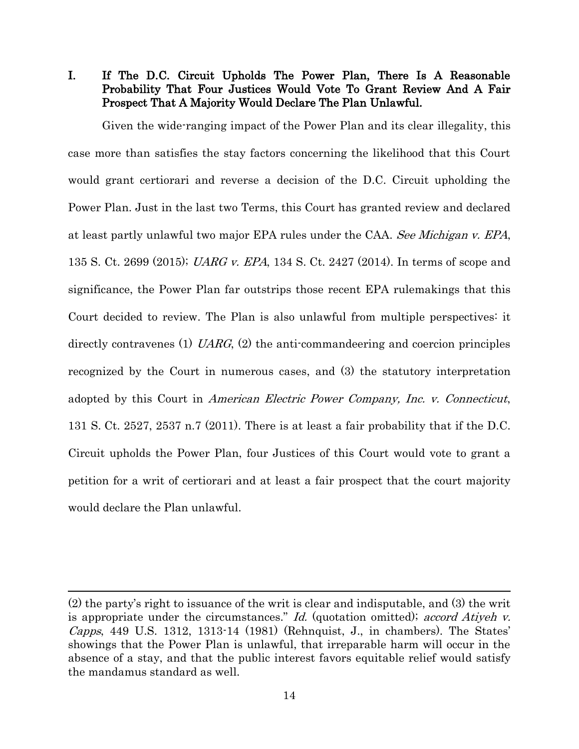## I. If The D.C. Circuit Upholds The Power Plan, There Is A Reasonable Probability That Four Justices Would Vote To Grant Review And A Fair Prospect That A Majority Would Declare The Plan Unlawful.

Given the wide-ranging impact of the Power Plan and its clear illegality, this case more than satisfies the stay factors concerning the likelihood that this Court would grant certiorari and reverse a decision of the D.C. Circuit upholding the Power Plan. Just in the last two Terms, this Court has granted review and declared at least partly unlawful two major EPA rules under the CAA. *See Michigan v. EPA*, 135 S. Ct. 2699 (2015); *UARG v. EPA*, 134 S. Ct. 2427 (2014). In terms of scope and significance, the Power Plan far outstrips those recent EPA rulemakings that this Court decided to review. The Plan is also unlawful from multiple perspectives: it directly contravenes (1) *UARG*, (2) the anti-commandeering and coercion principles recognized by the Court in numerous cases, and (3) the statutory interpretation adopted by this Court in *American Electric Power Company, Inc. v. Connecticut*, 131 S. Ct. 2527, 2537 n.7 (2011). There is at least a fair probability that if the D.C. Circuit upholds the Power Plan, four Justices of this Court would vote to grant a petition for a writ of certiorari and at least a fair prospect that the court majority would declare the Plan unlawful.

---

(2) the party's right to issuance of the writ is clear and indisputable, and (3) the writ is appropriate under the circumstances." *Id.* (quotation omitted); *accord Atiyeh v. Capps*, 449 U.S. 1312, 1313-14 (1981) (Rehnquist, J., in chambers). The States' showings that the Power Plan is unlawful, that irreparable harm will occur in the absence of a stay, and that the public interest favors equitable relief would satisfy the mandamus standard as well.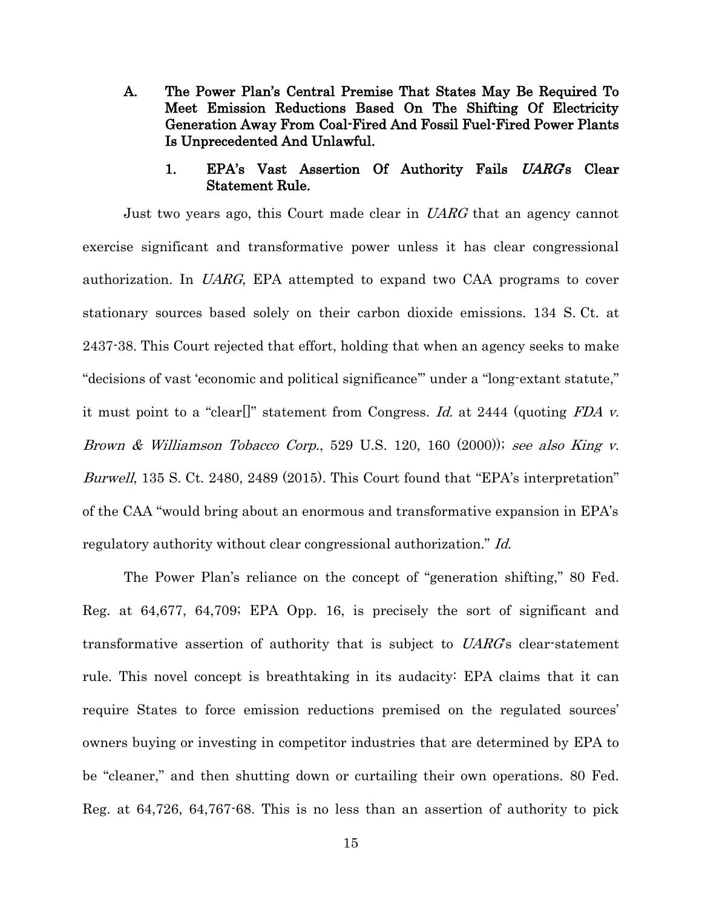### A. The Power Plan's Central Premise That States May Be Required To Meet Emission Reductions Based On The Shifting Of Electricity Generation Away From Coal-Fired And Fossil Fuel-Fired Power Plants Is Unprecedented And Unlawful.

#### 1. EPA's Vast Assertion Of Authority Fails *UARG*'s Clear Statement Rule.

Just two years ago, this Court made clear in *UARG* that an agency cannot exercise significant and transformative power unless it has clear congressional authorization. In *UARG*, EPA attempted to expand two CAA programs to cover stationary sources based solely on their carbon dioxide emissions. 134 S. Ct. at 2437-38. This Court rejected that effort, holding that when an agency seeks to make "decisions of vast 'economic and political significance'" under a "long-extant statute," it must point to a "clear[]" statement from Congress. *Id.* at 2444 (quoting *FDA v. Brown & Williamson Tobacco Corp.*, 529 U.S. 120, 160 (2000)); *see also King v. Burwell*, 135 S. Ct. 2480, 2489 (2015). This Court found that "EPA's interpretation" of the CAA "would bring about an enormous and transformative expansion in EPA's regulatory authority without clear congressional authorization." *Id.*

The Power Plan's reliance on the concept of "generation shifting," 80 Fed. Reg. at 64,677, 64,709; EPA Opp. 16, is precisely the sort of significant and transformative assertion of authority that is subject to *UARG*'s clear-statement rule. This novel concept is breathtaking in its audacity: EPA claims that it can require States to force emission reductions premised on the regulated sources' owners buying or investing in competitor industries that are determined by EPA to be "cleaner," and then shutting down or curtailing their own operations. 80 Fed. Reg. at 64,726, 64,767-68. This is no less than an assertion of authority to pick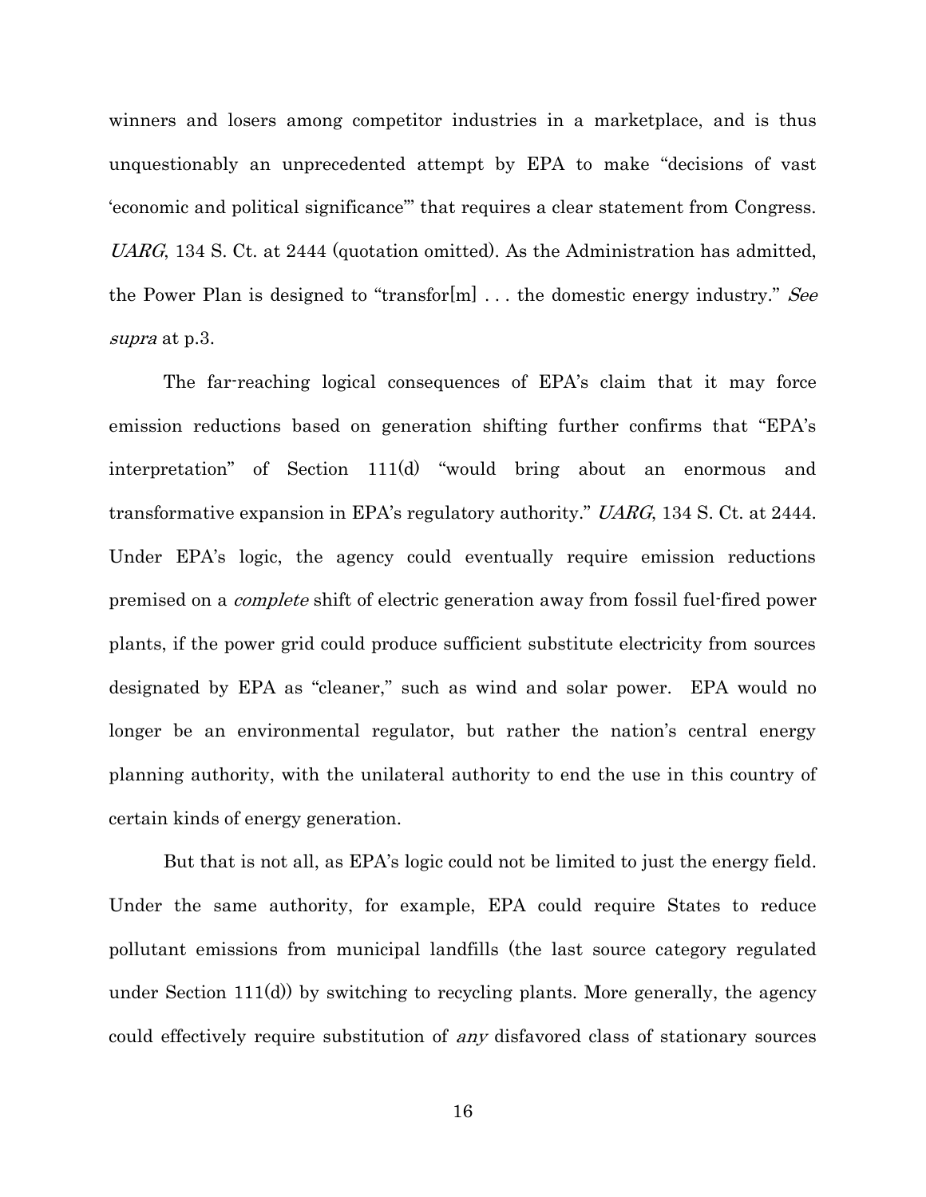winners and losers among competitor industries in a marketplace, and is thus unquestionably an unprecedented attempt by EPA to make "decisions of vast 'economic and political significance'" that requires a clear statement from Congress. *UARG*, 134 S. Ct. at 2444 (quotation omitted). As the Administration has admitted, the Power Plan is designed to "transfor[m] . . . the domestic energy industry." *See supra* at p.3.

The far-reaching logical consequences of EPA's claim that it may force emission reductions based on generation shifting further confirms that "EPA's interpretation" of Section 111(d) "would bring about an enormous and transformative expansion in EPA's regulatory authority." *UARG*, 134 S. Ct. at 2444. Under EPA's logic, the agency could eventually require emission reductions premised on a *complete* shift of electric generation away from fossil fuel-fired power plants, if the power grid could produce sufficient substitute electricity from sources designated by EPA as "cleaner," such as wind and solar power. EPA would no longer be an environmental regulator, but rather the nation's central energy planning authority, with the unilateral authority to end the use in this country of certain kinds of energy generation.

But that is not all, as EPA's logic could not be limited to just the energy field. Under the same authority, for example, EPA could require States to reduce pollutant emissions from municipal landfills (the last source category regulated under Section 111(d)) by switching to recycling plants. More generally, the agency could effectively require substitution of *any* disfavored class of stationary sources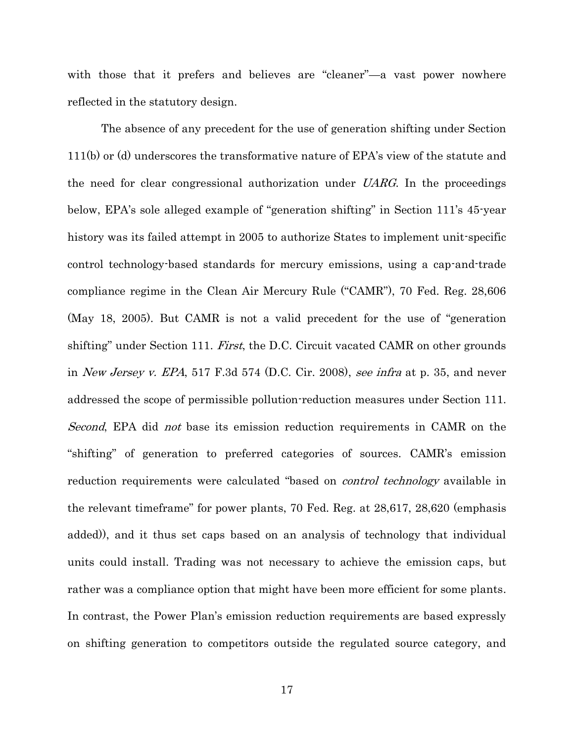with those that it prefers and believes are "cleaner"—a vast power nowhere reflected in the statutory design.

The absence of any precedent for the use of generation shifting under Section 111(b) or (d) underscores the transformative nature of EPA's view of the statute and the need for clear congressional authorization under *UARG*. In the proceedings below, EPA's sole alleged example of "generation shifting" in Section 111's 45-year history was its failed attempt in 2005 to authorize States to implement unit-specific control technology-based standards for mercury emissions, using a cap-and-trade compliance regime in the Clean Air Mercury Rule ("CAMR"), 70 Fed. Reg. 28,606 (May 18, 2005). But CAMR is not a valid precedent for the use of "generation shifting" under Section 111. *First*, the D.C. Circuit vacated CAMR on other grounds in *New Jersey v. EPA*, 517 F.3d 574 (D.C. Cir. 2008), *see infra* at p. 35, and never addressed the scope of permissible pollution-reduction measures under Section 111. *Second*, EPA did *not* base its emission reduction requirements in CAMR on the "shifting" of generation to preferred categories of sources. CAMR's emission reduction requirements were calculated "based on *control technology* available in the relevant timeframe" for power plants, 70 Fed. Reg. at 28,617, 28,620 (emphasis added)), and it thus set caps based on an analysis of technology that individual units could install. Trading was not necessary to achieve the emission caps, but rather was a compliance option that might have been more efficient for some plants. In contrast, the Power Plan's emission reduction requirements are based expressly on shifting generation to competitors outside the regulated source category, and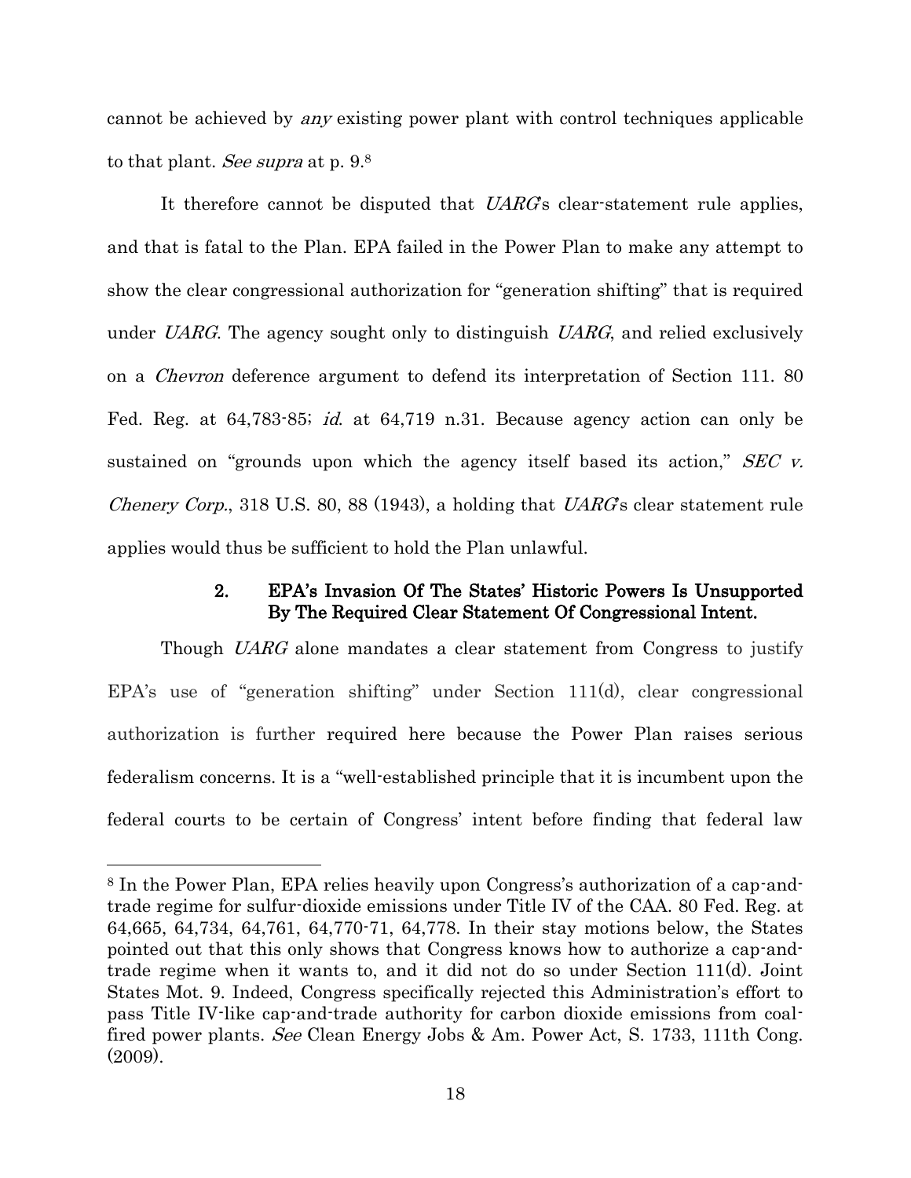cannot be achieved by *any* existing power plant with control techniques applicable to that plant. *See supra* at p. 9.[8]

It therefore cannot be disputed that *UARG*'s clear-statement rule applies, and that is fatal to the Plan. EPA failed in the Power Plan to make any attempt to show the clear congressional authorization for "generation shifting" that is required under *UARG*. The agency sought only to distinguish *UARG*, and relied exclusively on a *Chevron* deference argument to defend its interpretation of Section 111. 80 Fed. Reg. at 64,783-85; *id.* at 64,719 n.31. Because agency action can only be sustained on "grounds upon which the agency itself based its action," *SEC v. Chenery Corp.*, 318 U.S. 80, 88 (1943), a holding that *UARG*'s clear statement rule applies would thus be sufficient to hold the Plan unlawful.

### 2. EPA's Invasion Of The States' Historic Powers Is Unsupported By The Required Clear Statement Of Congressional Intent.

Though *UARG* alone mandates a clear statement from Congress to justify EPA's use of "generation shifting" under Section 111(d), clear congressional authorization is further required here because the Power Plan raises serious federalism concerns. It is a "well-established principle that it is incumbent upon the federal courts to be certain of Congress' intent before finding that federal law

---

[8] In the Power Plan, EPA relies heavily upon Congress's authorization of a cap-and-trade regime for sulfur-dioxide emissions under Title IV of the CAA. 80 Fed. Reg. at 64,665, 64,734, 64,761, 64,770-71, 64,778. In their stay motions below, the States pointed out that this only shows that Congress knows how to authorize a cap-and-trade regime when it wants to, and it did not do so under Section 111(d). Joint States Mot. 9. Indeed, Congress specifically rejected this Administration's effort to pass Title IV-like cap-and-trade authority for carbon dioxide emissions from coal-fired power plants. *See* Clean Energy Jobs & Am. Power Act, S. 1733, 111th Cong. (2009).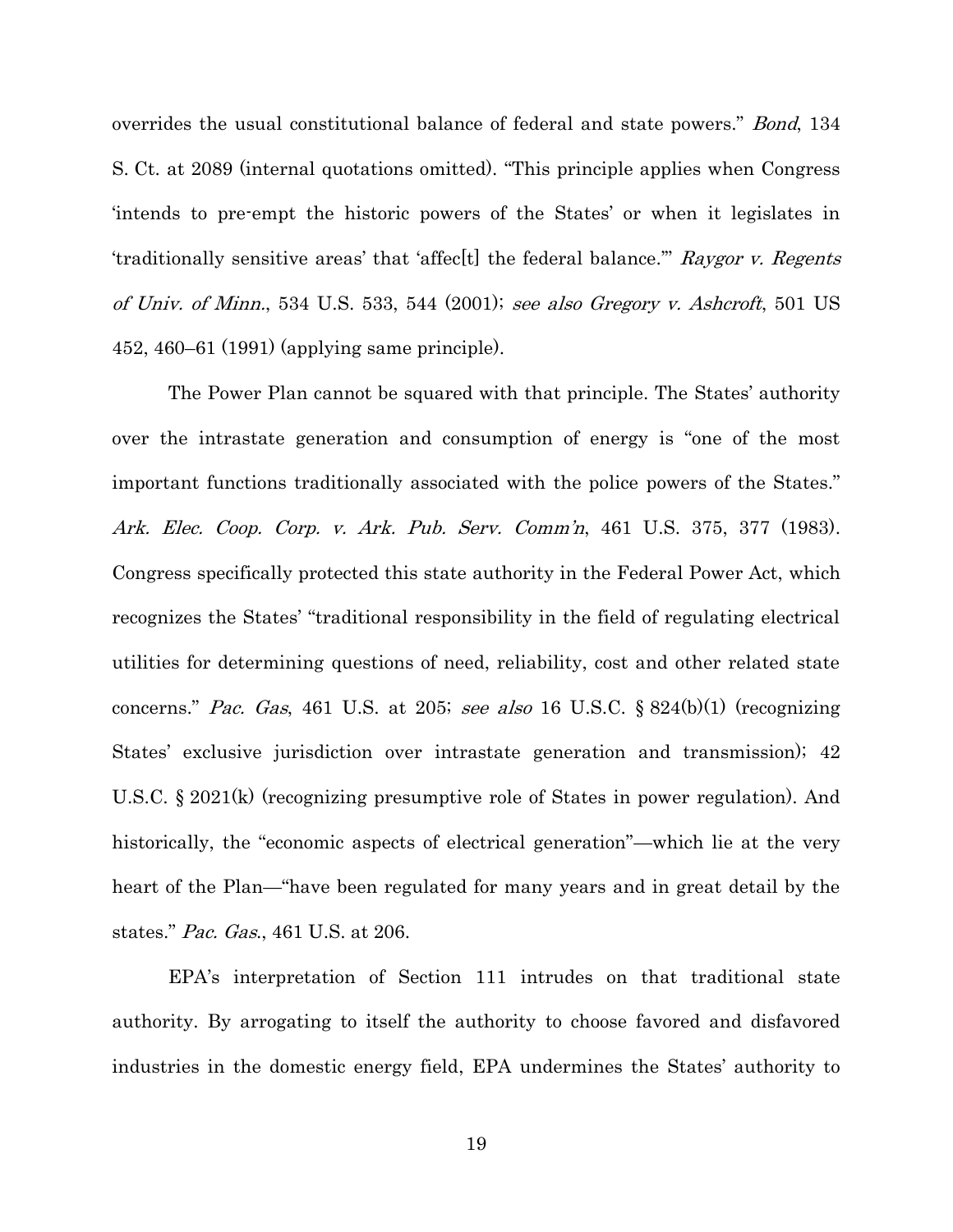overrides the usual constitutional balance of federal and state powers." *Bond*, 134 S. Ct. at 2089 (internal quotations omitted). "This principle applies when Congress 'intends to pre-empt the historic powers of the States' or when it legislates in 'traditionally sensitive areas' that 'affec[t] the federal balance.'" *Raygor v. Regents of Univ. of Minn.*, 534 U.S. 533, 544 (2001); *see also Gregory v. Ashcroft*, 501 US 452, 460–61 (1991) (applying same principle).

The Power Plan cannot be squared with that principle. The States' authority over the intrastate generation and consumption of energy is "one of the most important functions traditionally associated with the police powers of the States." *Ark. Elec. Coop. Corp. v. Ark. Pub. Serv. Comm'n*, 461 U.S. 375, 377 (1983). Congress specifically protected this state authority in the Federal Power Act, which recognizes the States' "traditional responsibility in the field of regulating electrical utilities for determining questions of need, reliability, cost and other related state concerns." *Pac. Gas*, 461 U.S. at 205; *see also* 16 U.S.C. § 824(b)(1) (recognizing States' exclusive jurisdiction over intrastate generation and transmission); 42 U.S.C. § 2021(k) (recognizing presumptive role of States in power regulation). And historically, the "economic aspects of electrical generation"—which lie at the very heart of the Plan—"have been regulated for many years and in great detail by the states." *Pac. Gas.*, 461 U.S. at 206.

EPA's interpretation of Section 111 intrudes on that traditional state authority. By arrogating to itself the authority to choose favored and disfavored industries in the domestic energy field, EPA undermines the States' authority to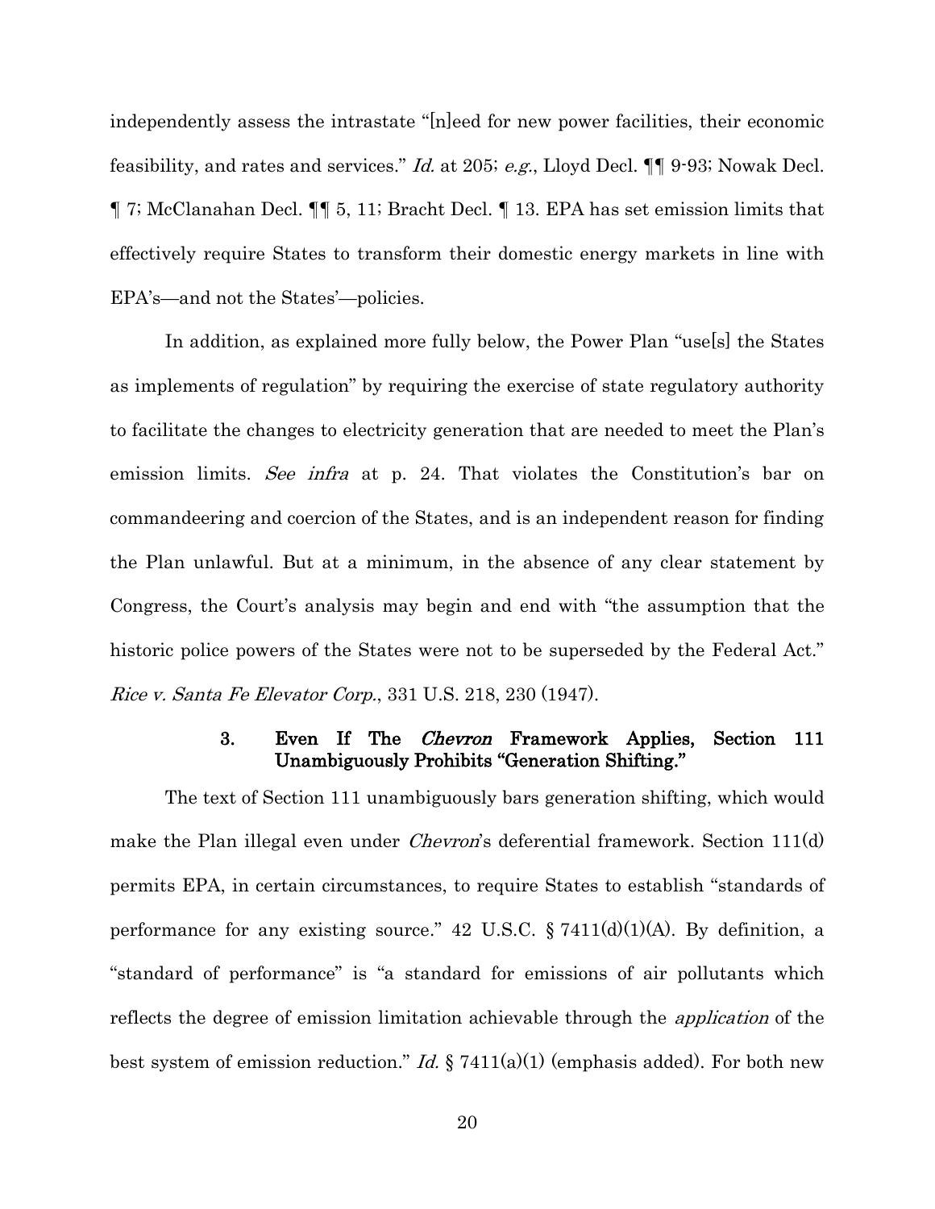independently assess the intrastate "[n]eed for new power facilities, their economic feasibility, and rates and services." *Id.* at 205; *e.g.*, Lloyd Decl. ¶¶ 9-93; Nowak Decl. ¶ 7; McClanahan Decl. ¶¶ 5, 11; Bracht Decl. ¶ 13. EPA has set emission limits that effectively require States to transform their domestic energy markets in line with EPA's—and not the States'—policies.

In addition, as explained more fully below, the Power Plan "use[s] the States as implements of regulation" by requiring the exercise of state regulatory authority to facilitate the changes to electricity generation that are needed to meet the Plan's emission limits. *See infra* at p. 24. That violates the Constitution's bar on commandeering and coercion of the States, and is an independent reason for finding the Plan unlawful. But at a minimum, in the absence of any clear statement by Congress, the Court's analysis may begin and end with "the assumption that the historic police powers of the States were not to be superseded by the Federal Act." *Rice v. Santa Fe Elevator Corp.*, 331 U.S. 218, 230 (1947).

### 3. Even If The *Chevron* Framework Applies, Section 111 Unambiguously Prohibits "Generation Shifting."

The text of Section 111 unambiguously bars generation shifting, which would make the Plan illegal even under *Chevron*'s deferential framework. Section 111(d) permits EPA, in certain circumstances, to require States to establish "standards of performance for any existing source." 42 U.S.C. § 7411(d)(1)(A). By definition, a "standard of performance" is "a standard for emissions of air pollutants which reflects the degree of emission limitation achievable through the *application* of the best system of emission reduction." *Id.* § 7411(a)(1) (emphasis added). For both new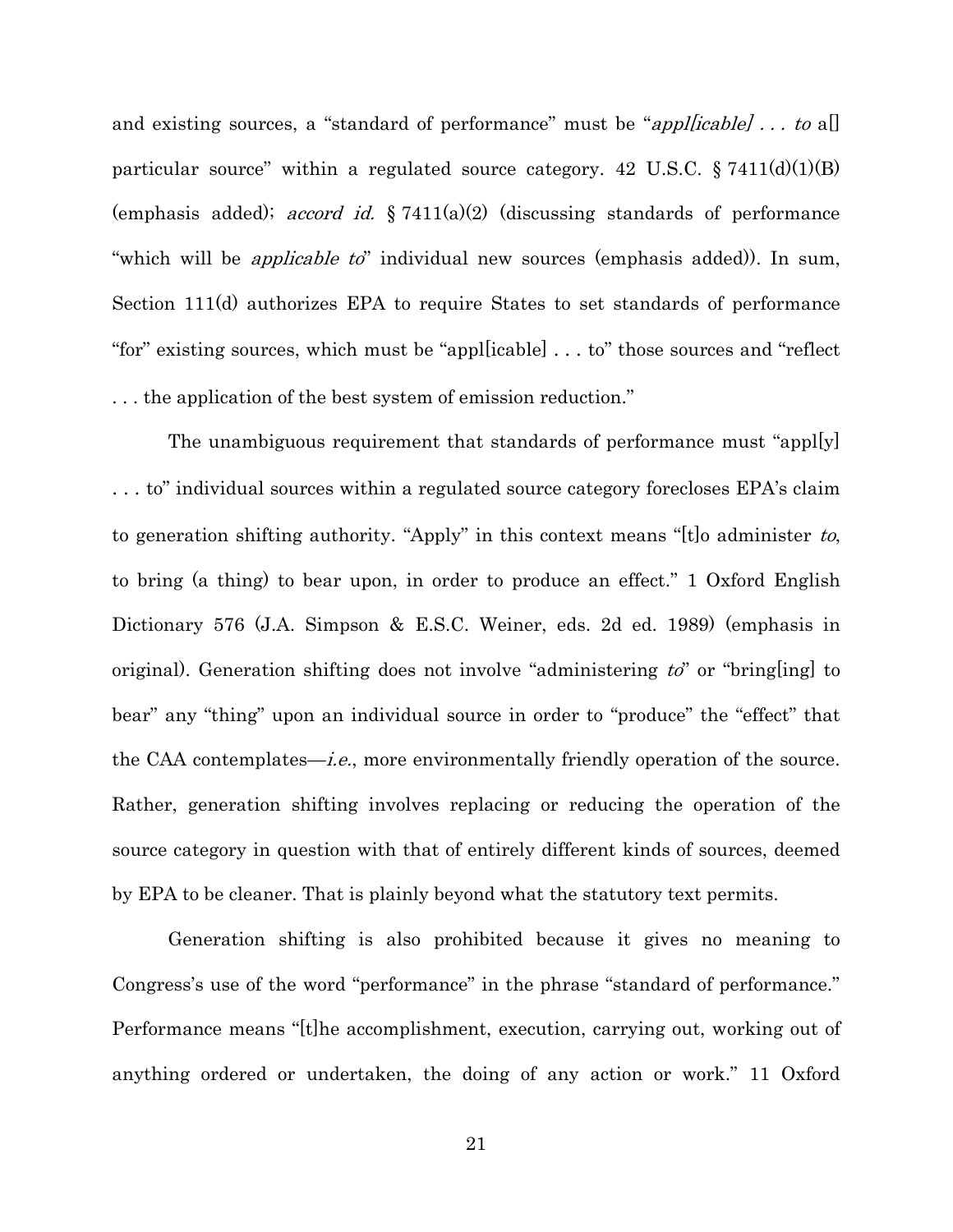and existing sources, a "standard of performance" must be "*appl[icable] . . . to* a[] particular source" within a regulated source category. 42 U.S.C. § 7411(d)(1)(B) (emphasis added); *accord id.* § 7411(a)(2) (discussing standards of performance "which will be *applicable to*" individual new sources (emphasis added)). In sum, Section 111(d) authorizes EPA to require States to set standards of performance "for" existing sources, which must be "appl[icable] . . . to" those sources and "reflect . . . the application of the best system of emission reduction."

The unambiguous requirement that standards of performance must "appl[y] . . . to" individual sources within a regulated source category forecloses EPA's claim to generation shifting authority. "Apply" in this context means "[t]o administer *to*, to bring (a thing) to bear upon, in order to produce an effect." 1 Oxford English Dictionary 576 (J.A. Simpson & E.S.C. Weiner, eds. 2d ed. 1989) (emphasis in original). Generation shifting does not involve "administering *to*" or "bring[ing] to bear" any "thing" upon an individual source in order to "produce" the "effect" that the CAA contemplates—*i.e.*, more environmentally friendly operation of the source. Rather, generation shifting involves replacing or reducing the operation of the source category in question with that of entirely different kinds of sources, deemed by EPA to be cleaner. That is plainly beyond what the statutory text permits.

Generation shifting is also prohibited because it gives no meaning to Congress's use of the word "performance" in the phrase "standard of performance." Performance means "[t]he accomplishment, execution, carrying out, working out of anything ordered or undertaken, the doing of any action or work." 11 Oxford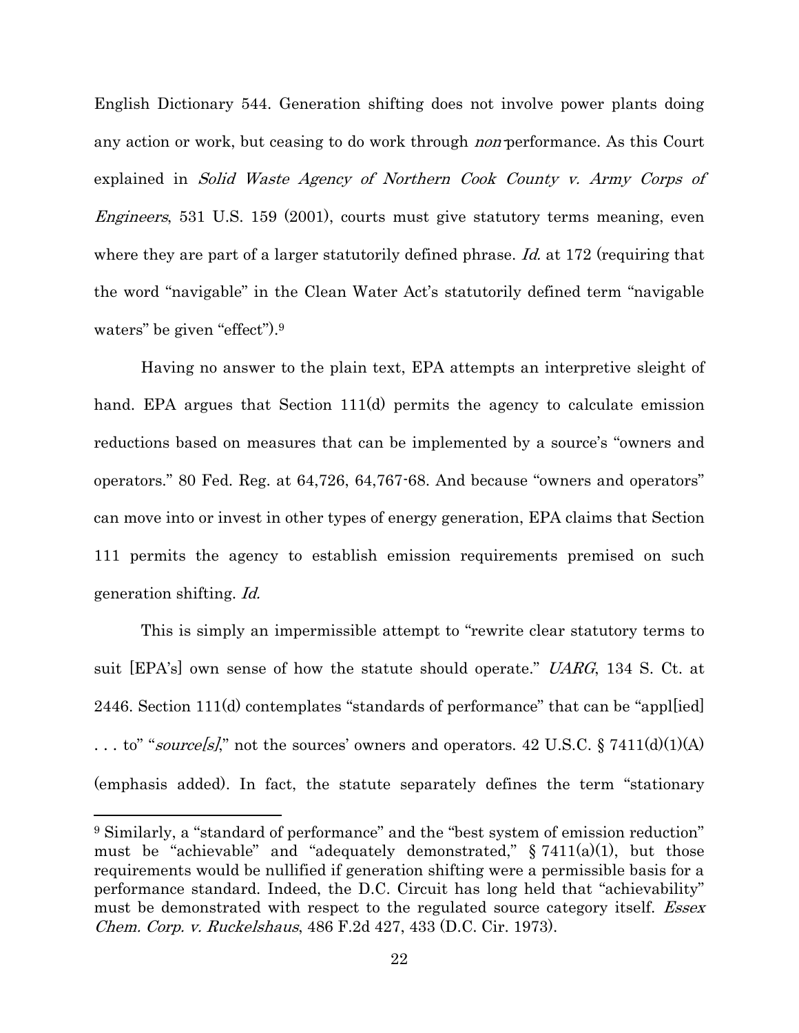English Dictionary 544. Generation shifting does not involve power plants doing any action or work, but ceasing to do work through *non*-performance. As this Court explained in *Solid Waste Agency of Northern Cook County v. Army Corps of Engineers*, 531 U.S. 159 (2001), courts must give statutory terms meaning, even where they are part of a larger statutorily defined phrase. *Id.* at 172 (requiring that the word "navigable" in the Clean Water Act's statutorily defined term "navigable waters" be given "effect").[9]

Having no answer to the plain text, EPA attempts an interpretive sleight of hand. EPA argues that Section 111(d) permits the agency to calculate emission reductions based on measures that can be implemented by a source's "owners and operators." 80 Fed. Reg. at 64,726, 64,767-68. And because "owners and operators" can move into or invest in other types of energy generation, EPA claims that Section 111 permits the agency to establish emission requirements premised on such generation shifting. *Id.*

This is simply an impermissible attempt to "rewrite clear statutory terms to suit [EPA's] own sense of how the statute should operate." *UARG*, 134 S. Ct. at 2446. Section 111(d) contemplates "standards of performance" that can be "appl[ied] . . . to" "*source[s]*," not the sources' owners and operators. 42 U.S.C. § 7411(d)(1)(A) (emphasis added). In fact, the statute separately defines the term "stationary

---

[9] Similarly, a "standard of performance" and the "best system of emission reduction" must be "achievable" and "adequately demonstrated," § 7411(a)(1), but those requirements would be nullified if generation shifting were a permissible basis for a performance standard. Indeed, the D.C. Circuit has long held that "achievability" must be demonstrated with respect to the regulated source category itself. *Essex Chem. Corp. v. Ruckelshaus*, 486 F.2d 427, 433 (D.C. Cir. 1973).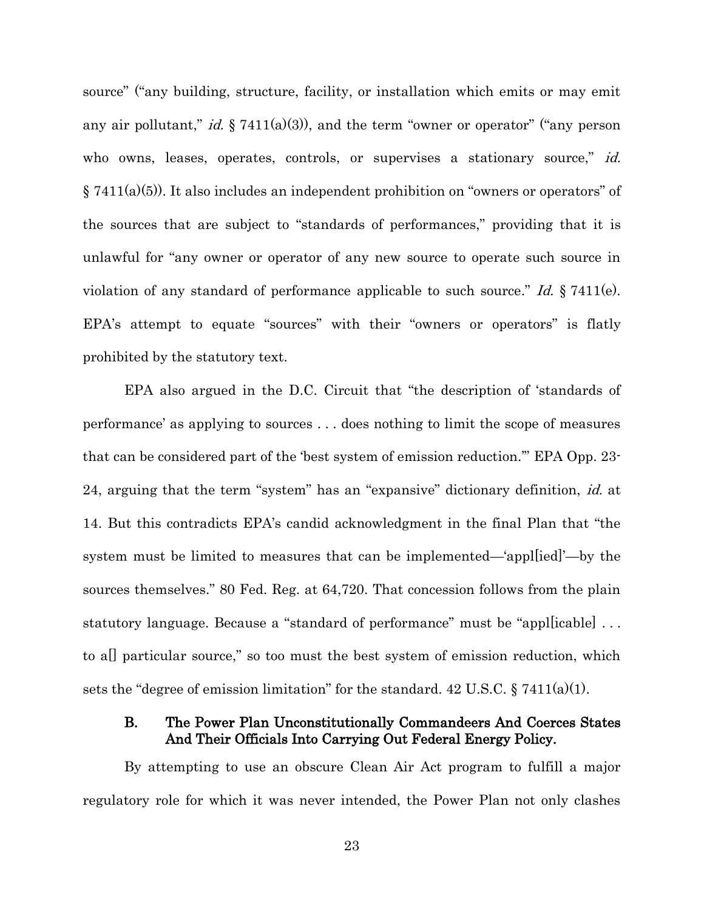source" ("any building, structure, facility, or installation which emits or may emit any air pollutant," *id.* § 7411(a)(3)), and the term "owner or operator" ("any person who owns, leases, operates, controls, or supervises a stationary source," *id.* § 7411(a)(5)). It also includes an independent prohibition on "owners or operators" of the sources that are subject to "standards of performances," providing that it is unlawful for "any owner or operator of any new source to operate such source in violation of any standard of performance applicable to such source." *Id.* § 7411(e). EPA's attempt to equate "sources" with their "owners or operators" is flatly prohibited by the statutory text.

EPA also argued in the D.C. Circuit that "the description of 'standards of performance' as applying to sources . . . does nothing to limit the scope of measures that can be considered part of the 'best system of emission reduction.'" EPA Opp. 23-24, arguing that the term "system" has an "expansive" dictionary definition, *id.* at 14. But this contradicts EPA's candid acknowledgment in the final Plan that "the system must be limited to measures that can be implemented—'appl[ied]'—by the sources themselves." 80 Fed. Reg. at 64,720. That concession follows from the plain statutory language. Because a "standard of performance" must be "appl[icable] . . . to a[] particular source," so too must the best system of emission reduction, which sets the "degree of emission limitation" for the standard. 42 U.S.C. § 7411(a)(1).

### B. The Power Plan Unconstitutionally Commandeers And Coerces States And Their Officials Into Carrying Out Federal Energy Policy.

By attempting to use an obscure Clean Air Act program to fulfill a major regulatory role for which it was never intended, the Power Plan not only clashes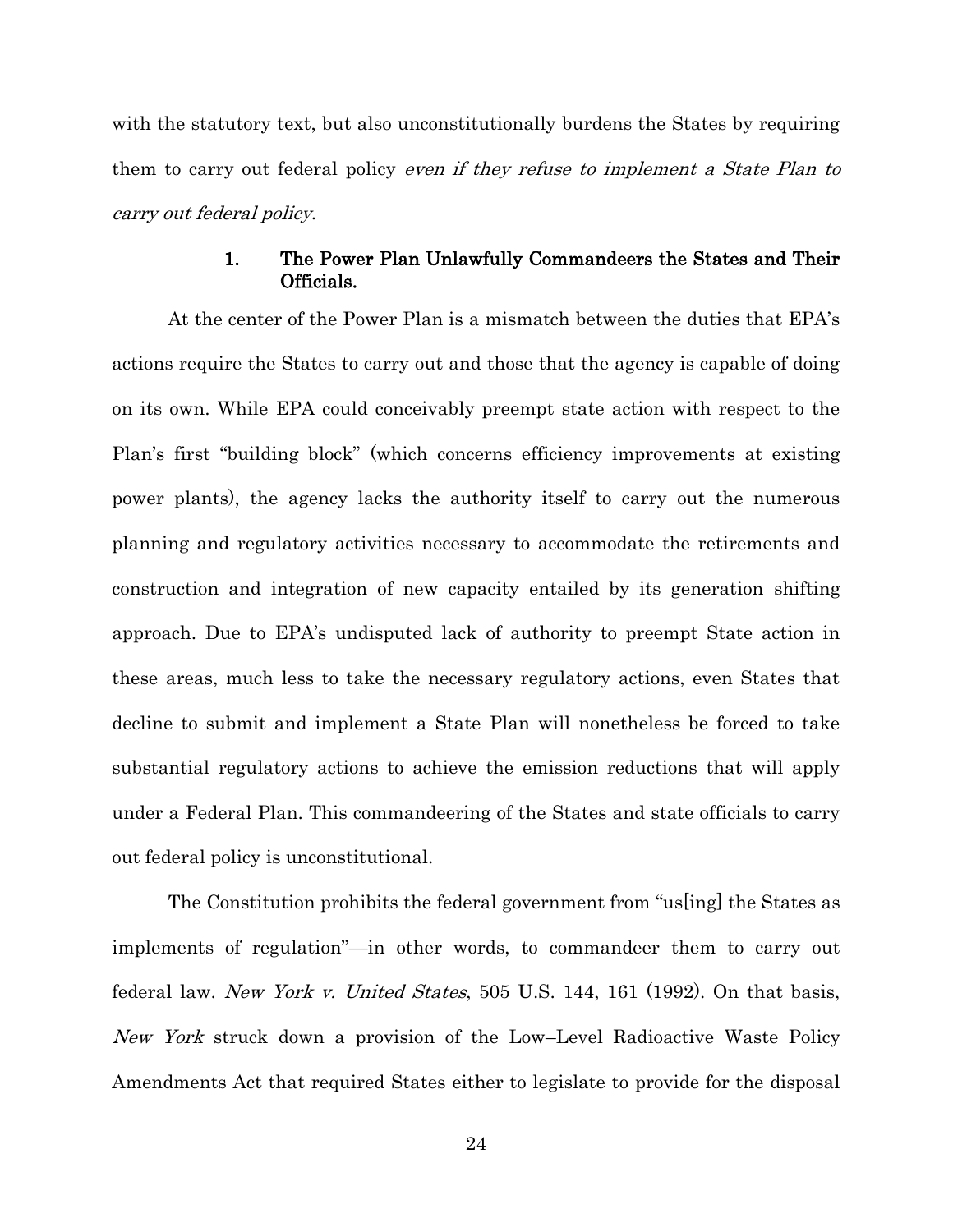with the statutory text, but also unconstitutionally burdens the States by requiring them to carry out federal policy *even if they refuse to implement a State Plan to carry out federal policy*.

### 1. The Power Plan Unlawfully Commandeers the States and Their Officials.

At the center of the Power Plan is a mismatch between the duties that EPA's actions require the States to carry out and those that the agency is capable of doing on its own. While EPA could conceivably preempt state action with respect to the Plan's first "building block" (which concerns efficiency improvements at existing power plants), the agency lacks the authority itself to carry out the numerous planning and regulatory activities necessary to accommodate the retirements and construction and integration of new capacity entailed by its generation shifting approach. Due to EPA's undisputed lack of authority to preempt State action in these areas, much less to take the necessary regulatory actions, even States that decline to submit and implement a State Plan will nonetheless be forced to take substantial regulatory actions to achieve the emission reductions that will apply under a Federal Plan. This commandeering of the States and state officials to carry out federal policy is unconstitutional.

The Constitution prohibits the federal government from "us[ing] the States as implements of regulation"—in other words, to commandeer them to carry out federal law. *New York v. United States*, 505 U.S. 144, 161 (1992). On that basis, *New York* struck down a provision of the Low–Level Radioactive Waste Policy Amendments Act that required States either to legislate to provide for the disposal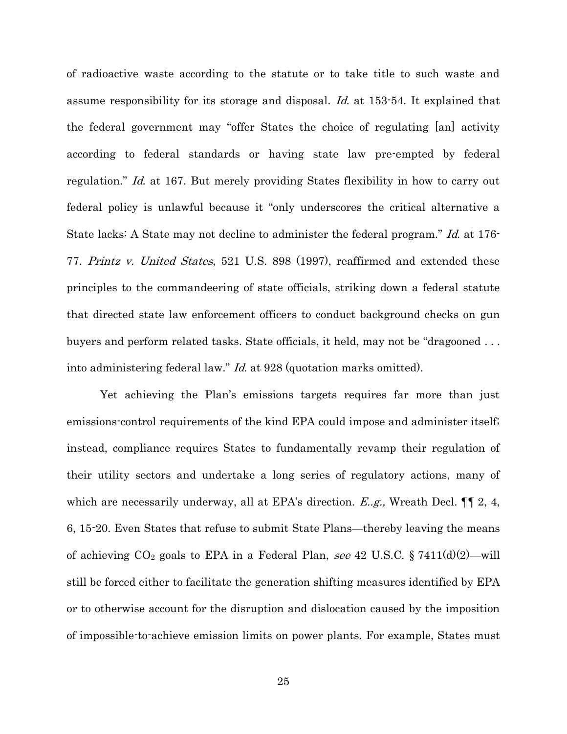of radioactive waste according to the statute or to take title to such waste and assume responsibility for its storage and disposal. *Id.* at 153-54. It explained that the federal government may "offer States the choice of regulating [an] activity according to federal standards or having state law pre-empted by federal regulation." *Id.* at 167. But merely providing States flexibility in how to carry out federal policy is unlawful because it "only underscores the critical alternative a State lacks: A State may not decline to administer the federal program." *Id.* at 176-77. *Printz v. United States*, 521 U.S. 898 (1997), reaffirmed and extended these principles to the commandeering of state officials, striking down a federal statute that directed state law enforcement officers to conduct background checks on gun buyers and perform related tasks. State officials, it held, may not be "dragooned . . . into administering federal law." *Id.* at 928 (quotation marks omitted).

Yet achieving the Plan's emissions targets requires far more than just emissions-control requirements of the kind EPA could impose and administer itself; instead, compliance requires States to fundamentally revamp their regulation of their utility sectors and undertake a long series of regulatory actions, many of which are necessarily underway, all at EPA's direction. *E..g.,* Wreath Decl. ¶¶ 2, 4, 6, 15-20. Even States that refuse to submit State Plans—thereby leaving the means of achieving $CO_2$ goals to EPA in a Federal Plan, *see* 42 U.S.C. § 7411(d)(2)—will still be forced either to facilitate the generation shifting measures identified by EPA or to otherwise account for the disruption and dislocation caused by the imposition of impossible-to-achieve emission limits on power plants. For example, States must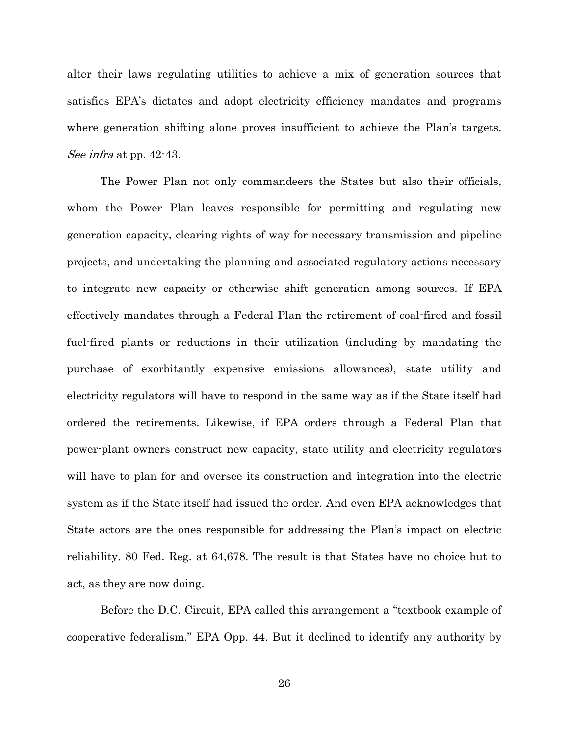alter their laws regulating utilities to achieve a mix of generation sources that satisfies EPA's dictates and adopt electricity efficiency mandates and programs where generation shifting alone proves insufficient to achieve the Plan's targets. *See infra* at pp. 42-43.

The Power Plan not only commandeers the States but also their officials, whom the Power Plan leaves responsible for permitting and regulating new generation capacity, clearing rights of way for necessary transmission and pipeline projects, and undertaking the planning and associated regulatory actions necessary to integrate new capacity or otherwise shift generation among sources. If EPA effectively mandates through a Federal Plan the retirement of coal-fired and fossil fuel-fired plants or reductions in their utilization (including by mandating the purchase of exorbitantly expensive emissions allowances), state utility and electricity regulators will have to respond in the same way as if the State itself had ordered the retirements. Likewise, if EPA orders through a Federal Plan that power-plant owners construct new capacity, state utility and electricity regulators will have to plan for and oversee its construction and integration into the electric system as if the State itself had issued the order. And even EPA acknowledges that State actors are the ones responsible for addressing the Plan's impact on electric reliability. 80 Fed. Reg. at 64,678. The result is that States have no choice but to act, as they are now doing.

Before the D.C. Circuit, EPA called this arrangement a "textbook example of cooperative federalism." EPA Opp. 44. But it declined to identify any authority by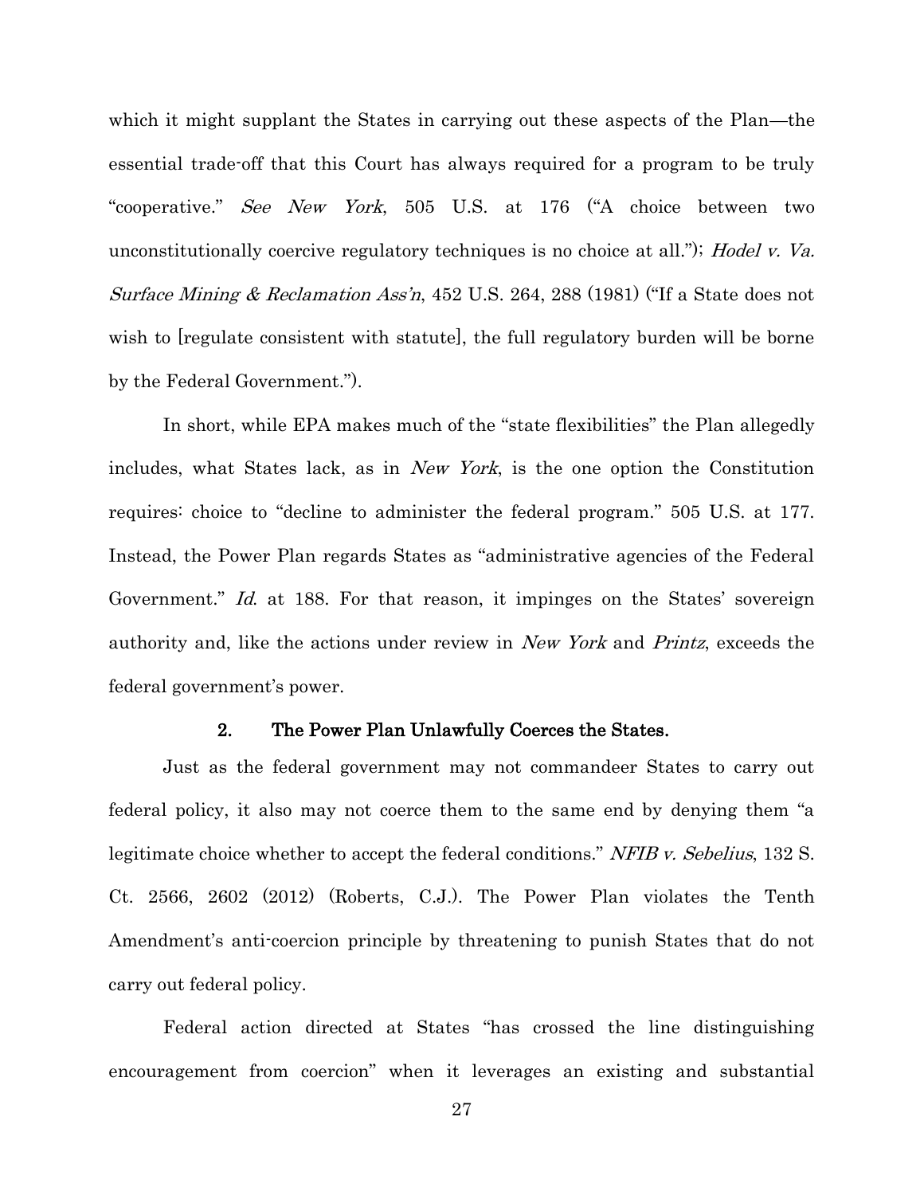which it might supplant the States in carrying out these aspects of the Plan—the essential trade-off that this Court has always required for a program to be truly "cooperative." *See New York*, 505 U.S. at 176 ("A choice between two unconstitutionally coercive regulatory techniques is no choice at all."); *Hodel v. Va. Surface Mining & Reclamation Ass'n*, 452 U.S. 264, 288 (1981) ("If a State does not wish to [regulate consistent with statute], the full regulatory burden will be borne by the Federal Government.").

In short, while EPA makes much of the "state flexibilities" the Plan allegedly includes, what States lack, as in *New York*, is the one option the Constitution requires: choice to "decline to administer the federal program." 505 U.S. at 177. Instead, the Power Plan regards States as "administrative agencies of the Federal Government." *Id.* at 188. For that reason, it impinges on the States' sovereign authority and, like the actions under review in *New York* and *Printz*, exceeds the federal government's power.

#### 2. The Power Plan Unlawfully Coerces the States.

Just as the federal government may not commandeer States to carry out federal policy, it also may not coerce them to the same end by denying them "a legitimate choice whether to accept the federal conditions." *NFIB v. Sebelius*, 132 S. Ct. 2566, 2602 (2012) (Roberts, C.J.). The Power Plan violates the Tenth Amendment's anti-coercion principle by threatening to punish States that do not carry out federal policy.

Federal action directed at States "has crossed the line distinguishing encouragement from coercion" when it leverages an existing and substantial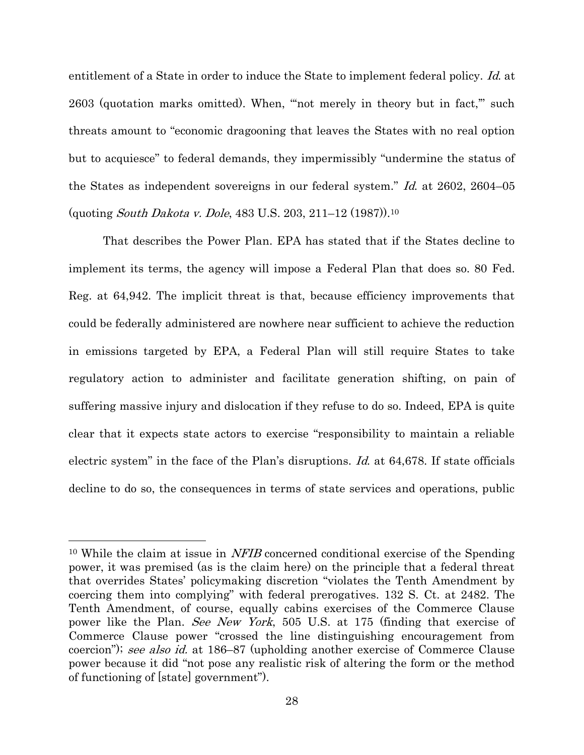entitlement of a State in order to induce the State to implement federal policy. *Id.* at 2603 (quotation marks omitted). When, "'not merely in theory but in fact,'" such threats amount to "economic dragooning that leaves the States with no real option but to acquiesce" to federal demands, they impermissibly "undermine the status of the States as independent sovereigns in our federal system." *Id.* at 2602, 2604–05 (quoting *South Dakota v. Dole*, 483 U.S. 203, 211–12 (1987)).[10]

That describes the Power Plan. EPA has stated that if the States decline to implement its terms, the agency will impose a Federal Plan that does so. 80 Fed. Reg. at 64,942. The implicit threat is that, because efficiency improvements that could be federally administered are nowhere near sufficient to achieve the reduction in emissions targeted by EPA, a Federal Plan will still require States to take regulatory action to administer and facilitate generation shifting, on pain of suffering massive injury and dislocation if they refuse to do so. Indeed, EPA is quite clear that it expects state actors to exercise "responsibility to maintain a reliable electric system" in the face of the Plan's disruptions. *Id.* at 64,678. If state officials decline to do so, the consequences in terms of state services and operations, public

[10] While the claim at issue in *NFIB* concerned conditional exercise of the Spending power, it was premised (as is the claim here) on the principle that a federal threat that overrides States' policymaking discretion "violates the Tenth Amendment by coercing them into complying" with federal prerogatives. 132 S. Ct. at 2482. The Tenth Amendment, of course, equally cabins exercises of the Commerce Clause power like the Plan. *See New York*, 505 U.S. at 175 (finding that exercise of Commerce Clause power "crossed the line distinguishing encouragement from coercion"); *see also id.* at 186–87 (upholding another exercise of Commerce Clause power because it did "not pose any realistic risk of altering the form or the method of functioning of [state] government").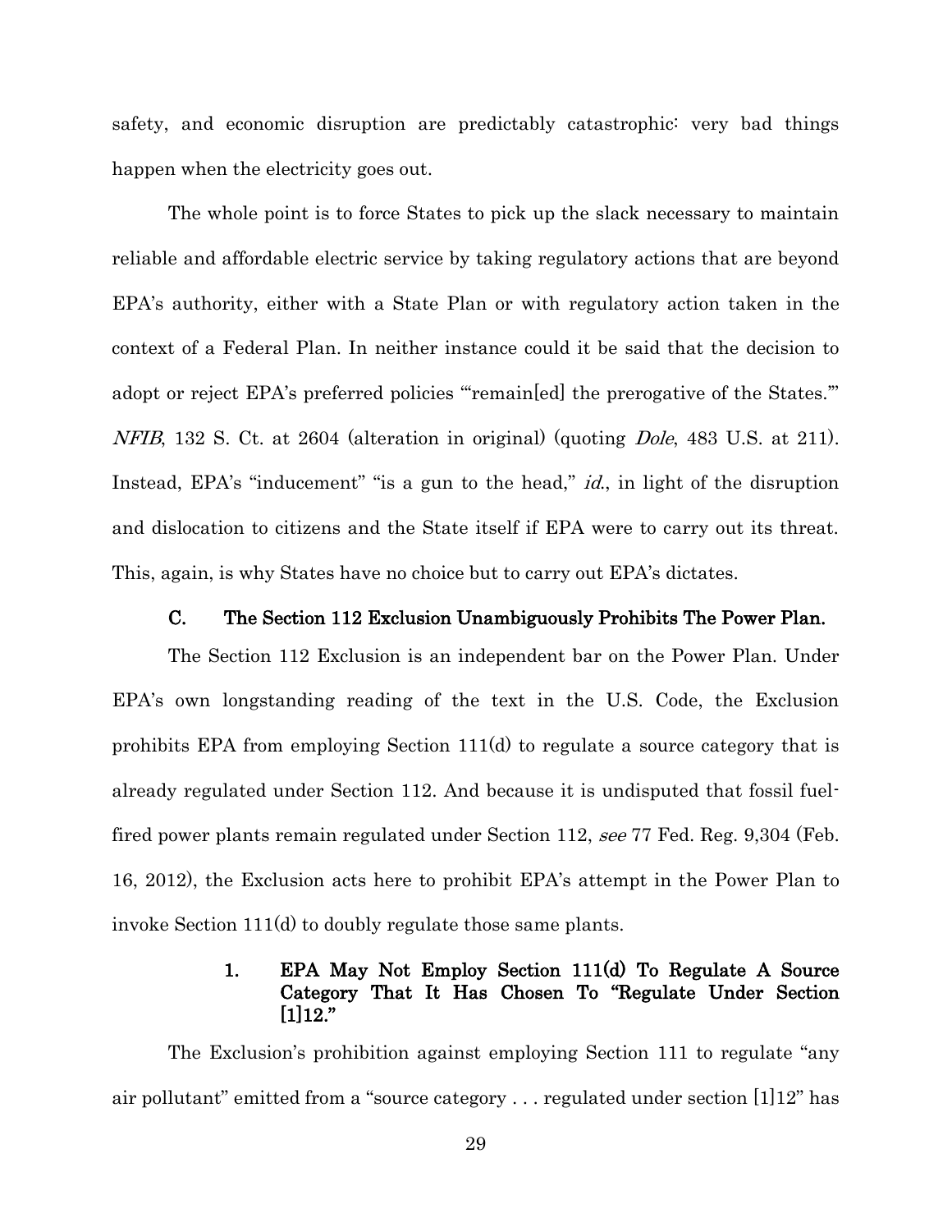safety, and economic disruption are predictably catastrophic: very bad things happen when the electricity goes out.

The whole point is to force States to pick up the slack necessary to maintain reliable and affordable electric service by taking regulatory actions that are beyond EPA's authority, either with a State Plan or with regulatory action taken in the context of a Federal Plan. In neither instance could it be said that the decision to adopt or reject EPA's preferred policies "'remain[ed] the prerogative of the States.'" *NFIB*, 132 S. Ct. at 2604 (alteration in original) (quoting *Dole*, 483 U.S. at 211). Instead, EPA's "inducement" "is a gun to the head," *id.*, in light of the disruption and dislocation to citizens and the State itself if EPA were to carry out its threat. This, again, is why States have no choice but to carry out EPA's dictates.

### C. The Section 112 Exclusion Unambiguously Prohibits The Power Plan.

The Section 112 Exclusion is an independent bar on the Power Plan. Under EPA's own longstanding reading of the text in the U.S. Code, the Exclusion prohibits EPA from employing Section 111(d) to regulate a source category that is already regulated under Section 112. And because it is undisputed that fossil fuel-fired power plants remain regulated under Section 112, *see* 77 Fed. Reg. 9,304 (Feb. 16, 2012), the Exclusion acts here to prohibit EPA's attempt in the Power Plan to invoke Section 111(d) to doubly regulate those same plants.

#### 1. EPA May Not Employ Section 111(d) To Regulate A Source Category That It Has Chosen To "Regulate Under Section [1]12."

The Exclusion's prohibition against employing Section 111 to regulate "any air pollutant" emitted from a "source category . . . regulated under section [1]12" has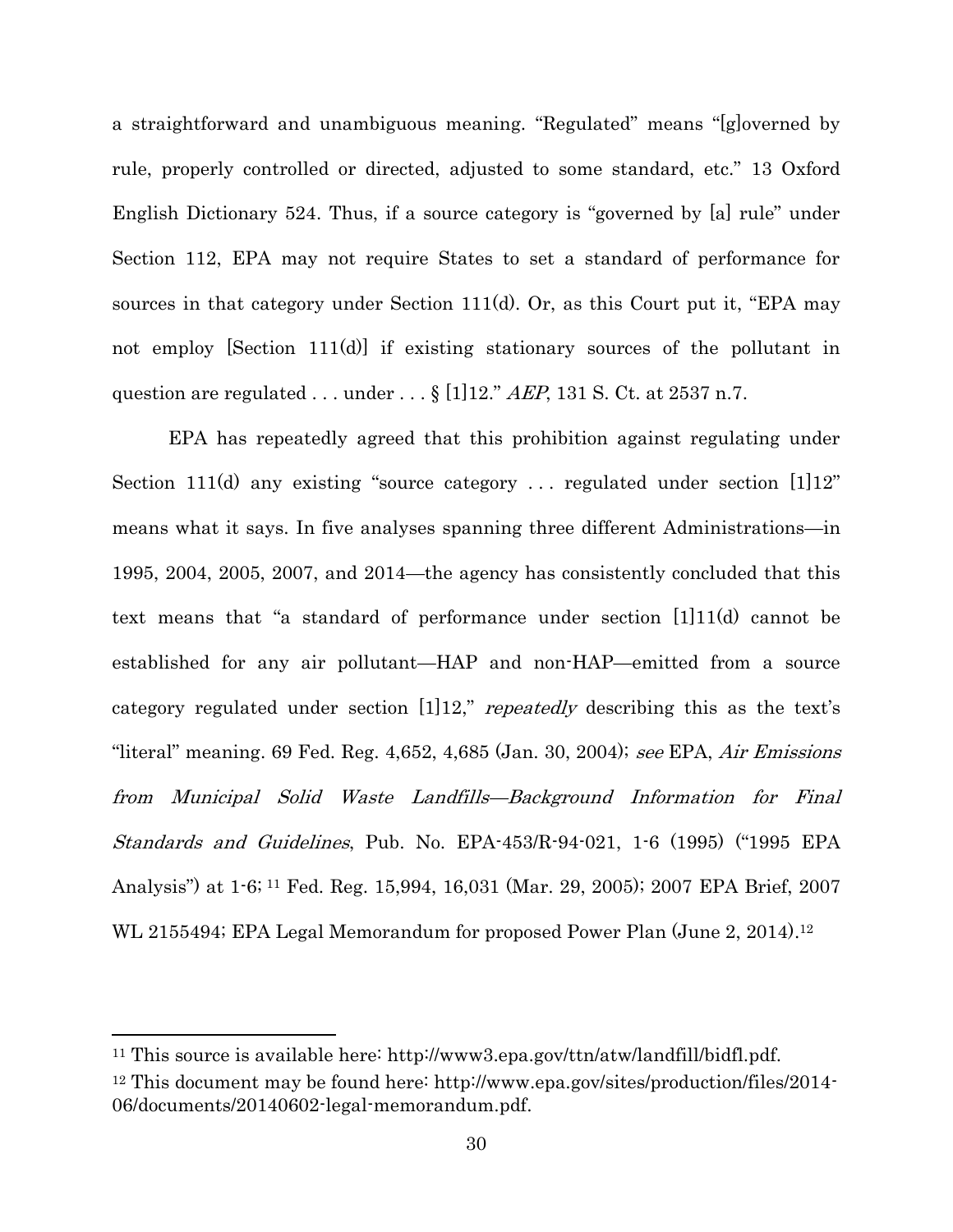a straightforward and unambiguous meaning. "Regulated" means "[g]overned by rule, properly controlled or directed, adjusted to some standard, etc." 13 Oxford English Dictionary 524. Thus, if a source category is "governed by [a] rule" under Section 112, EPA may not require States to set a standard of performance for sources in that category under Section 111(d). Or, as this Court put it, "EPA may not employ [Section 111(d)] if existing stationary sources of the pollutant in question are regulated . . . under . . . § [1]12." *AEP*, 131 S. Ct. at 2537 n.7.

EPA has repeatedly agreed that this prohibition against regulating under Section 111(d) any existing "source category . . . regulated under section [1]12" means what it says. In five analyses spanning three different Administrations—in 1995, 2004, 2005, 2007, and 2014—the agency has consistently concluded that this text means that "a standard of performance under section [1]11(d) cannot be established for any air pollutant—HAP and non-HAP—emitted from a source category regulated under section [1]12," *repeatedly* describing this as the text's "literal" meaning. 69 Fed. Reg. 4,652, 4,685 (Jan. 30, 2004); *see* EPA, *Air Emissions from Municipal Solid Waste Landfills—Background Information for Final Standards and Guidelines*, Pub. No. EPA-453/R-94-021, 1-6 (1995) ("1995 EPA Analysis") at 1-6; [11] Fed. Reg. 15,994, 16,031 (Mar. 29, 2005); 2007 EPA Brief, 2007 WL 2155494; EPA Legal Memorandum for proposed Power Plan (June 2, 2014).[12]

---

[11] This source is available here: http://www3.epa.gov/ttn/atw/landfill/bidfl.pdf.

[12] This document may be found here: http://www.epa.gov/sites/production/files/2014-06/documents/20140602-legal-memorandum.pdf.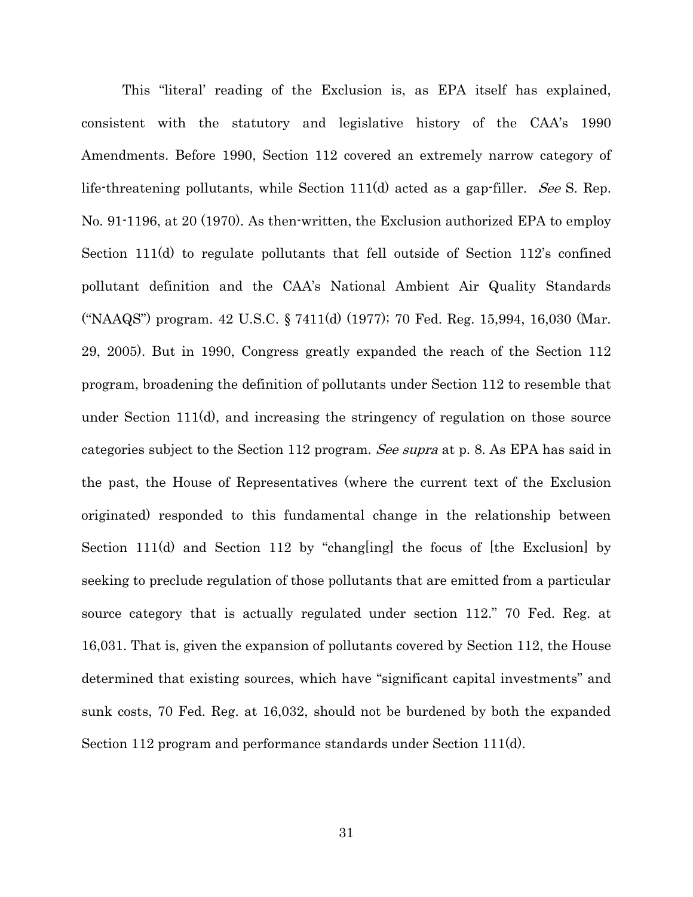This "literal' reading of the Exclusion is, as EPA itself has explained, consistent with the statutory and legislative history of the CAA's 1990 Amendments. Before 1990, Section 112 covered an extremely narrow category of life-threatening pollutants, while Section 111(d) acted as a gap-filler. *See* S. Rep. No. 91-1196, at 20 (1970). As then-written, the Exclusion authorized EPA to employ Section 111(d) to regulate pollutants that fell outside of Section 112's confined pollutant definition and the CAA's National Ambient Air Quality Standards ("NAAQS") program. 42 U.S.C. § 7411(d) (1977); 70 Fed. Reg. 15,994, 16,030 (Mar. 29, 2005). But in 1990, Congress greatly expanded the reach of the Section 112 program, broadening the definition of pollutants under Section 112 to resemble that under Section 111(d), and increasing the stringency of regulation on those source categories subject to the Section 112 program. *See supra* at p. 8. As EPA has said in the past, the House of Representatives (where the current text of the Exclusion originated) responded to this fundamental change in the relationship between Section 111(d) and Section 112 by "chang[ing] the focus of [the Exclusion] by seeking to preclude regulation of those pollutants that are emitted from a particular source category that is actually regulated under section 112." 70 Fed. Reg. at 16,031. That is, given the expansion of pollutants covered by Section 112, the House determined that existing sources, which have "significant capital investments" and sunk costs, 70 Fed. Reg. at 16,032, should not be burdened by both the expanded Section 112 program and performance standards under Section 111(d).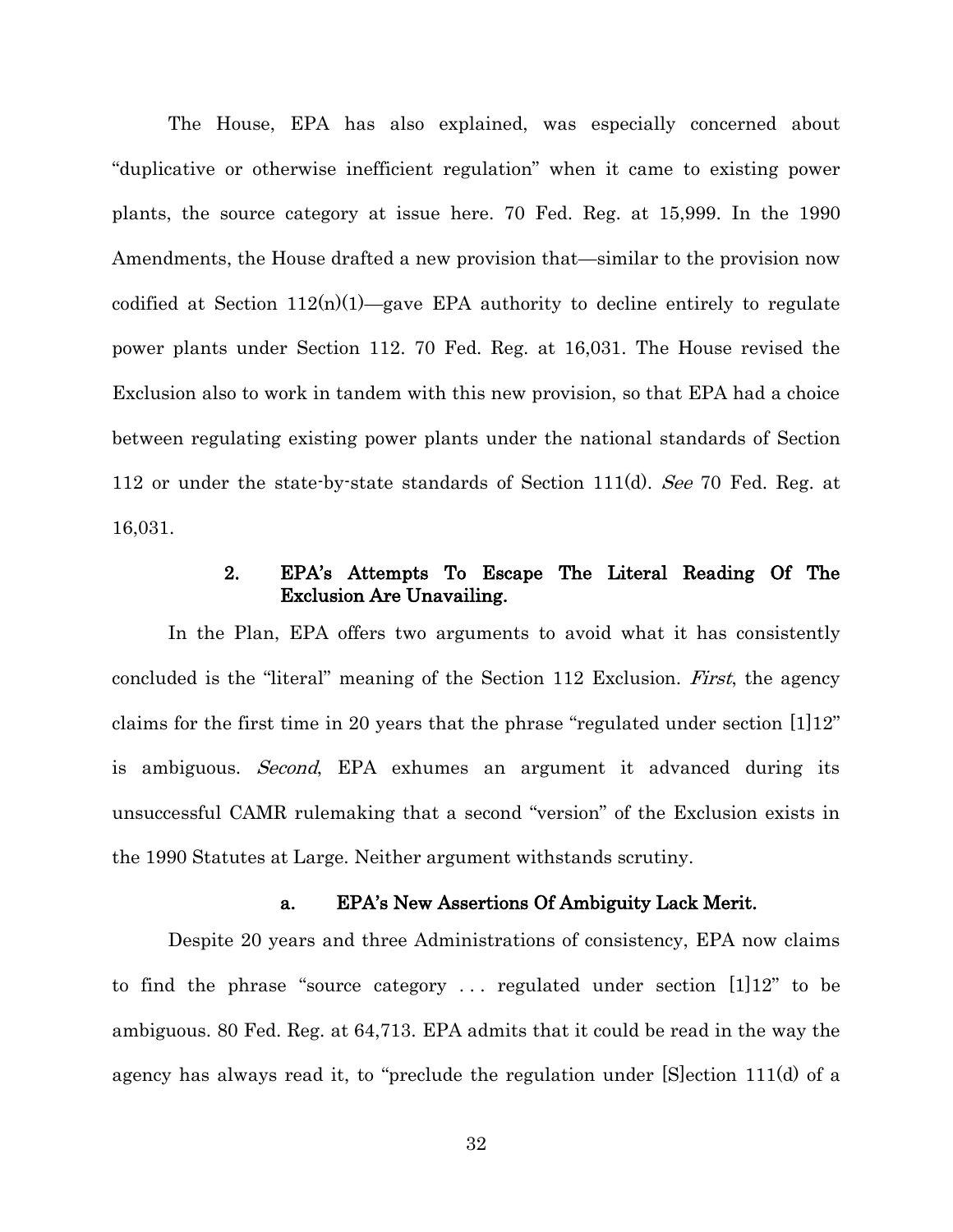The House, EPA has also explained, was especially concerned about "duplicative or otherwise inefficient regulation" when it came to existing power plants, the source category at issue here. 70 Fed. Reg. at 15,999. In the 1990 Amendments, the House drafted a new provision that—similar to the provision now codified at Section 112(n)(1)—gave EPA authority to decline entirely to regulate power plants under Section 112. 70 Fed. Reg. at 16,031. The House revised the Exclusion also to work in tandem with this new provision, so that EPA had a choice between regulating existing power plants under the national standards of Section 112 or under the state-by-state standards of Section 111(d). *See* 70 Fed. Reg. at 16,031.

### 2. EPA's Attempts To Escape The Literal Reading Of The Exclusion Are Unavailing.

In the Plan, EPA offers two arguments to avoid what it has consistently concluded is the "literal" meaning of the Section 112 Exclusion. *First*, the agency claims for the first time in 20 years that the phrase "regulated under section [1]12" is ambiguous. *Second*, EPA exhumes an argument it advanced during its unsuccessful CAMR rulemaking that a second "version" of the Exclusion exists in the 1990 Statutes at Large. Neither argument withstands scrutiny.

#### a. EPA's New Assertions Of Ambiguity Lack Merit.

Despite 20 years and three Administrations of consistency, EPA now claims to find the phrase "source category ... regulated under section [1]12" to be ambiguous. 80 Fed. Reg. at 64,713. EPA admits that it could be read in the way the agency has always read it, to "preclude the regulation under [S]ection 111(d) of a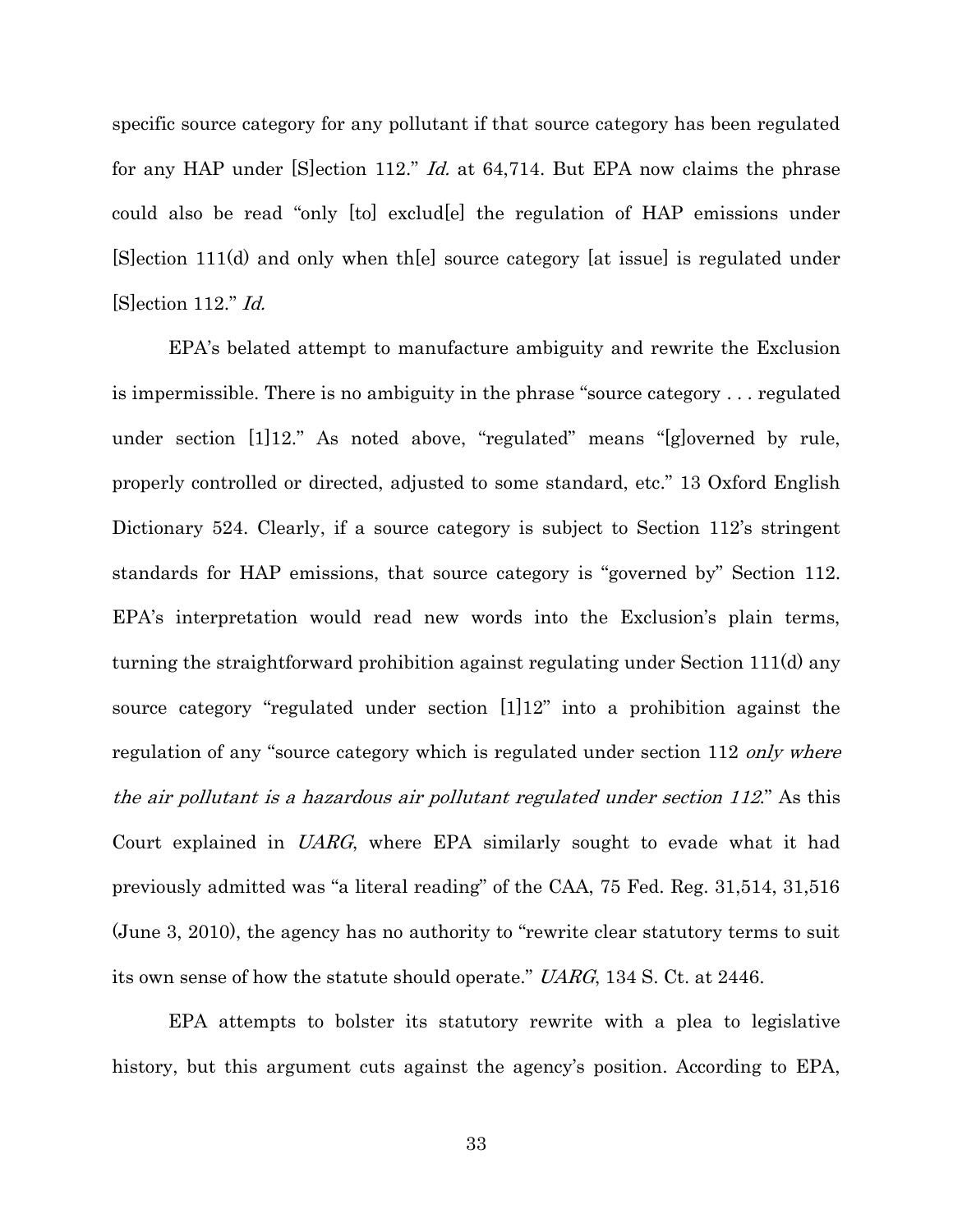specific source category for any pollutant if that source category has been regulated for any HAP under [S]ection 112." *Id.* at 64,714. But EPA now claims the phrase could also be read "only [to] exclud[e] the regulation of HAP emissions under [S]ection 111(d) and only when th[e] source category [at issue] is regulated under [S]ection 112." *Id.*

EPA's belated attempt to manufacture ambiguity and rewrite the Exclusion is impermissible. There is no ambiguity in the phrase "source category . . . regulated under section [1]12." As noted above, "regulated" means "[g]overned by rule, properly controlled or directed, adjusted to some standard, etc." 13 Oxford English Dictionary 524. Clearly, if a source category is subject to Section 112's stringent standards for HAP emissions, that source category is "governed by" Section 112. EPA's interpretation would read new words into the Exclusion's plain terms, turning the straightforward prohibition against regulating under Section 111(d) any source category "regulated under section [1]12" into a prohibition against the regulation of any "source category which is regulated under section 112 *only where the air pollutant is a hazardous air pollutant regulated under section 112*." As this Court explained in *UARG*, where EPA similarly sought to evade what it had previously admitted was "a literal reading" of the CAA, 75 Fed. Reg. 31,514, 31,516 (June 3, 2010), the agency has no authority to "rewrite clear statutory terms to suit its own sense of how the statute should operate." *UARG*, 134 S. Ct. at 2446.

EPA attempts to bolster its statutory rewrite with a plea to legislative history, but this argument cuts against the agency's position. According to EPA,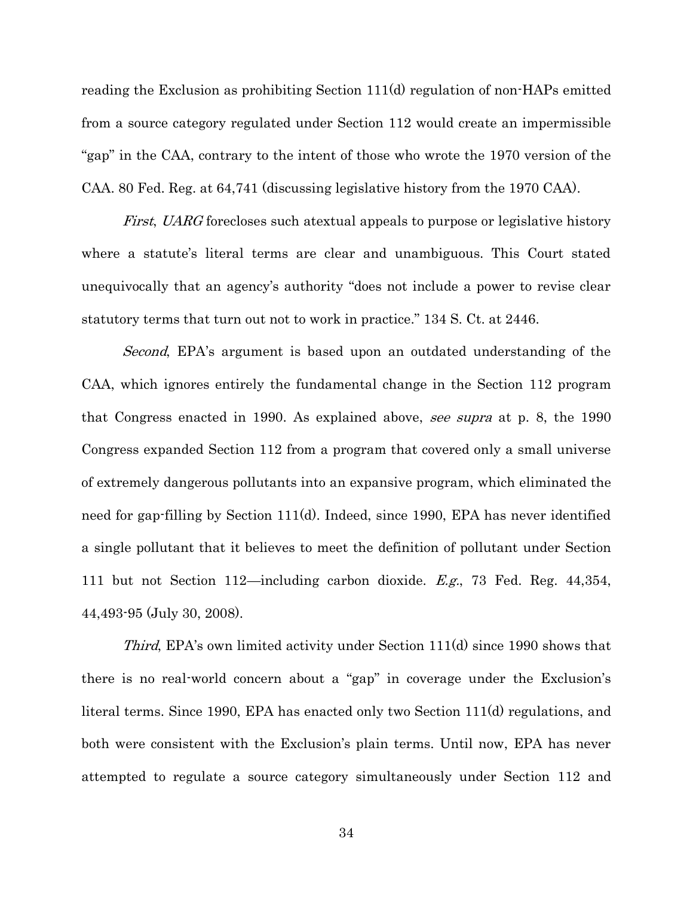reading the Exclusion as prohibiting Section 111(d) regulation of non-HAPs emitted from a source category regulated under Section 112 would create an impermissible "gap" in the CAA, contrary to the intent of those who wrote the 1970 version of the CAA. 80 Fed. Reg. at 64,741 (discussing legislative history from the 1970 CAA).

*First*, *UARG* forecloses such atextual appeals to purpose or legislative history where a statute's literal terms are clear and unambiguous. This Court stated unequivocally that an agency's authority "does not include a power to revise clear statutory terms that turn out not to work in practice." 134 S. Ct. at 2446.

*Second*, EPA's argument is based upon an outdated understanding of the CAA, which ignores entirely the fundamental change in the Section 112 program that Congress enacted in 1990. As explained above, *see supra* at p. 8, the 1990 Congress expanded Section 112 from a program that covered only a small universe of extremely dangerous pollutants into an expansive program, which eliminated the need for gap-filling by Section 111(d). Indeed, since 1990, EPA has never identified a single pollutant that it believes to meet the definition of pollutant under Section 111 but not Section 112—including carbon dioxide. *E.g.*, 73 Fed. Reg. 44,354, 44,493-95 (July 30, 2008).

*Third*, EPA's own limited activity under Section 111(d) since 1990 shows that there is no real-world concern about a "gap" in coverage under the Exclusion's literal terms. Since 1990, EPA has enacted only two Section 111(d) regulations, and both were consistent with the Exclusion's plain terms. Until now, EPA has never attempted to regulate a source category simultaneously under Section 112 and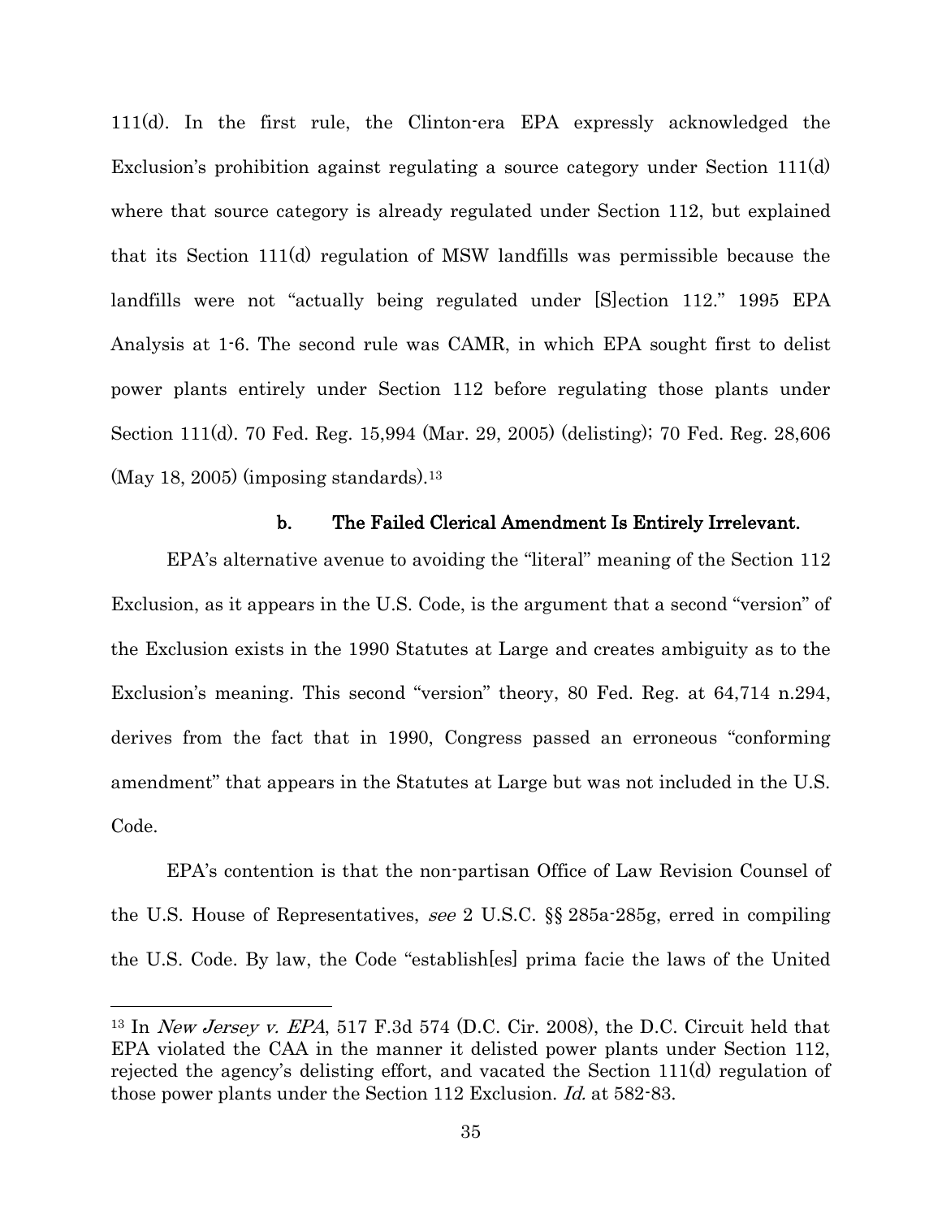111(d). In the first rule, the Clinton-era EPA expressly acknowledged the Exclusion's prohibition against regulating a source category under Section 111(d) where that source category is already regulated under Section 112, but explained that its Section 111(d) regulation of MSW landfills was permissible because the landfills were not "actually being regulated under [S]ection 112." 1995 EPA Analysis at 1-6. The second rule was CAMR, in which EPA sought first to delist power plants entirely under Section 112 before regulating those plants under Section 111(d). 70 Fed. Reg. 15,994 (Mar. 29, 2005) (delisting); 70 Fed. Reg. 28,606 (May 18, 2005) (imposing standards).[13]

**b. The Failed Clerical Amendment Is Entirely Irrelevant.**

EPA's alternative avenue to avoiding the "literal" meaning of the Section 112 Exclusion, as it appears in the U.S. Code, is the argument that a second "version" of the Exclusion exists in the 1990 Statutes at Large and creates ambiguity as to the Exclusion's meaning. This second "version" theory, 80 Fed. Reg. at 64,714 n.294, derives from the fact that in 1990, Congress passed an erroneous "conforming amendment" that appears in the Statutes at Large but was not included in the U.S. Code.

EPA's contention is that the non-partisan Office of Law Revision Counsel of the U.S. House of Representatives, *see* 2 U.S.C. §§ 285a-285g, erred in compiling the U.S. Code. By law, the Code "establish[es] prima facie the laws of the United

---

[13] In *New Jersey v. EPA*, 517 F.3d 574 (D.C. Cir. 2008), the D.C. Circuit held that EPA violated the CAA in the manner it delisted power plants under Section 112, rejected the agency's delisting effort, and vacated the Section 111(d) regulation of those power plants under the Section 112 Exclusion. *Id.* at 582-83.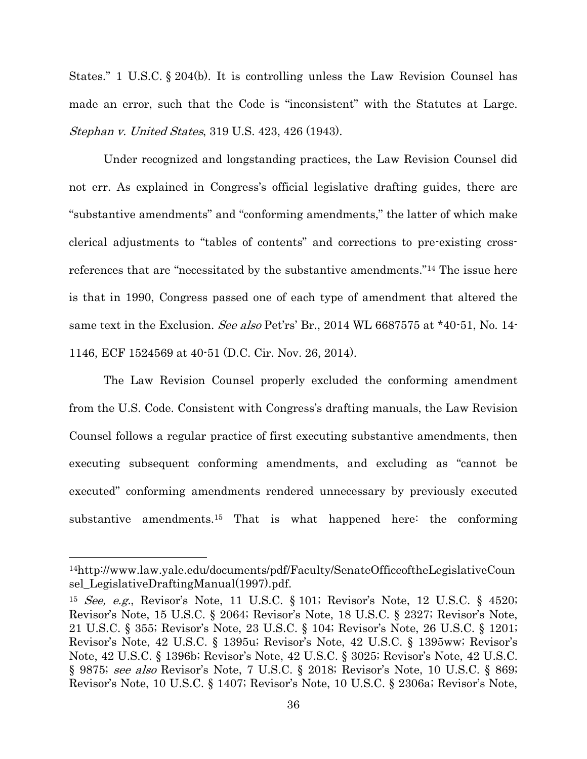States." 1 U.S.C. § 204(b). It is controlling unless the Law Revision Counsel has made an error, such that the Code is "inconsistent" with the Statutes at Large. *Stephan v. United States*, 319 U.S. 423, 426 (1943).

Under recognized and longstanding practices, the Law Revision Counsel did not err. As explained in Congress's official legislative drafting guides, there are "substantive amendments" and "conforming amendments," the latter of which make clerical adjustments to "tables of contents" and corrections to pre-existing cross-references that are "necessitated by the substantive amendments."[14] The issue here is that in 1990, Congress passed one of each type of amendment that altered the same text in the Exclusion. *See also* Pet'rs' Br., 2014 WL 6687575 at *40-51, No. 14-1146, ECF 1524569 at 40-51 (D.C. Cir. Nov. 26, 2014).

The Law Revision Counsel properly excluded the conforming amendment from the U.S. Code. Consistent with Congress's drafting manuals, the Law Revision Counsel follows a regular practice of first executing substantive amendments, then executing subsequent conforming amendments, and excluding as "cannot be executed" conforming amendments rendered unnecessary by previously executed substantive amendments.[15] That is what happened here: the conforming

---

[14] http://www.law.yale.edu/documents/pdf/Faculty/SenateOfficeoftheLegislativeCounsel_LegislativeDraftingManual(1997).pdf.

[15] *See, e.g.*, Revisor's Note, 11 U.S.C. § 101; Revisor's Note, 12 U.S.C. § 4520; Revisor's Note, 15 U.S.C. § 2064; Revisor's Note, 18 U.S.C. § 2327; Revisor's Note, 21 U.S.C. § 355; Revisor's Note, 23 U.S.C. § 104; Revisor's Note, 26 U.S.C. § 1201; Revisor's Note, 42 U.S.C. § 1395u; Revisor's Note, 42 U.S.C. § 1395ww; Revisor's Note, 42 U.S.C. § 1396b; Revisor's Note, 42 U.S.C. § 3025; Revisor's Note, 42 U.S.C. § 9875; *see also* Revisor's Note, 7 U.S.C. § 2018; Revisor's Note, 10 U.S.C. § 869; Revisor's Note, 10 U.S.C. § 1407; Revisor's Note, 10 U.S.C. § 2306a; Revisor's Note,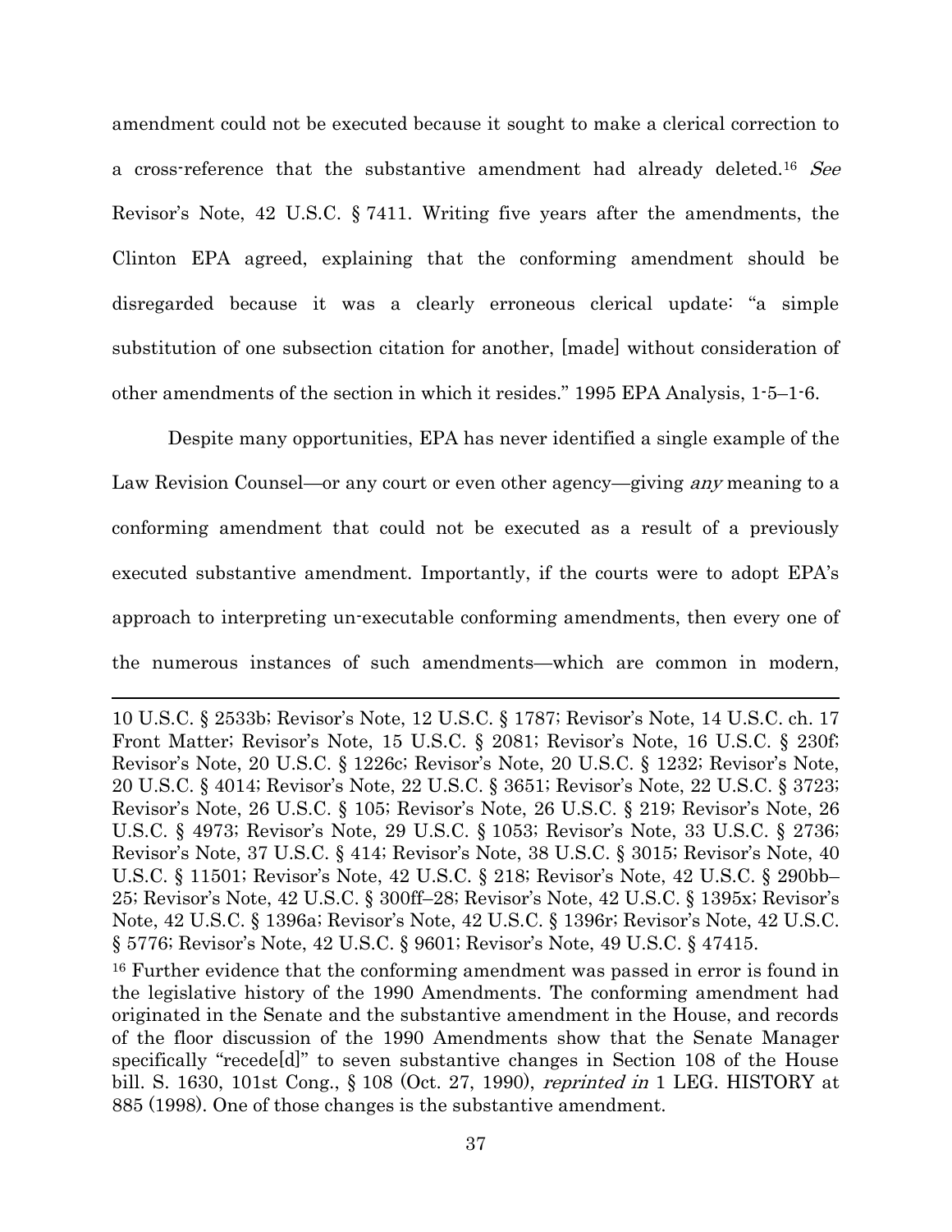amendment could not be executed because it sought to make a clerical correction to a cross-reference that the substantive amendment had already deleted.[16] *See* Revisor's Note, 42 U.S.C. § 7411. Writing five years after the amendments, the Clinton EPA agreed, explaining that the conforming amendment should be disregarded because it was a clearly erroneous clerical update: "a simple substitution of one subsection citation for another, [made] without consideration of other amendments of the section in which it resides." 1995 EPA Analysis, 1-5–1-6.

Despite many opportunities, EPA has never identified a single example of the Law Revision Counsel—or any court or even other agency—giving *any* meaning to a conforming amendment that could not be executed as a result of a previously executed substantive amendment. Importantly, if the courts were to adopt EPA's approach to interpreting un-executable conforming amendments, then every one of the numerous instances of such amendments—which are common in modern,

---

10 U.S.C. § 2533b; Revisor's Note, 12 U.S.C. § 1787; Revisor's Note, 14 U.S.C. ch. 17 Front Matter; Revisor's Note, 15 U.S.C. § 2081; Revisor's Note, 16 U.S.C. § 230f; Revisor's Note, 20 U.S.C. § 1226c; Revisor's Note, 20 U.S.C. § 1232; Revisor's Note, 20 U.S.C. § 4014; Revisor's Note, 22 U.S.C. § 3651; Revisor's Note, 22 U.S.C. § 3723; Revisor's Note, 26 U.S.C. § 105; Revisor's Note, 26 U.S.C. § 219; Revisor's Note, 26 U.S.C. § 4973; Revisor's Note, 29 U.S.C. § 1053; Revisor's Note, 33 U.S.C. § 2736; Revisor's Note, 37 U.S.C. § 414; Revisor's Note, 38 U.S.C. § 3015; Revisor's Note, 40 U.S.C. § 11501; Revisor's Note, 42 U.S.C. § 218; Revisor's Note, 42 U.S.C. § 290bb–25; Revisor's Note, 42 U.S.C. § 300ff–28; Revisor's Note, 42 U.S.C. § 1395x; Revisor's Note, 42 U.S.C. § 1396a; Revisor's Note, 42 U.S.C. § 1396r; Revisor's Note, 42 U.S.C. § 5776; Revisor's Note, 42 U.S.C. § 9601; Revisor's Note, 49 U.S.C. § 47415.

[16] Further evidence that the conforming amendment was passed in error is found in the legislative history of the 1990 Amendments. The conforming amendment had originated in the Senate and the substantive amendment in the House, and records of the floor discussion of the 1990 Amendments show that the Senate Manager specifically "recede[d]" to seven substantive changes in Section 108 of the House bill. S. 1630, 101st Cong., § 108 (Oct. 27, 1990), *reprinted in* 1 LEG. HISTORY at 885 (1998). One of those changes is the substantive amendment.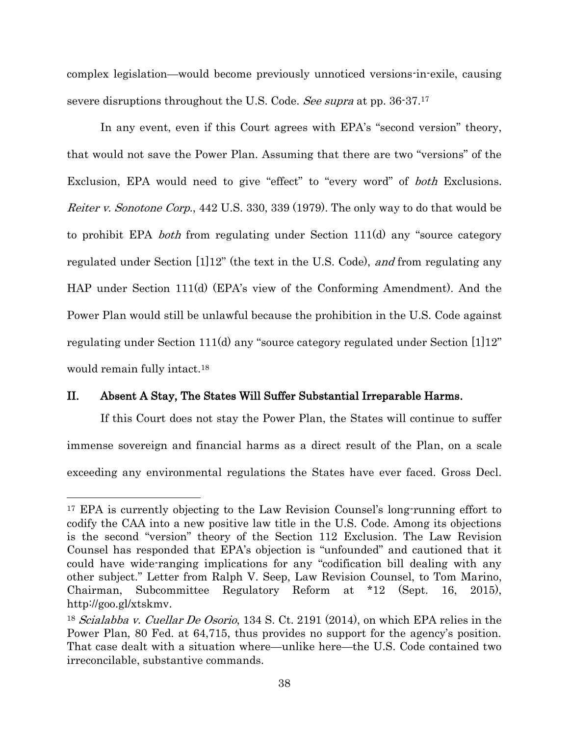complex legislation—would become previously unnoticed versions-in-exile, causing severe disruptions throughout the U.S. Code. *See supra* at pp. 36-37.[17]

In any event, even if this Court agrees with EPA's "second version" theory, that would not save the Power Plan. Assuming that there are two "versions" of the Exclusion, EPA would need to give "effect" to "every word" of *both* Exclusions. *Reiter v. Sonotone Corp.*, 442 U.S. 330, 339 (1979). The only way to do that would be to prohibit EPA *both* from regulating under Section 111(d) any "source category regulated under Section [1]12" (the text in the U.S. Code), *and* from regulating any HAP under Section 111(d) (EPA's view of the Conforming Amendment). And the Power Plan would still be unlawful because the prohibition in the U.S. Code against regulating under Section 111(d) any "source category regulated under Section [1]12" would remain fully intact.[18]

## II. Absent A Stay, The States Will Suffer Substantial Irreparable Harms.

If this Court does not stay the Power Plan, the States will continue to suffer immense sovereign and financial harms as a direct result of the Plan, on a scale exceeding any environmental regulations the States have ever faced. Gross Decl.

---

[17] EPA is currently objecting to the Law Revision Counsel's long-running effort to codify the CAA into a new positive law title in the U.S. Code. Among its objections is the second "version" theory of the Section 112 Exclusion. The Law Revision Counsel has responded that EPA's objection is "unfounded" and cautioned that it could have wide-ranging implications for any "codification bill dealing with any other subject." Letter from Ralph V. Seep, Law Revision Counsel, to Tom Marino, Chairman, Subcommittee Regulatory Reform at *12 (Sept. 16, 2015), http://goo.gl/xtskmv.

[18] *Scialabba v. Cuellar De Osorio*, 134 S. Ct. 2191 (2014), on which EPA relies in the Power Plan, 80 Fed. at 64,715, thus provides no support for the agency's position. That case dealt with a situation where—unlike here—the U.S. Code contained two irreconcilable, substantive commands.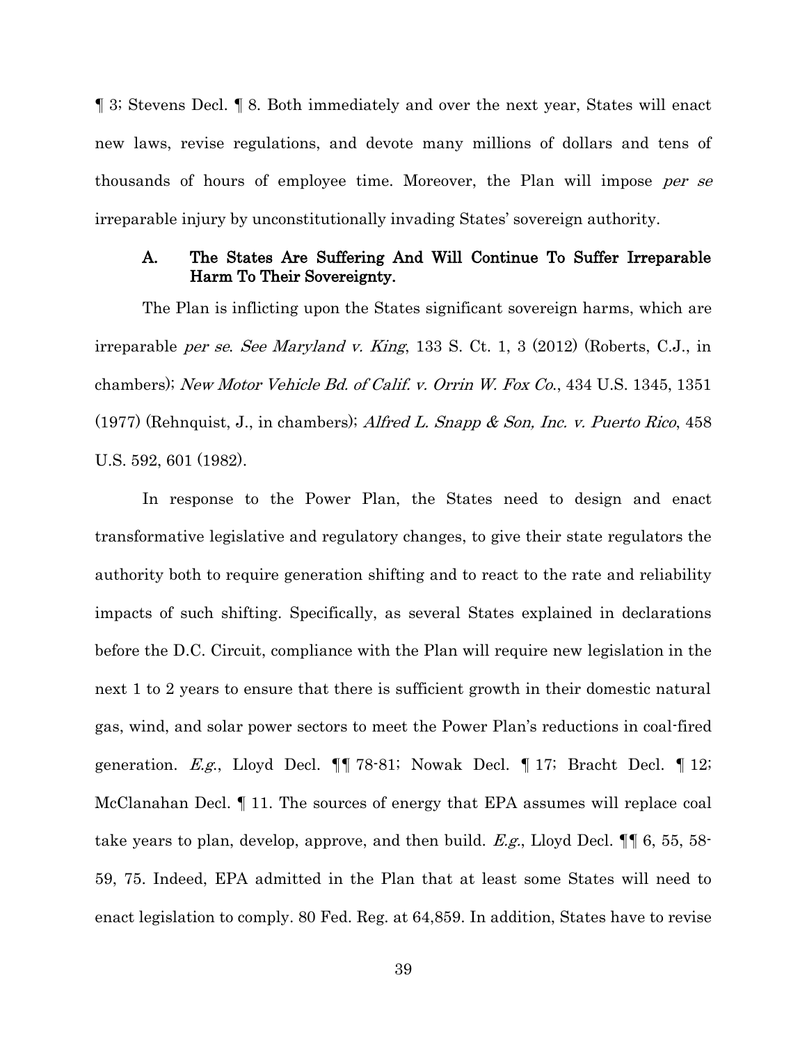¶ 3; Stevens Decl. ¶ 8. Both immediately and over the next year, States will enact new laws, revise regulations, and devote many millions of dollars and tens of thousands of hours of employee time. Moreover, the Plan will impose *per se* irreparable injury by unconstitutionally invading States' sovereign authority.

### A. The States Are Suffering And Will Continue To Suffer Irreparable Harm To Their Sovereignty.

The Plan is inflicting upon the States significant sovereign harms, which are irreparable *per se*. *See Maryland v. King*, 133 S. Ct. 1, 3 (2012) (Roberts, C.J., in chambers); *New Motor Vehicle Bd. of Calif. v. Orrin W. Fox Co.*, 434 U.S. 1345, 1351 (1977) (Rehnquist, J., in chambers); *Alfred L. Snapp & Son, Inc. v. Puerto Rico*, 458 U.S. 592, 601 (1982).

In response to the Power Plan, the States need to design and enact transformative legislative and regulatory changes, to give their state regulators the authority both to require generation shifting and to react to the rate and reliability impacts of such shifting. Specifically, as several States explained in declarations before the D.C. Circuit, compliance with the Plan will require new legislation in the next 1 to 2 years to ensure that there is sufficient growth in their domestic natural gas, wind, and solar power sectors to meet the Power Plan's reductions in coal-fired generation. *E.g.*, Lloyd Decl. ¶¶ 78-81; Nowak Decl. ¶ 17; Bracht Decl. ¶ 12; McClanahan Decl. ¶ 11. The sources of energy that EPA assumes will replace coal take years to plan, develop, approve, and then build. *E.g.*, Lloyd Decl. ¶¶ 6, 55, 58-59, 75. Indeed, EPA admitted in the Plan that at least some States will need to enact legislation to comply. 80 Fed. Reg. at 64,859. In addition, States have to revise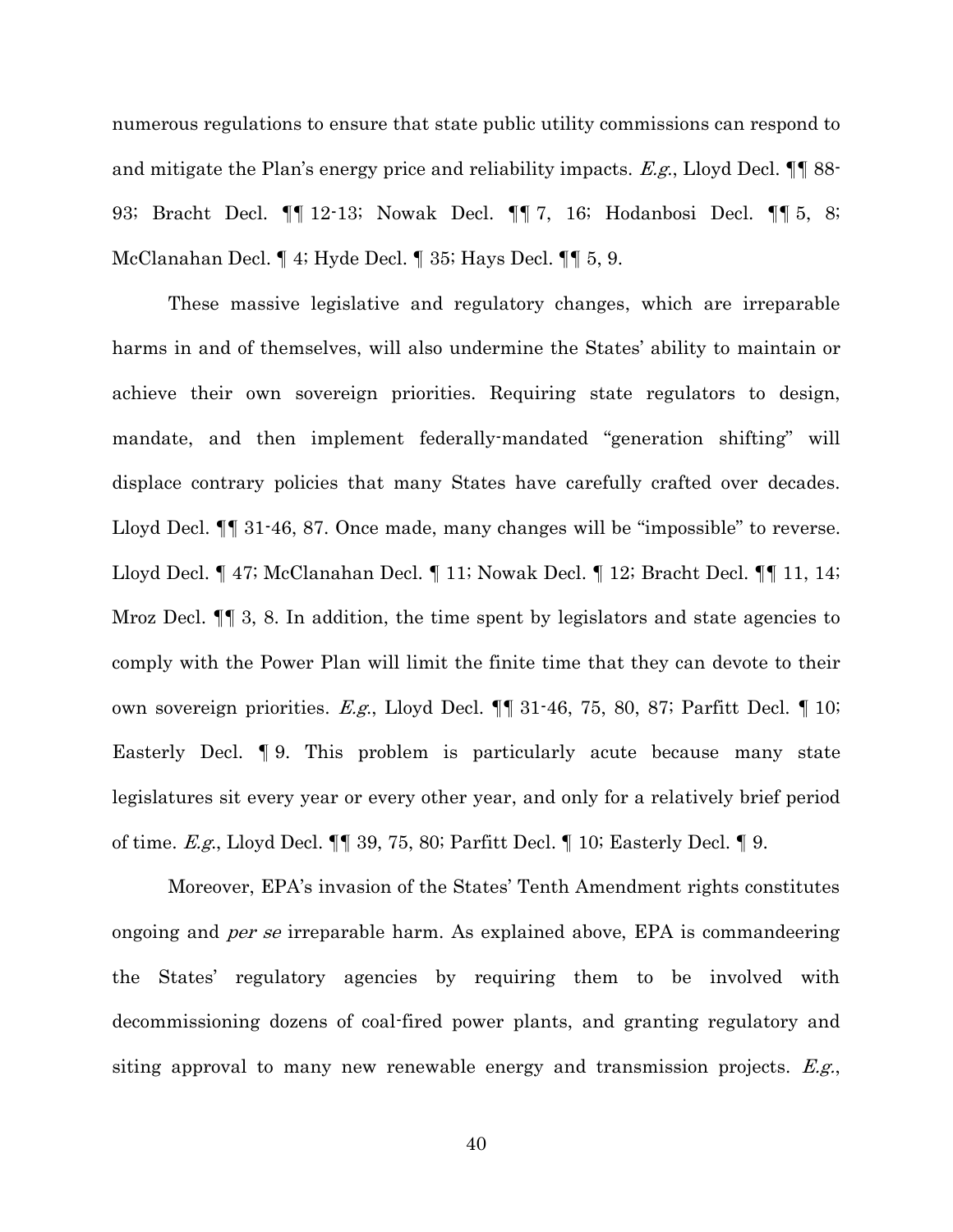numerous regulations to ensure that state public utility commissions can respond to and mitigate the Plan's energy price and reliability impacts. *E.g.*, Lloyd Decl. ¶¶ 88-93; Bracht Decl. ¶¶ 12-13; Nowak Decl. ¶¶ 7, 16; Hodanbosi Decl. ¶¶ 5, 8; McClanahan Decl. ¶ 4; Hyde Decl. ¶ 35; Hays Decl. ¶¶ 5, 9.

These massive legislative and regulatory changes, which are irreparable harms in and of themselves, will also undermine the States' ability to maintain or achieve their own sovereign priorities. Requiring state regulators to design, mandate, and then implement federally-mandated "generation shifting" will displace contrary policies that many States have carefully crafted over decades. Lloyd Decl. ¶¶ 31-46, 87. Once made, many changes will be "impossible" to reverse. Lloyd Decl. ¶ 47; McClanahan Decl. ¶ 11; Nowak Decl. ¶ 12; Bracht Decl. ¶¶ 11, 14; Mroz Decl. ¶¶ 3, 8. In addition, the time spent by legislators and state agencies to comply with the Power Plan will limit the finite time that they can devote to their own sovereign priorities. *E.g.*, Lloyd Decl. ¶¶ 31-46, 75, 80, 87; Parfitt Decl. ¶ 10; Easterly Decl. ¶ 9. This problem is particularly acute because many state legislatures sit every year or every other year, and only for a relatively brief period of time. *E.g.*, Lloyd Decl. ¶¶ 39, 75, 80; Parfitt Decl. ¶ 10; Easterly Decl. ¶ 9.

Moreover, EPA's invasion of the States' Tenth Amendment rights constitutes ongoing and *per se* irreparable harm. As explained above, EPA is commandeering the States' regulatory agencies by requiring them to be involved with decommissioning dozens of coal-fired power plants, and granting regulatory and siting approval to many new renewable energy and transmission projects. *E.g.*,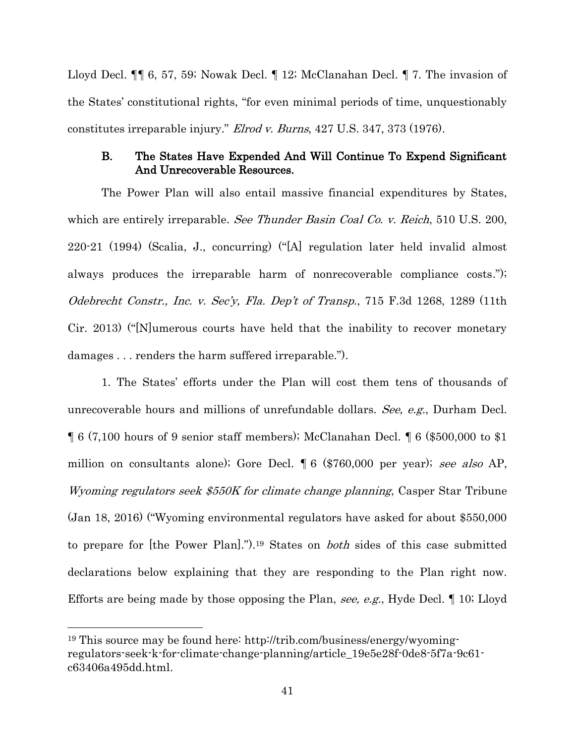Lloyd Decl. ¶¶ 6, 57, 59; Nowak Decl. ¶ 12; McClanahan Decl. ¶ 7. The invasion of the States' constitutional rights, "for even minimal periods of time, unquestionably constitutes irreparable injury." *Elrod v. Burns*, 427 U.S. 347, 373 (1976).

### B. The States Have Expended And Will Continue To Expend Significant And Unrecoverable Resources.

The Power Plan will also entail massive financial expenditures by States, which are entirely irreparable. *See Thunder Basin Coal Co. v. Reich*, 510 U.S. 200, 220-21 (1994) (Scalia, J., concurring) ("[A] regulation later held invalid almost always produces the irreparable harm of nonrecoverable compliance costs."); *Odebrecht Constr., Inc. v. Sec'y, Fla. Dep't of Transp.*, 715 F.3d 1268, 1289 (11th Cir. 2013) ("[N]umerous courts have held that the inability to recover monetary damages . . . renders the harm suffered irreparable.").

1. The States' efforts under the Plan will cost them tens of thousands of unrecoverable hours and millions of unrefundable dollars. *See, e.g.*, Durham Decl. ¶ 6 (7,100 hours of 9 senior staff members); McClanahan Decl. ¶ 6 ($500,000 to $1 million on consultants alone); Gore Decl. ¶ 6 ($760,000 per year); *see also* AP, *Wyoming regulators seek $550K for climate change planning*, Casper Star Tribune (Jan 18, 2016) ("Wyoming environmental regulators have asked for about $550,000 to prepare for [the Power Plan].").[19] States on *both* sides of this case submitted declarations below explaining that they are responding to the Plan right now. Efforts are being made by those opposing the Plan, *see, e.g.*, Hyde Decl. ¶ 10; Lloyd

---

[19] This source may be found here: http://trib.com/business/energy/wyoming-regulators-seek-k-for-climate-change-planning/article_19e5e28f-0de8-5f7a-9c61-c63406a495dd.html.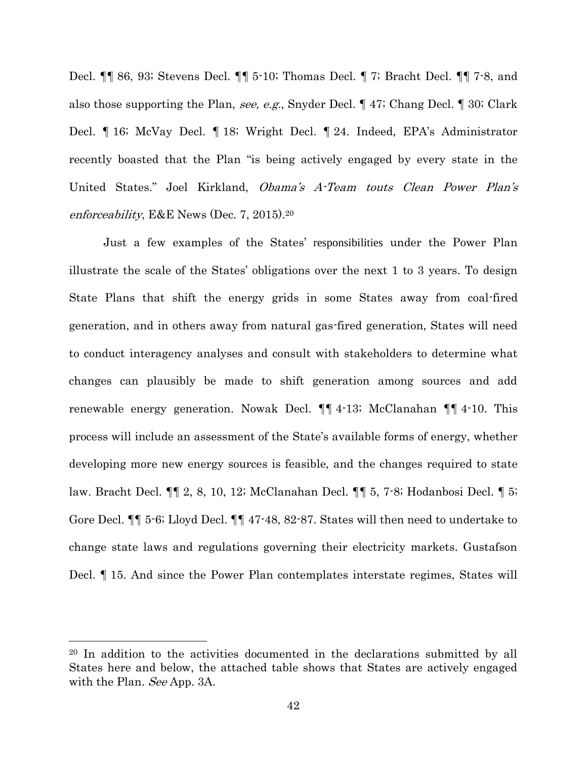Decl. ¶¶ 86, 93; Stevens Decl. ¶¶ 5-10; Thomas Decl. ¶ 7; Bracht Decl. ¶¶ 7-8, and also those supporting the Plan, *see, e.g.*, Snyder Decl. ¶ 47; Chang Decl. ¶ 30; Clark Decl. ¶ 16; McVay Decl. ¶ 18; Wright Decl. ¶ 24. Indeed, EPA's Administrator recently boasted that the Plan "is being actively engaged by every state in the United States." Joel Kirkland, *Obama's A-Team touts Clean Power Plan's enforceability*, E&E News (Dec. 7, 2015).[20]

Just a few examples of the States' responsibilities under the Power Plan illustrate the scale of the States' obligations over the next 1 to 3 years. To design State Plans that shift the energy grids in some States away from coal-fired generation, and in others away from natural gas-fired generation, States will need to conduct interagency analyses and consult with stakeholders to determine what changes can plausibly be made to shift generation among sources and add renewable energy generation. Nowak Decl. ¶¶ 4-13; McClanahan ¶¶ 4-10. This process will include an assessment of the State's available forms of energy, whether developing more new energy sources is feasible, and the changes required to state law. Bracht Decl. ¶¶ 2, 8, 10, 12; McClanahan Decl. ¶¶ 5, 7-8; Hodanbosi Decl. ¶ 5; Gore Decl. ¶¶ 5-6; Lloyd Decl. ¶¶ 47-48, 82-87. States will then need to undertake to change state laws and regulations governing their electricity markets. Gustafson Decl. ¶ 15. And since the Power Plan contemplates interstate regimes, States will

[20] In addition to the activities documented in the declarations submitted by all States here and below, the attached table shows that States are actively engaged with the Plan. *See* App. 3A.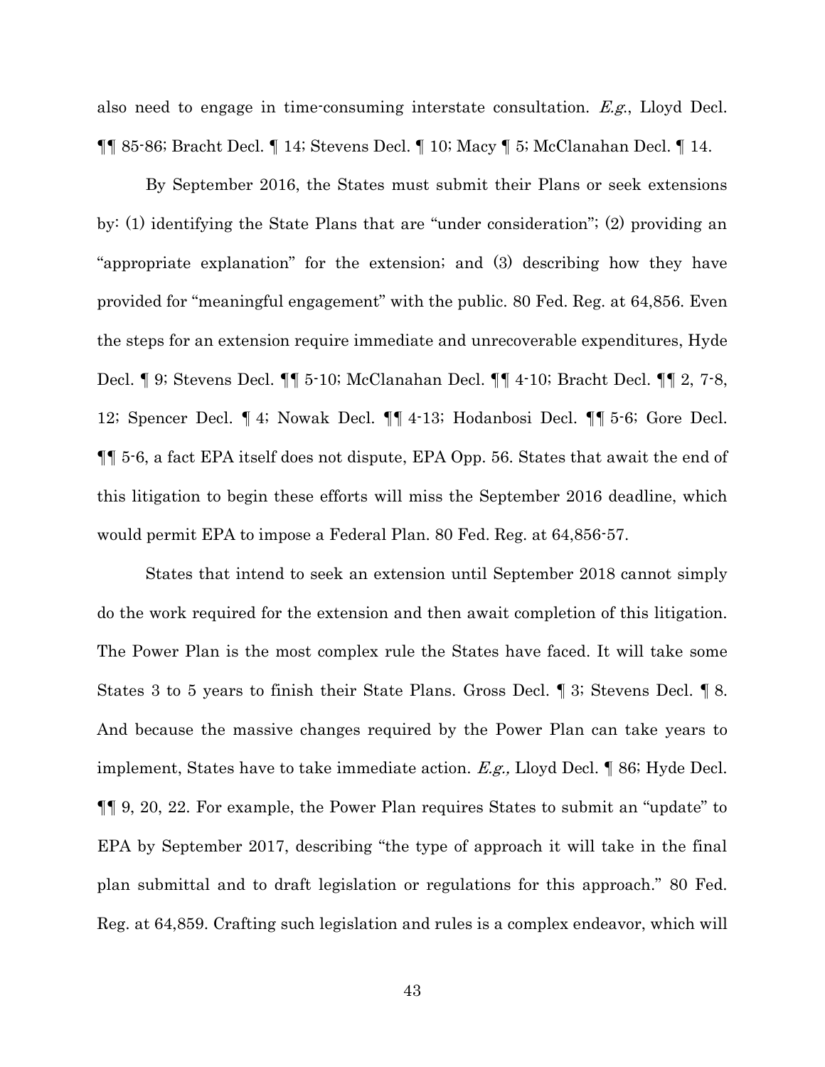also need to engage in time-consuming interstate consultation. *E.g.*, Lloyd Decl. ¶¶ 85-86; Bracht Decl. ¶ 14; Stevens Decl. ¶ 10; Macy ¶ 5; McClanahan Decl. ¶ 14.

By September 2016, the States must submit their Plans or seek extensions by: (1) identifying the State Plans that are "under consideration"; (2) providing an "appropriate explanation" for the extension; and (3) describing how they have provided for "meaningful engagement" with the public. 80 Fed. Reg. at 64,856. Even the steps for an extension require immediate and unrecoverable expenditures, Hyde Decl. ¶ 9; Stevens Decl. ¶¶ 5-10; McClanahan Decl. ¶¶ 4-10; Bracht Decl. ¶¶ 2, 7-8, 12; Spencer Decl. ¶ 4; Nowak Decl. ¶¶ 4-13; Hodanbosi Decl. ¶¶ 5-6; Gore Decl. ¶¶ 5-6, a fact EPA itself does not dispute, EPA Opp. 56. States that await the end of this litigation to begin these efforts will miss the September 2016 deadline, which would permit EPA to impose a Federal Plan. 80 Fed. Reg. at 64,856-57.

States that intend to seek an extension until September 2018 cannot simply do the work required for the extension and then await completion of this litigation. The Power Plan is the most complex rule the States have faced. It will take some States 3 to 5 years to finish their State Plans. Gross Decl. ¶ 3; Stevens Decl. ¶ 8. And because the massive changes required by the Power Plan can take years to implement, States have to take immediate action. *E.g.,* Lloyd Decl. ¶ 86; Hyde Decl. ¶¶ 9, 20, 22. For example, the Power Plan requires States to submit an "update" to EPA by September 2017, describing "the type of approach it will take in the final plan submittal and to draft legislation or regulations for this approach." 80 Fed. Reg. at 64,859. Crafting such legislation and rules is a complex endeavor, which will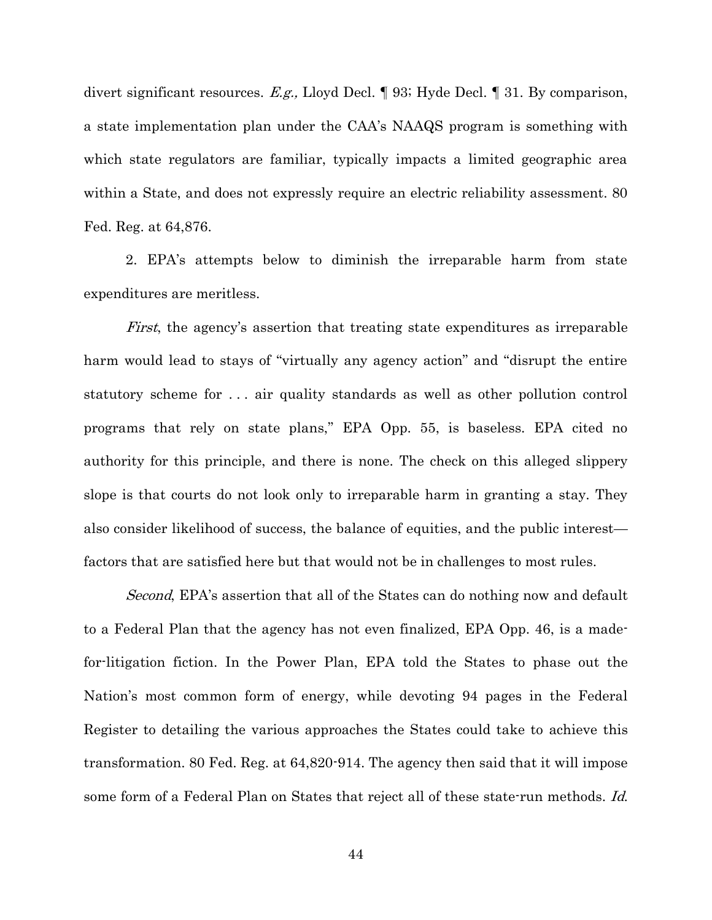divert significant resources. *E.g.,* Lloyd Decl. ¶ 93; Hyde Decl. ¶ 31. By comparison, a state implementation plan under the CAA's NAAQS program is something with which state regulators are familiar, typically impacts a limited geographic area within a State, and does not expressly require an electric reliability assessment. 80 Fed. Reg. at 64,876.

2. EPA's attempts below to diminish the irreparable harm from state expenditures are meritless.

*First*, the agency's assertion that treating state expenditures as irreparable harm would lead to stays of "virtually any agency action" and "disrupt the entire statutory scheme for . . . air quality standards as well as other pollution control programs that rely on state plans," EPA Opp. 55, is baseless. EPA cited no authority for this principle, and there is none. The check on this alleged slippery slope is that courts do not look only to irreparable harm in granting a stay. They also consider likelihood of success, the balance of equities, and the public interest—factors that are satisfied here but that would not be in challenges to most rules.

*Second*, EPA's assertion that all of the States can do nothing now and default to a Federal Plan that the agency has not even finalized, EPA Opp. 46, is a made-for-litigation fiction. In the Power Plan, EPA told the States to phase out the Nation's most common form of energy, while devoting 94 pages in the Federal Register to detailing the various approaches the States could take to achieve this transformation. 80 Fed. Reg. at 64,820-914. The agency then said that it will impose some form of a Federal Plan on States that reject all of these state-run methods. *Id.*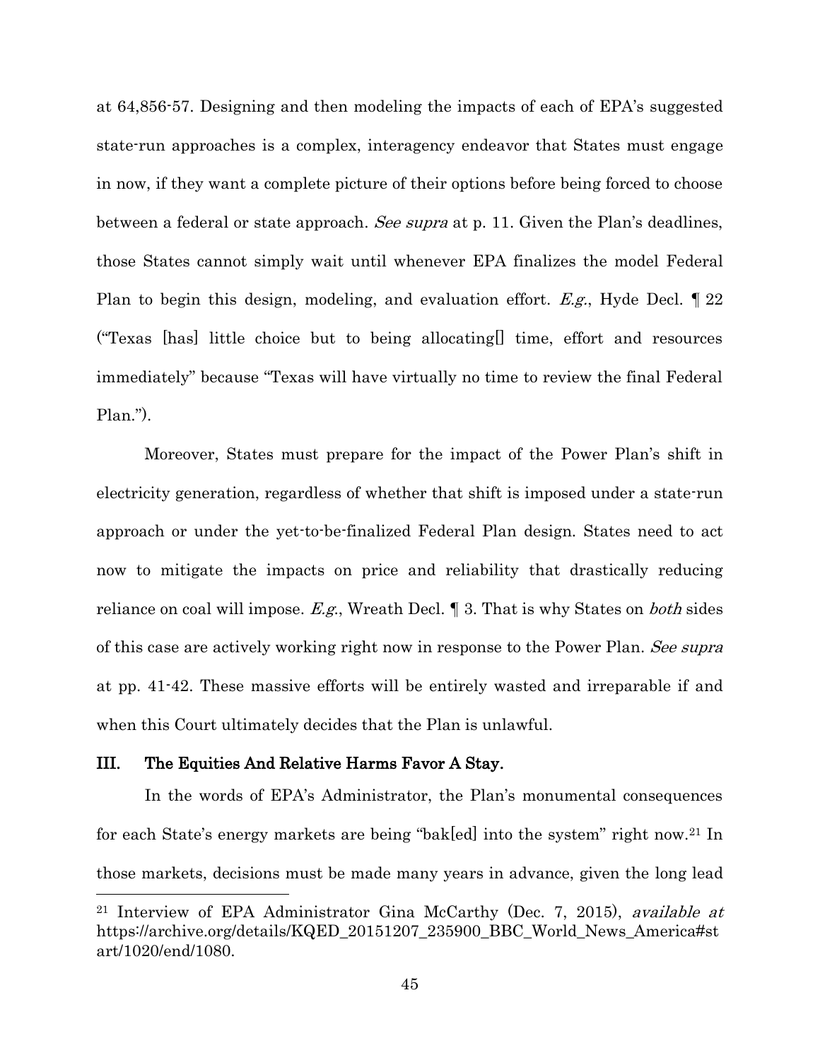at 64,856-57. Designing and then modeling the impacts of each of EPA's suggested state-run approaches is a complex, interagency endeavor that States must engage in now, if they want a complete picture of their options before being forced to choose between a federal or state approach. *See supra* at p. 11. Given the Plan's deadlines, those States cannot simply wait until whenever EPA finalizes the model Federal Plan to begin this design, modeling, and evaluation effort. *E.g.*, Hyde Decl. ¶ 22 ("Texas [has] little choice but to being allocating[] time, effort and resources immediately" because "Texas will have virtually no time to review the final Federal Plan.").

Moreover, States must prepare for the impact of the Power Plan's shift in electricity generation, regardless of whether that shift is imposed under a state-run approach or under the yet-to-be-finalized Federal Plan design. States need to act now to mitigate the impacts on price and reliability that drastically reducing reliance on coal will impose. *E.g.*, Wreath Decl. ¶ 3. That is why States on *both* sides of this case are actively working right now in response to the Power Plan. *See supra* at pp. 41-42. These massive efforts will be entirely wasted and irreparable if and when this Court ultimately decides that the Plan is unlawful.

## III. The Equities And Relative Harms Favor A Stay.

In the words of EPA's Administrator, the Plan's monumental consequences for each State's energy markets are being "bak[ed] into the system" right now.[21] In those markets, decisions must be made many years in advance, given the long lead

---

[21] Interview of EPA Administrator Gina McCarthy (Dec. 7, 2015), *available at* https://archive.org/details/KQED_20151207_235900_BBC_World_News_America#start/1020/end/1080.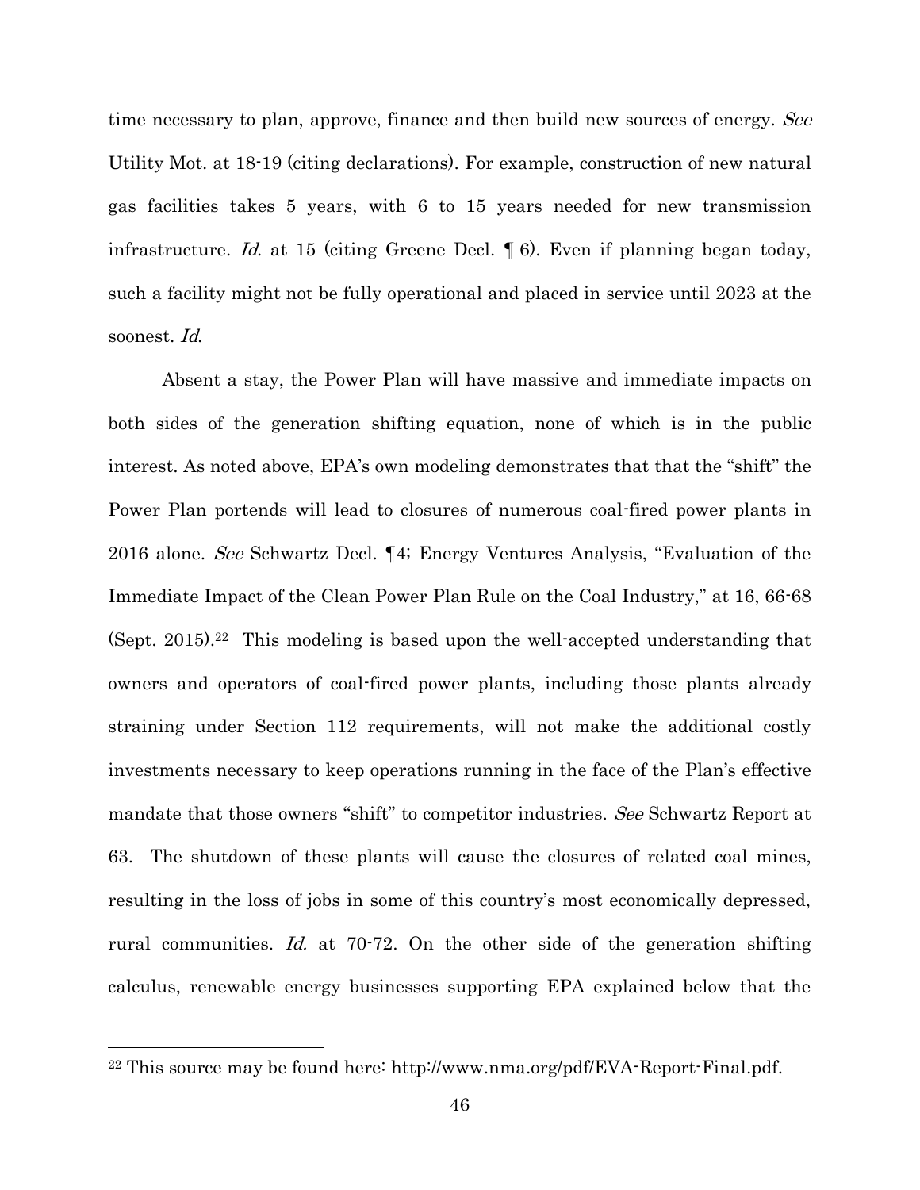time necessary to plan, approve, finance and then build new sources of energy. *See* Utility Mot. at 18-19 (citing declarations). For example, construction of new natural gas facilities takes 5 years, with 6 to 15 years needed for new transmission infrastructure. *Id.* at 15 (citing Greene Decl. ¶ 6). Even if planning began today, such a facility might not be fully operational and placed in service until 2023 at the soonest. *Id.*

Absent a stay, the Power Plan will have massive and immediate impacts on both sides of the generation shifting equation, none of which is in the public interest. As noted above, EPA's own modeling demonstrates that that the "shift" the Power Plan portends will lead to closures of numerous coal-fired power plants in 2016 alone. *See* Schwartz Decl. ¶4; Energy Ventures Analysis, "Evaluation of the Immediate Impact of the Clean Power Plan Rule on the Coal Industry," at 16, 66-68 (Sept. 2015).[22] This modeling is based upon the well-accepted understanding that owners and operators of coal-fired power plants, including those plants already straining under Section 112 requirements, will not make the additional costly investments necessary to keep operations running in the face of the Plan's effective mandate that those owners "shift" to competitor industries. *See* Schwartz Report at 63. The shutdown of these plants will cause the closures of related coal mines, resulting in the loss of jobs in some of this country's most economically depressed, rural communities. *Id.* at 70-72. On the other side of the generation shifting calculus, renewable energy businesses supporting EPA explained below that the

---

[22] This source may be found here: http://www.nma.org/pdf/EVA-Report-Final.pdf.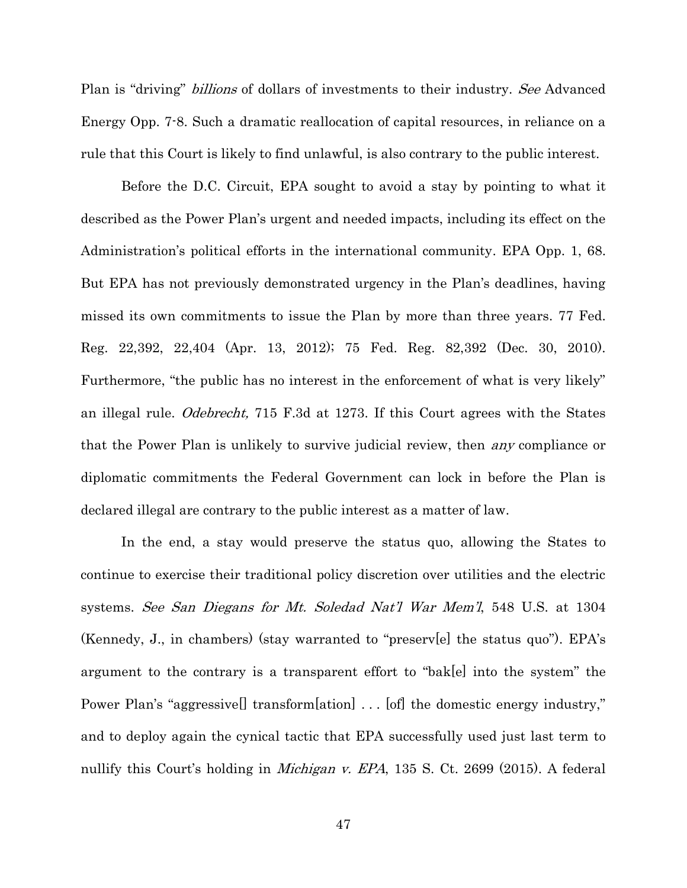Plan is "driving" *billions* of dollars of investments to their industry. *See* Advanced Energy Opp. 7-8. Such a dramatic reallocation of capital resources, in reliance on a rule that this Court is likely to find unlawful, is also contrary to the public interest.

Before the D.C. Circuit, EPA sought to avoid a stay by pointing to what it described as the Power Plan's urgent and needed impacts, including its effect on the Administration's political efforts in the international community. EPA Opp. 1, 68. But EPA has not previously demonstrated urgency in the Plan's deadlines, having missed its own commitments to issue the Plan by more than three years. 77 Fed. Reg. 22,392, 22,404 (Apr. 13, 2012); 75 Fed. Reg. 82,392 (Dec. 30, 2010). Furthermore, "the public has no interest in the enforcement of what is very likely" an illegal rule. *Odebrecht,* 715 F.3d at 1273. If this Court agrees with the States that the Power Plan is unlikely to survive judicial review, then *any* compliance or diplomatic commitments the Federal Government can lock in before the Plan is declared illegal are contrary to the public interest as a matter of law.

In the end, a stay would preserve the status quo, allowing the States to continue to exercise their traditional policy discretion over utilities and the electric systems. *See San Diegans for Mt. Soledad Nat'l War Mem'l*, 548 U.S. at 1304 (Kennedy, J., in chambers) (stay warranted to "preserv[e] the status quo"). EPA's argument to the contrary is a transparent effort to "bak[e] into the system" the Power Plan's "aggressive[] transform[ation] . . . [of] the domestic energy industry," and to deploy again the cynical tactic that EPA successfully used just last term to nullify this Court's holding in *Michigan v. EPA*, 135 S. Ct. 2699 (2015). A federal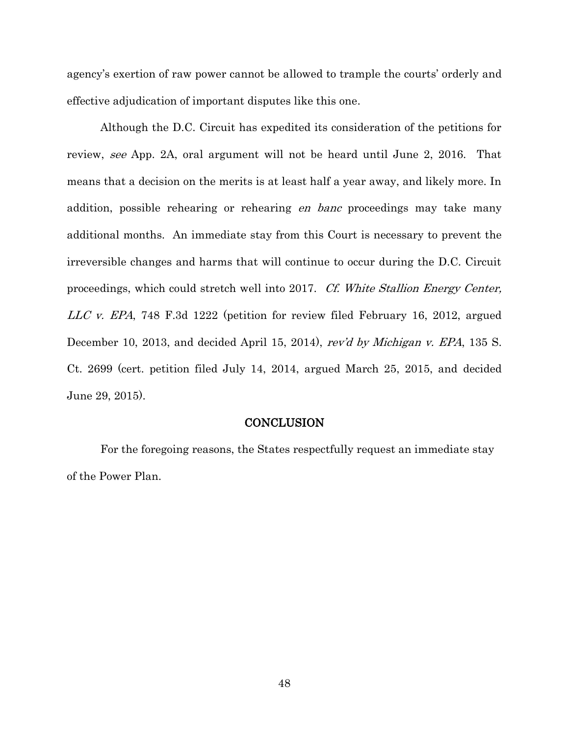agency's exertion of raw power cannot be allowed to trample the courts' orderly and effective adjudication of important disputes like this one.

Although the D.C. Circuit has expedited its consideration of the petitions for review, *see* App. 2A, oral argument will not be heard until June 2, 2016. That means that a decision on the merits is at least half a year away, and likely more. In addition, possible rehearing or rehearing *en banc* proceedings may take many additional months. An immediate stay from this Court is necessary to prevent the irreversible changes and harms that will continue to occur during the D.C. Circuit proceedings, which could stretch well into 2017. *Cf. White Stallion Energy Center, LLC v. EPA*, 748 F.3d 1222 (petition for review filed February 16, 2012, argued December 10, 2013, and decided April 15, 2014), *rev'd by Michigan v. EPA*, 135 S. Ct. 2699 (cert. petition filed July 14, 2014, argued March 25, 2015, and decided June 29, 2015).

## CONCLUSION

For the foregoing reasons, the States respectfully request an immediate stay of the Power Plan.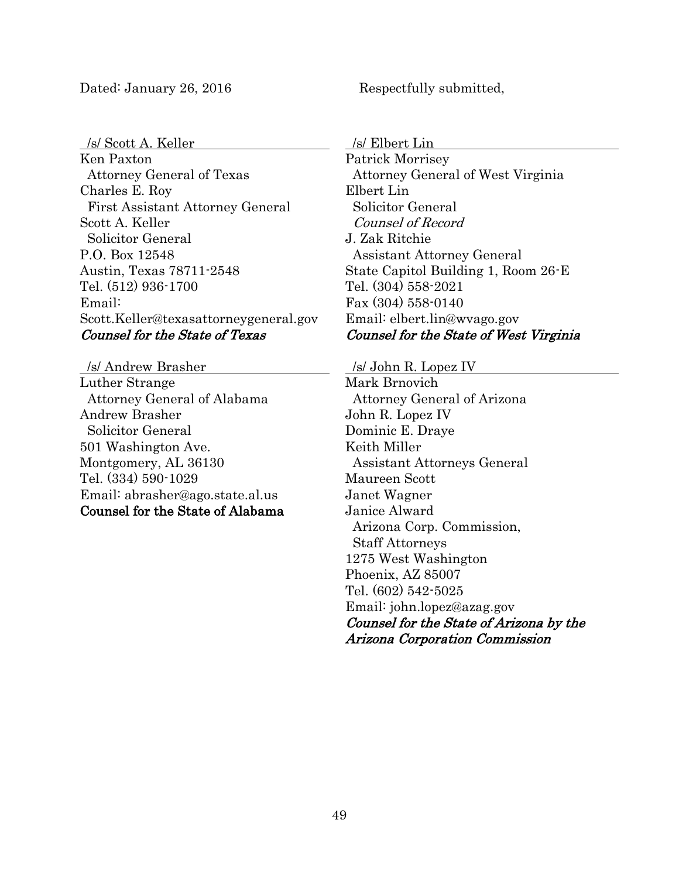Dated: January 26, 2016

Respectfully submitted,

/s/ Scott A. Keller
Ken Paxton
  Attorney General of Texas
Charles E. Roy
  First Assistant Attorney General
Scott A. Keller
  Solicitor General
P.O. Box 12548
Austin, Texas 78711-2548
Tel. (512) 936-1700
Email:
Scott.Keller@texasattorneygeneral.gov
*Counsel for the State of Texas*

/s/ Elbert Lin
Patrick Morrisey
  Attorney General of West Virginia
Elbert Lin
  Solicitor General
  *Counsel of Record*
J. Zak Ritchie
  Assistant Attorney General
State Capitol Building 1, Room 26-E
Tel. (304) 558-2021
Fax (304) 558-0140
Email: elbert.lin@wvago.gov
*Counsel for the State of West Virginia*

/s/ Andrew Brasher
Luther Strange
  Attorney General of Alabama
Andrew Brasher
  Solicitor General
501 Washington Ave.
Montgomery, AL 36130
Tel. (334) 590-1029
Email: abrasher@ago.state.al.us
**Counsel for the State of Alabama**

/s/ John R. Lopez IV
Mark Brnovich
  Attorney General of Arizona
John R. Lopez IV
Dominic E. Draye
Keith Miller
  Assistant Attorneys General
Maureen Scott
Janet Wagner
Janice Alward
  Arizona Corp. Commission,
  Staff Attorneys
1275 West Washington
Phoenix, AZ 85007
Tel. (602) 542-5025
Email: john.lopez@azag.gov
*Counsel for the State of Arizona by the Arizona Corporation Commission*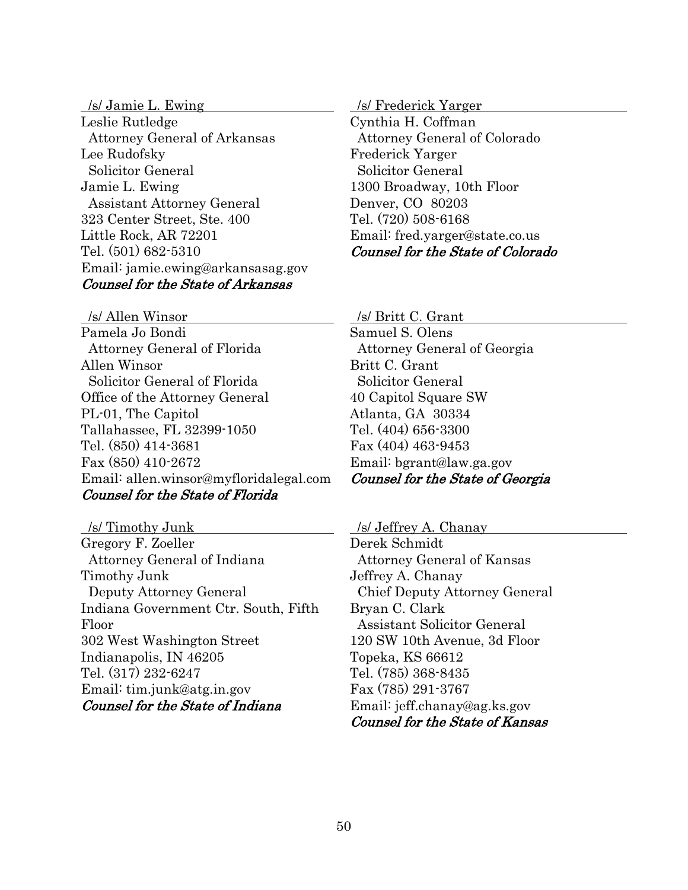/s/ Jamie L. Ewing
Leslie Rutledge
  Attorney General of Arkansas
Lee Rudofsky
  Solicitor General
Jamie L. Ewing
  Assistant Attorney General
323 Center Street, Ste. 400
Little Rock, AR 72201
Tel. (501) 682-5310
Email: jamie.ewing@arkansasag.gov
*Counsel for the State of Arkansas*

/s/ Frederick Yarger
Cynthia H. Coffman
  Attorney General of Colorado
Frederick Yarger
  Solicitor General
1300 Broadway, 10th Floor
Denver, CO 80203
Tel. (720) 508-6168
Email: fred.yarger@state.co.us
*Counsel for the State of Colorado*

/s/ Allen Winsor
Pamela Jo Bondi
  Attorney General of Florida
Allen Winsor
  Solicitor General of Florida
Office of the Attorney General
PL-01, The Capitol
Tallahassee, FL 32399-1050
Tel. (850) 414-3681
Fax (850) 410-2672
Email: allen.winsor@myfloridalegal.com
*Counsel for the State of Florida*

/s/ Britt C. Grant
Samuel S. Olens
  Attorney General of Georgia
Britt C. Grant
  Solicitor General
40 Capitol Square SW
Atlanta, GA 30334
Tel. (404) 656-3300
Fax (404) 463-9453
Email: bgrant@law.ga.gov
*Counsel for the State of Georgia*

/s/ Timothy Junk
Gregory F. Zoeller
  Attorney General of Indiana
Timothy Junk
  Deputy Attorney General
Indiana Government Ctr. South, Fifth Floor
302 West Washington Street
Indianapolis, IN 46205
Tel. (317) 232-6247
Email: tim.junk@atg.in.gov
*Counsel for the State of Indiana*

/s/ Jeffrey A. Chanay
Derek Schmidt
  Attorney General of Kansas
Jeffrey A. Chanay
  Chief Deputy Attorney General
Bryan C. Clark
  Assistant Solicitor General
120 SW 10th Avenue, 3d Floor
Topeka, KS 66612
Tel. (785) 368-8435
Fax (785) 291-3767
Email: jeff.chanay@ag.ks.gov
*Counsel for the State of Kansas*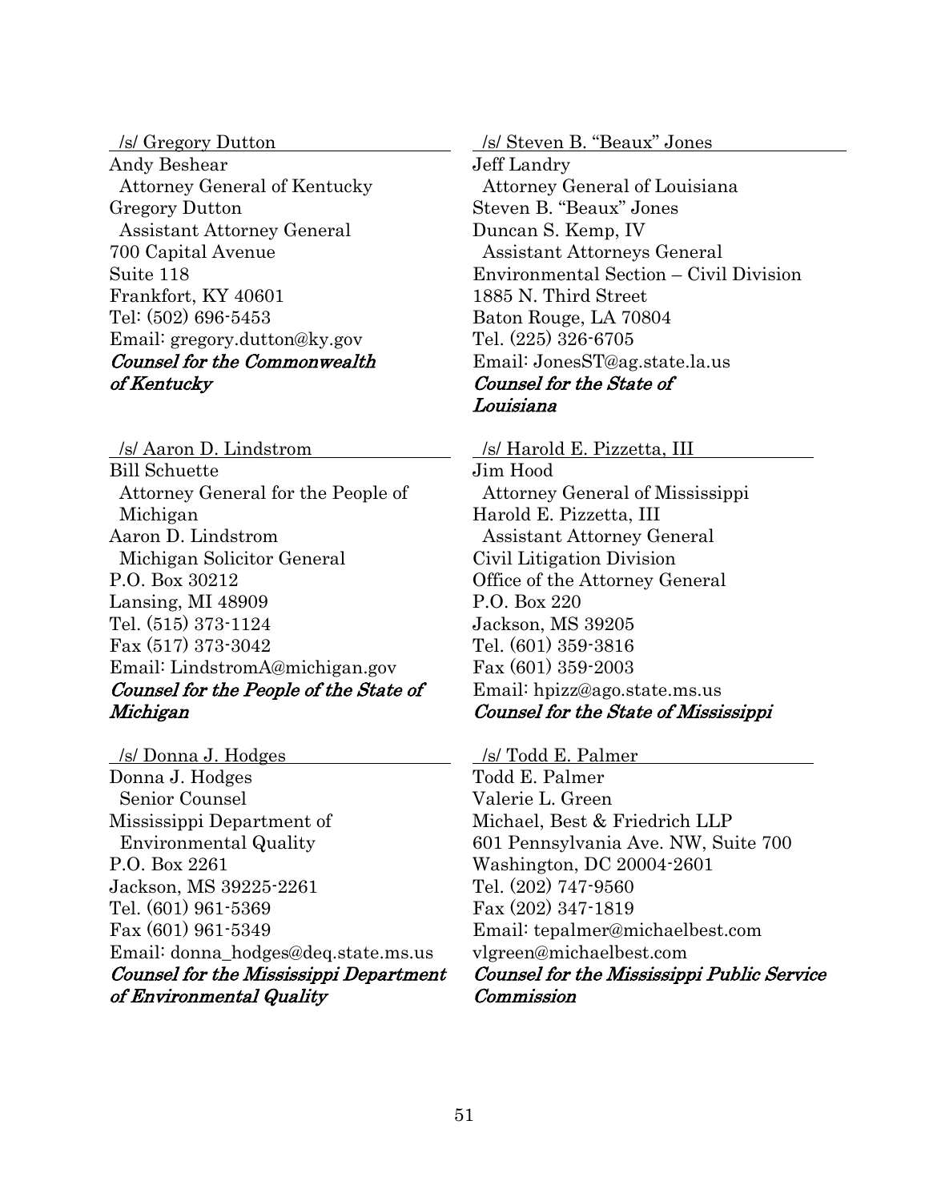/s/ Gregory Dutton
Andy Beshear
Attorney General of Kentucky
Gregory Dutton
Assistant Attorney General
700 Capital Avenue
Suite 118
Frankfort, KY 40601
Tel: (502) 696-5453
Email: gregory.dutton@ky.gov
*Counsel for the Commonwealth of Kentucky*

/s/ Steven B. "Beaux" Jones
Jeff Landry
Attorney General of Louisiana
Steven B. "Beaux" Jones
Duncan S. Kemp, IV
Assistant Attorneys General
Environmental Section – Civil Division
1885 N. Third Street
Baton Rouge, LA 70804
Tel. (225) 326-6705
Email: JonesST@ag.state.la.us
*Counsel for the State of Louisiana*

/s/ Aaron D. Lindstrom
Bill Schuette
Attorney General for the People of Michigan
Aaron D. Lindstrom
Michigan Solicitor General
P.O. Box 30212
Lansing, MI 48909
Tel. (515) 373-1124
Fax (517) 373-3042
Email: LindstromA@michigan.gov
*Counsel for the People of the State of Michigan*

/s/ Harold E. Pizzetta, III
Jim Hood
Attorney General of Mississippi
Harold E. Pizzetta, III
Assistant Attorney General
Civil Litigation Division
Office of the Attorney General
P.O. Box 220
Jackson, MS 39205
Tel. (601) 359-3816
Fax (601) 359-2003
Email: hpizz@ago.state.ms.us
*Counsel for the State of Mississippi*

/s/ Donna J. Hodges
Donna J. Hodges
Senior Counsel
Mississippi Department of Environmental Quality
P.O. Box 2261
Jackson, MS 39225-2261
Tel. (601) 961-5369
Fax (601) 961-5349
Email: donna_hodges@deq.state.ms.us
*Counsel for the Mississippi Department of Environmental Quality*

/s/ Todd E. Palmer
Todd E. Palmer
Valerie L. Green
Michael, Best & Friedrich LLP
601 Pennsylvania Ave. NW, Suite 700
Washington, DC 20004-2601
Tel. (202) 747-9560
Fax (202) 347-1819
Email: tepalmer@michaelbest.com
vlgreen@michaelbest.com
*Counsel for the Mississippi Public Service Commission*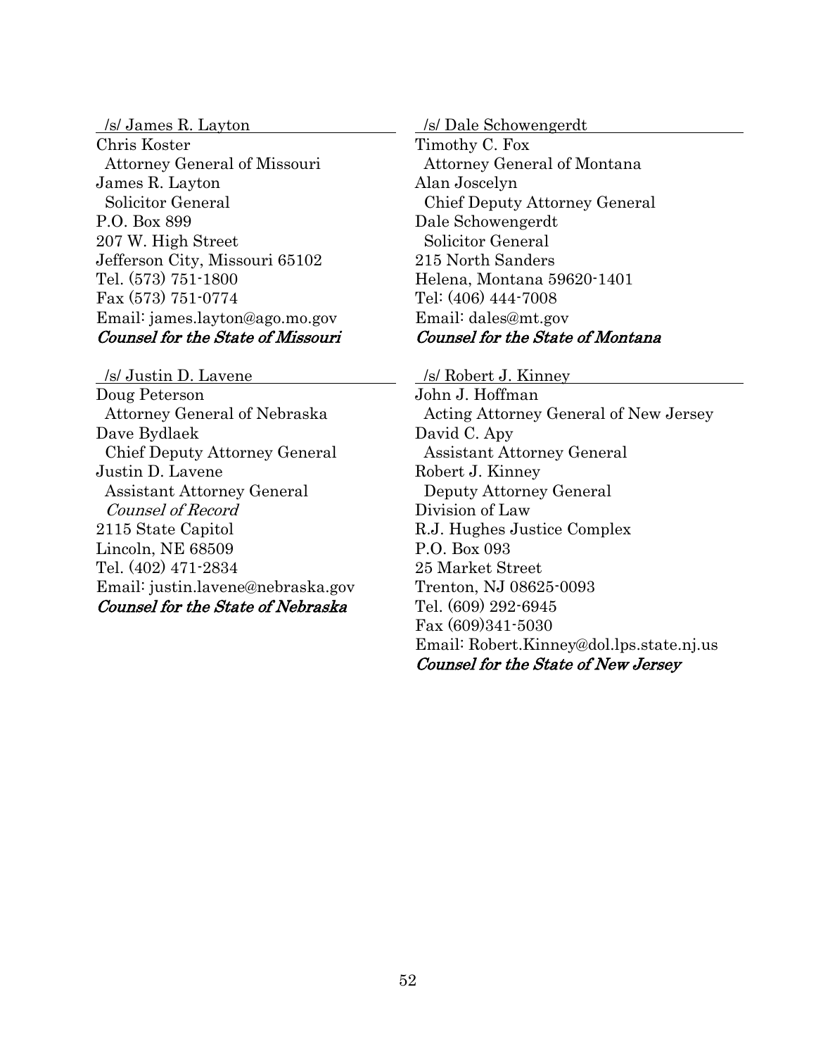/s/ James R. Layton
Chris Koster
Attorney General of Missouri
James R. Layton
Solicitor General
P.O. Box 899
207 W. High Street
Jefferson City, Missouri 65102
Tel. (573) 751-1800
Fax (573) 751-0774
Email: james.layton@ago.mo.gov
*Counsel for the State of Missouri*

/s/ Dale Schowengerdt
Timothy C. Fox
Attorney General of Montana
Alan Joscelyn
Chief Deputy Attorney General
Dale Schowengerdt
Solicitor General
215 North Sanders
Helena, Montana 59620-1401
Tel: (406) 444-7008
Email: dales@mt.gov
*Counsel for the State of Montana*

/s/ Justin D. Lavene
Doug Peterson
Attorney General of Nebraska
Dave Bydlaek
Chief Deputy Attorney General
Justin D. Lavene
Assistant Attorney General
*Counsel of Record*
2115 State Capitol
Lincoln, NE 68509
Tel. (402) 471-2834
Email: justin.lavene@nebraska.gov
*Counsel for the State of Nebraska*

/s/ Robert J. Kinney
John J. Hoffman
Acting Attorney General of New Jersey
David C. Apy
Assistant Attorney General
Robert J. Kinney
Deputy Attorney General
Division of Law
R.J. Hughes Justice Complex
P.O. Box 093
25 Market Street
Trenton, NJ 08625-0093
Tel. (609) 292-6945
Fax (609)341-5030
Email: Robert.Kinney@dol.lps.state.nj.us
*Counsel for the State of New Jersey*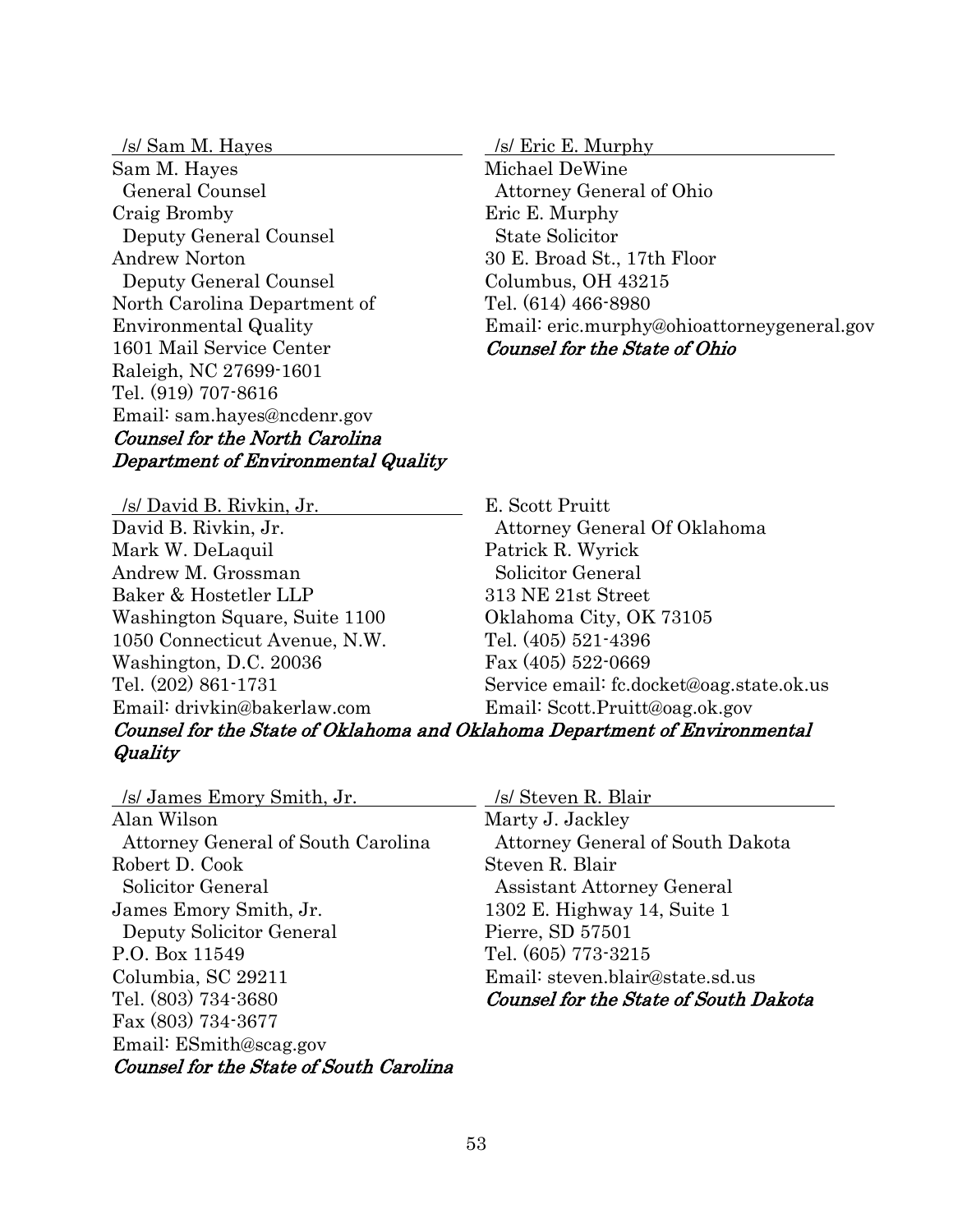/s/ Sam M. Hayes
Sam M. Hayes
  General Counsel
Craig Bromby
  Deputy General Counsel
Andrew Norton
  Deputy General Counsel
North Carolina Department of Environmental Quality
1601 Mail Service Center
Raleigh, NC 27699-1601
Tel. (919) 707-8616
Email: sam.hayes@ncdenr.gov
*Counsel for the North Carolina Department of Environmental Quality*

/s/ Eric E. Murphy
Michael DeWine
  Attorney General of Ohio
Eric E. Murphy
  State Solicitor
30 E. Broad St., 17th Floor
Columbus, OH 43215
Tel. (614) 466-8980
Email: eric.murphy@ohioattorneygeneral.gov
*Counsel for the State of Ohio*

/s/ David B. Rivkin, Jr.
David B. Rivkin, Jr.
Mark W. DeLaquil
Andrew M. Grossman
Baker & Hostetler LLP
Washington Square, Suite 1100
1050 Connecticut Avenue, N.W.
Washington, D.C. 20036
Tel. (202) 861-1731
Email: drivkin@bakerlaw.com

E. Scott Pruitt
  Attorney General Of Oklahoma
Patrick R. Wyrick
  Solicitor General
313 NE 21st Street
Oklahoma City, OK 73105
Tel. (405) 521-4396
Fax (405) 522-0669
Service email: fc.docket@oag.state.ok.us
Email: Scott.Pruitt@oag.ok.gov

*Counsel for the State of Oklahoma and Oklahoma Department of Environmental Quality*

/s/ James Emory Smith, Jr.
Alan Wilson
  Attorney General of South Carolina
Robert D. Cook
  Solicitor General
James Emory Smith, Jr.
  Deputy Solicitor General
P.O. Box 11549
Columbia, SC 29211
Tel. (803) 734-3680
Fax (803) 734-3677
Email: ESmith@scag.gov
*Counsel for the State of South Carolina*

/s/ Steven R. Blair
Marty J. Jackley
  Attorney General of South Dakota
Steven R. Blair
  Assistant Attorney General
1302 E. Highway 14, Suite 1
Pierre, SD 57501
Tel. (605) 773-3215
Email: steven.blair@state.sd.us
*Counsel for the State of South Dakota*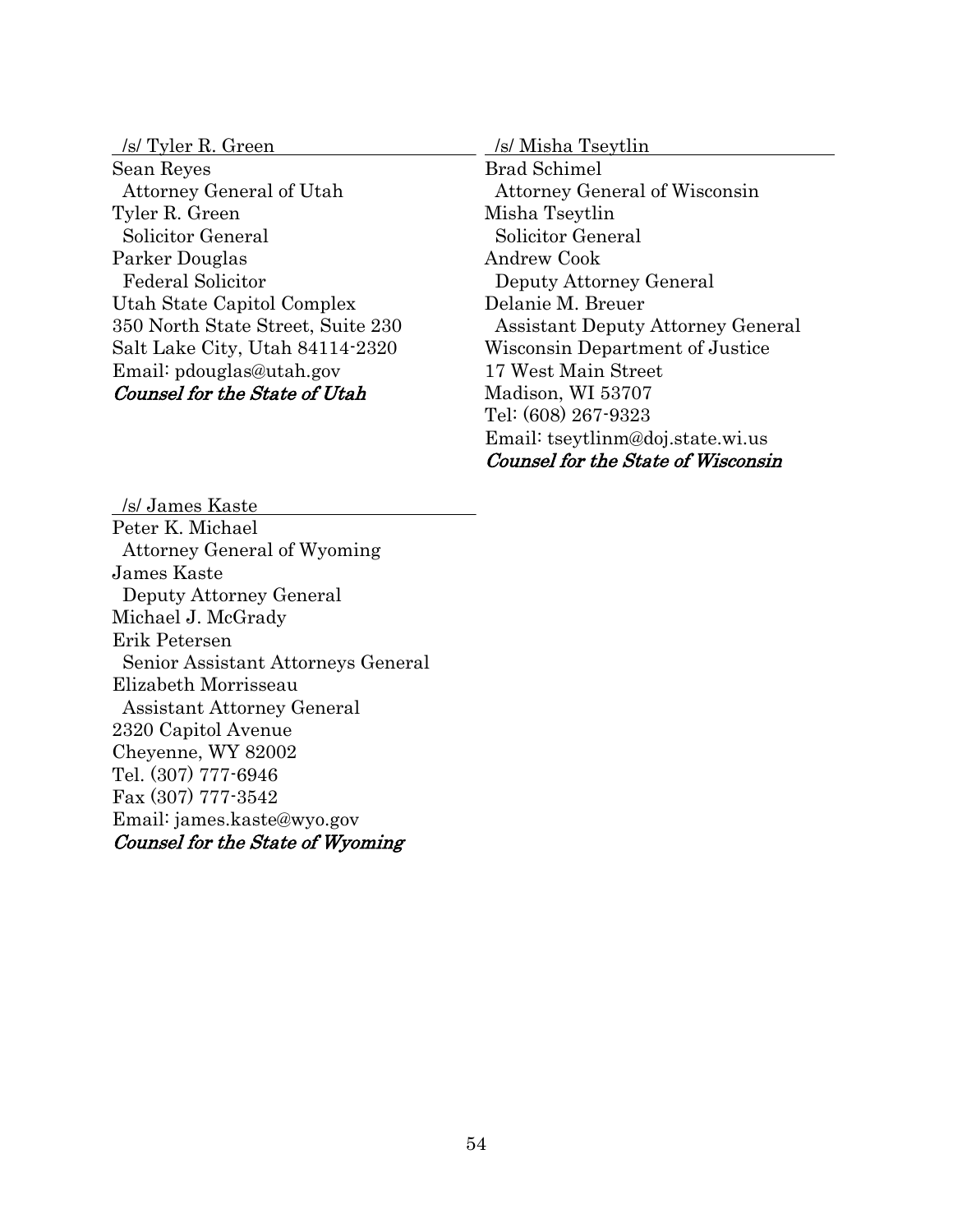/s/ Tyler R. Green
Sean Reyes
Attorney General of Utah
Tyler R. Green
Solicitor General
Parker Douglas
Federal Solicitor
Utah State Capitol Complex
350 North State Street, Suite 230
Salt Lake City, Utah 84114-2320
Email: pdouglas@utah.gov
*Counsel for the State of Utah*

/s/ Misha Tseytlin
Brad Schimel
Attorney General of Wisconsin
Misha Tseytlin
Solicitor General
Andrew Cook
Deputy Attorney General
Delanie M. Breuer
Assistant Deputy Attorney General
Wisconsin Department of Justice
17 West Main Street
Madison, WI 53707
Tel: (608) 267-9323
Email: tseytlinm@doj.state.wi.us
*Counsel for the State of Wisconsin*

/s/ James Kaste
Peter K. Michael
Attorney General of Wyoming
James Kaste
Deputy Attorney General
Michael J. McGrady
Erik Petersen
Senior Assistant Attorneys General
Elizabeth Morrisseau
Assistant Attorney General
2320 Capitol Avenue
Cheyenne, WY 82002
Tel. (307) 777-6946
Fax (307) 777-3542
Email: james.kaste@wyo.gov
*Counsel for the State of Wyoming*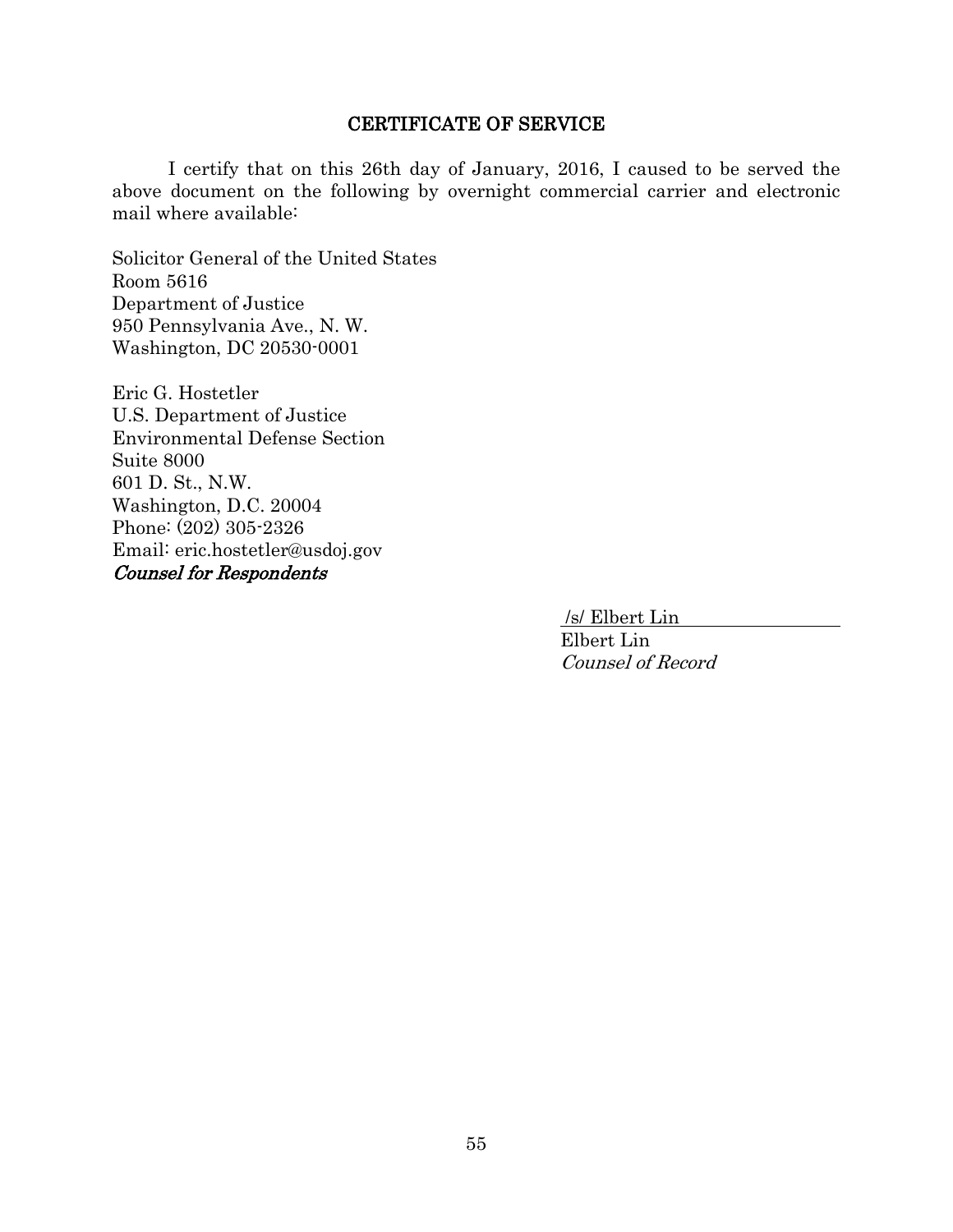## CERTIFICATE OF SERVICE

I certify that on this 26th day of January, 2016, I caused to be served the above document on the following by overnight commercial carrier and electronic mail where available:

Solicitor General of the United States  
Room 5616  
Department of Justice  
950 Pennsylvania Ave., N. W.  
Washington, DC 20530-0001

Eric G. Hostetler  
U.S. Department of Justice  
Environmental Defense Section  
Suite 8000  
601 D. St., N.W.  
Washington, D.C. 20004  
Phone: (202) 305-2326  
Email: eric.hostetler@usdoj.gov  
*Counsel for Respondents*

/s/ Elbert Lin  
Elbert Lin  
*Counsel of Record*